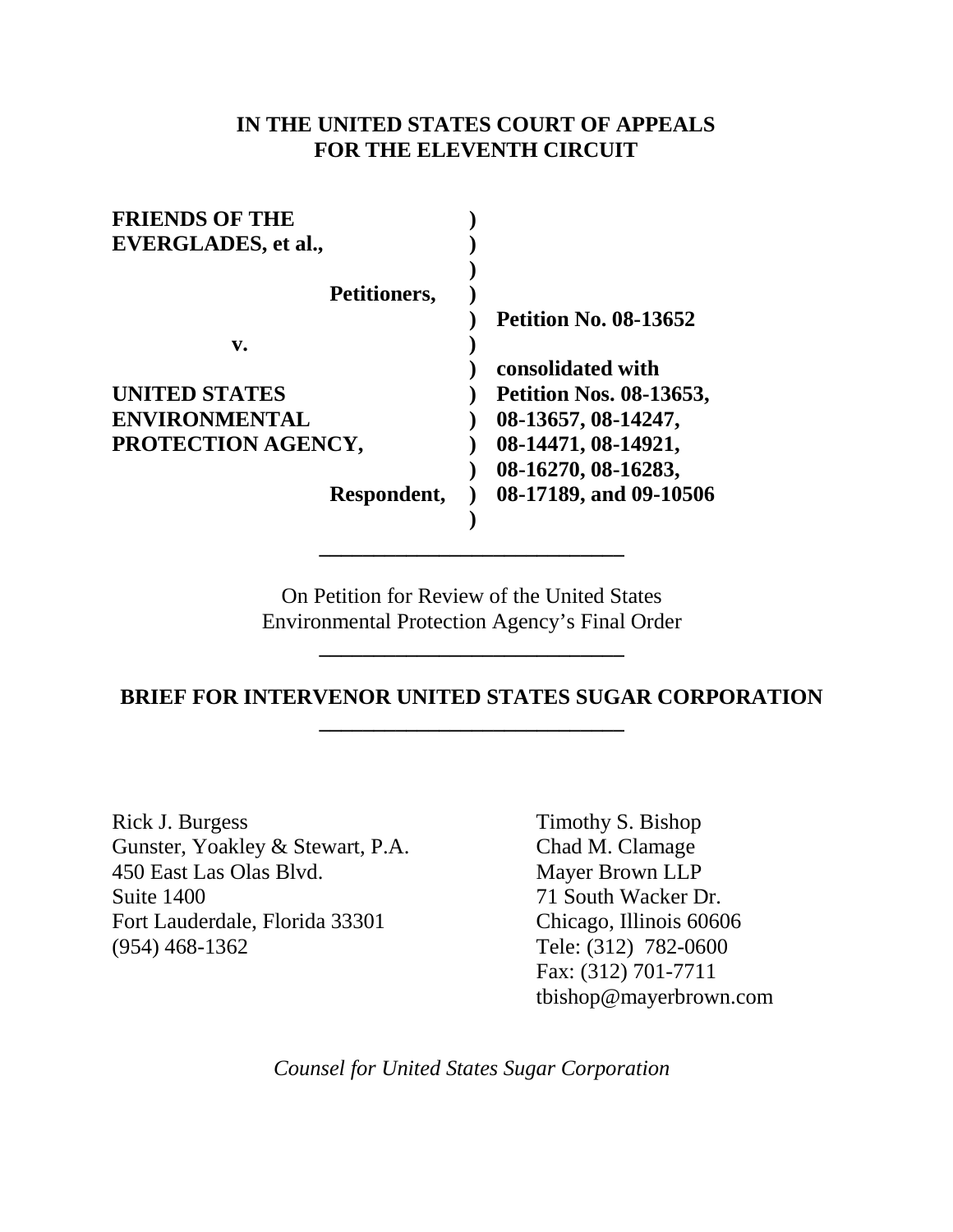**IN THE UNITED STATES COURT OF APPEALS**
**FOR THE ELEVENTH CIRCUIT**

| | | |
|---|---|---|
| **FRIENDS OF THE EVERGLADES, et al.,** | ) | |
| **Petitioners,** | ) | **Petition No. 08-13652** |
| **v.** | ) | **consolidated with** |
| **UNITED STATES ENVIRONMENTAL PROTECTION AGENCY,** | ) | **Petition Nos. 08-13653, 08-13657, 08-14247, 08-14471, 08-14921, 08-16270, 08-16283, 08-17189, and 09-10506** |
| **Respondent,** | ) | |

---

On Petition for Review of the United States Environmental Protection Agency's Final Order

---

**BRIEF FOR INTERVENOR UNITED STATES SUGAR CORPORATION**

---

Rick J. Burgess
Gunster, Yoakley & Stewart, P.A.
450 East Las Olas Blvd.
Suite 1400
Fort Lauderdale, Florida 33301
(954) 468-1362

Timothy S. Bishop
Chad M. Clamage
Mayer Brown LLP
71 South Wacker Dr.
Chicago, Illinois 60606
Tele: (312) 782-0600
Fax: (312) 701-7711
tbishop@mayerbrown.com

*Counsel for United States Sugar Corporation*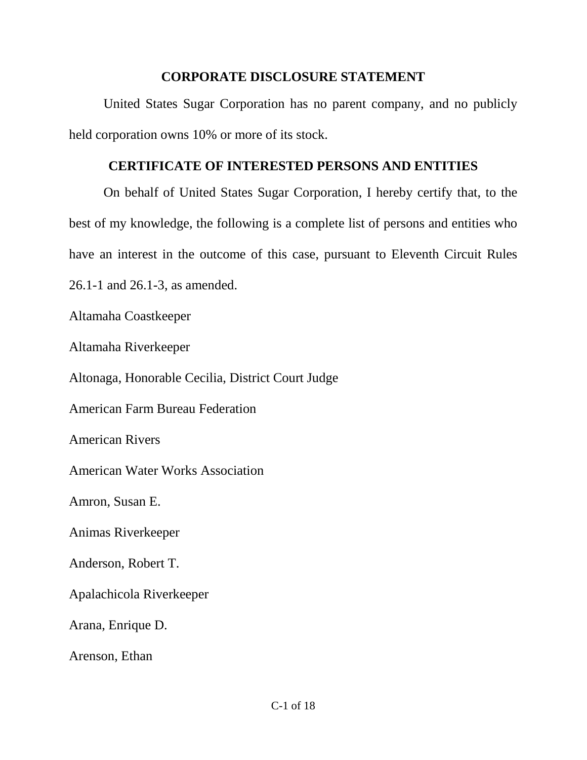## CORPORATE DISCLOSURE STATEMENT

United States Sugar Corporation has no parent company, and no publicly held corporation owns 10% or more of its stock.

## CERTIFICATE OF INTERESTED PERSONS AND ENTITIES

On behalf of United States Sugar Corporation, I hereby certify that, to the best of my knowledge, the following is a complete list of persons and entities who have an interest in the outcome of this case, pursuant to Eleventh Circuit Rules 26.1-1 and 26.1-3, as amended.

Altamaha Coastkeeper

Altamaha Riverkeeper

Altonaga, Honorable Cecilia, District Court Judge

American Farm Bureau Federation

American Rivers

American Water Works Association

Amron, Susan E.

Animas Riverkeeper

Anderson, Robert T.

Apalachicola Riverkeeper

Arana, Enrique D.

Arenson, Ethan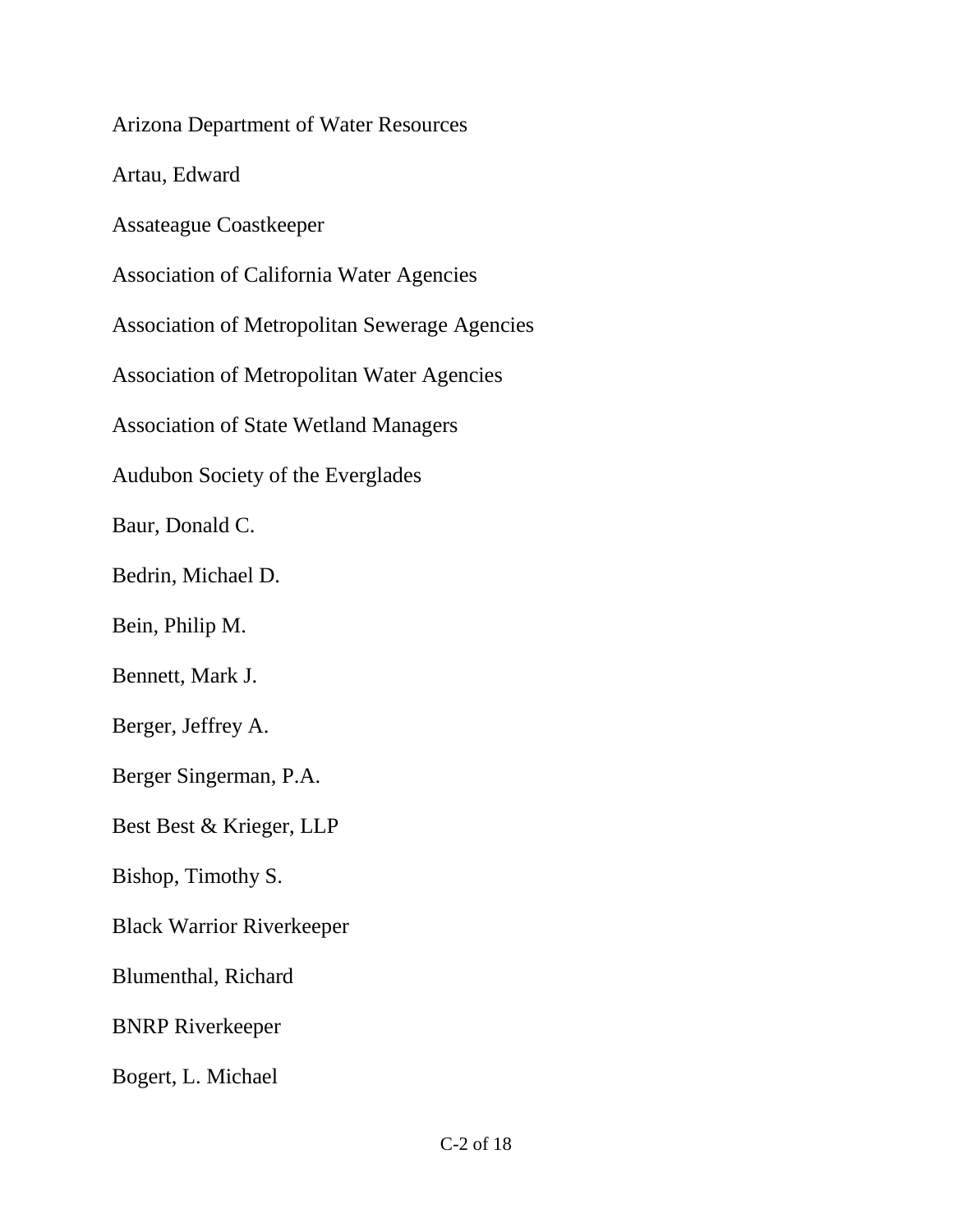Arizona Department of Water Resources

Artau, Edward

Assateague Coastkeeper

Association of California Water Agencies

Association of Metropolitan Sewerage Agencies

Association of Metropolitan Water Agencies

Association of State Wetland Managers

Audubon Society of the Everglades

Baur, Donald C.

Bedrin, Michael D.

Bein, Philip M.

Bennett, Mark J.

Berger, Jeffrey A.

Berger Singerman, P.A.

Best Best & Krieger, LLP

Bishop, Timothy S.

Black Warrior Riverkeeper

Blumenthal, Richard

BNRP Riverkeeper

Bogert, L. Michael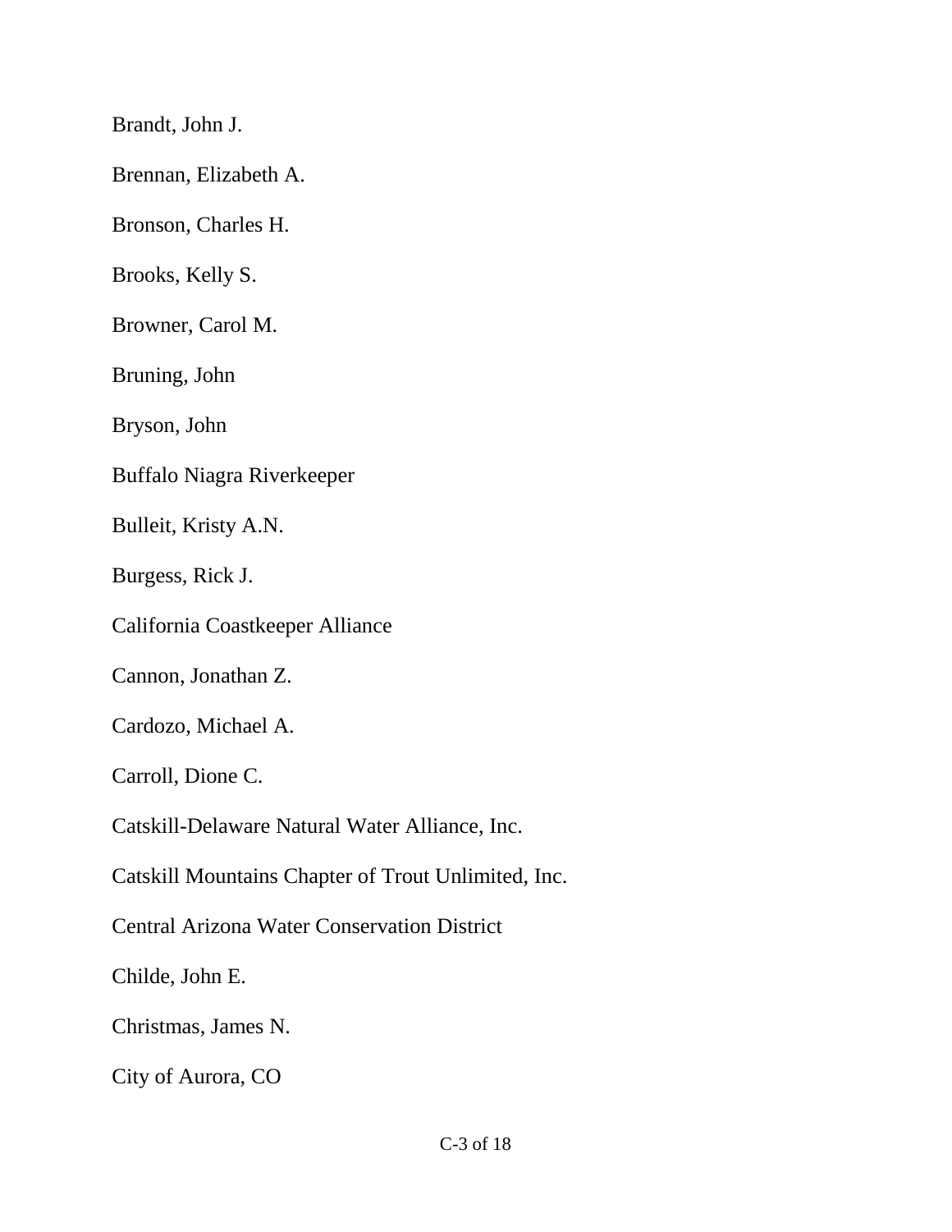Brandt, John J.

Brennan, Elizabeth A.

Bronson, Charles H.

Brooks, Kelly S.

Browner, Carol M.

Bruning, John

Bryson, John

Buffalo Niagra Riverkeeper

Bulleit, Kristy A.N.

Burgess, Rick J.

California Coastkeeper Alliance

Cannon, Jonathan Z.

Cardozo, Michael A.

Carroll, Dione C.

Catskill-Delaware Natural Water Alliance, Inc.

Catskill Mountains Chapter of Trout Unlimited, Inc.

Central Arizona Water Conservation District

Childe, John E.

Christmas, James N.

City of Aurora, CO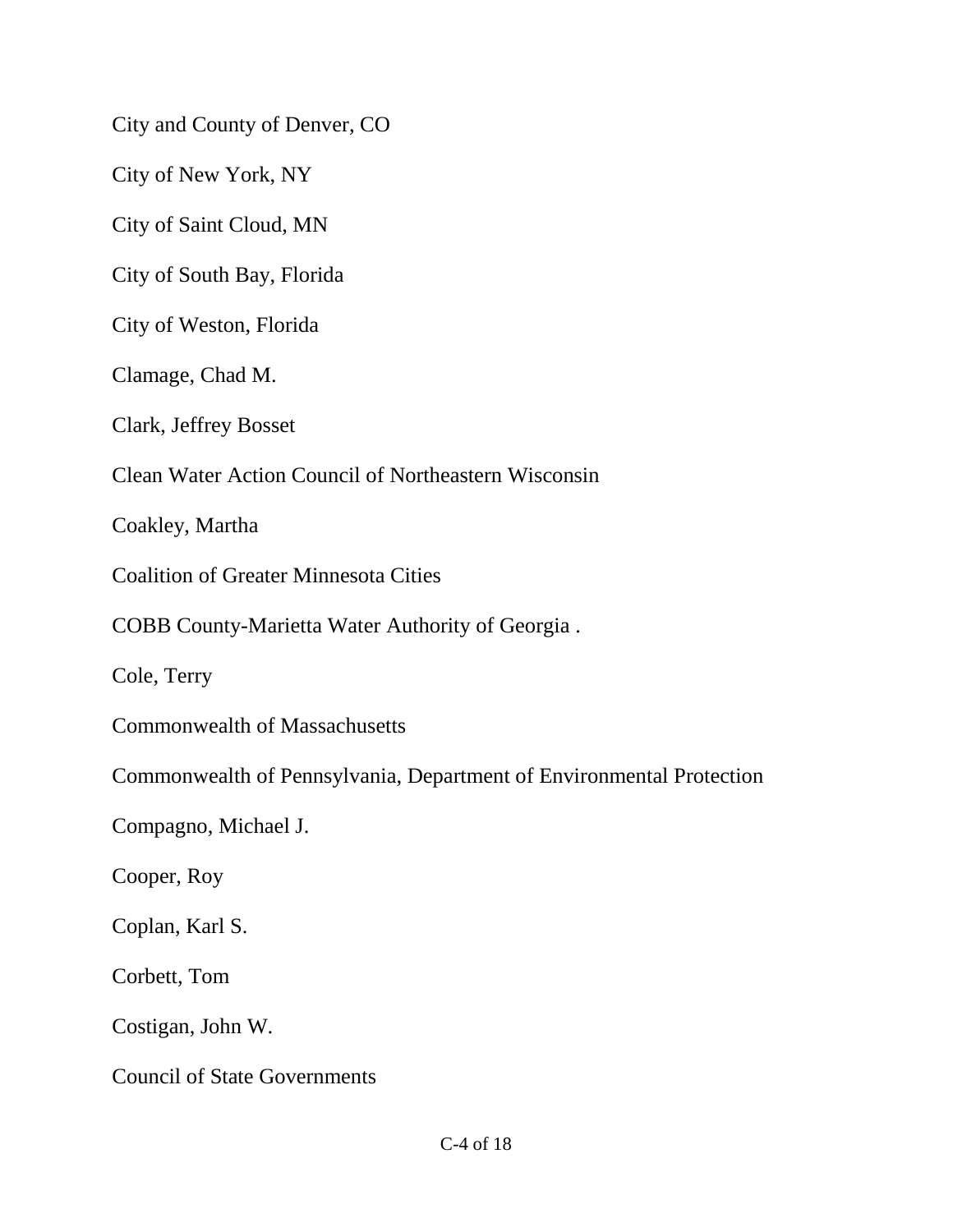City and County of Denver, CO

City of New York, NY

City of Saint Cloud, MN

City of South Bay, Florida

City of Weston, Florida

Clamage, Chad M.

Clark, Jeffrey Bosset

Clean Water Action Council of Northeastern Wisconsin

Coakley, Martha

Coalition of Greater Minnesota Cities

COBB County-Marietta Water Authority of Georgia .

Cole, Terry

Commonwealth of Massachusetts

Commonwealth of Pennsylvania, Department of Environmental Protection

Compagno, Michael J.

Cooper, Roy

Coplan, Karl S.

Corbett, Tom

Costigan, John W.

Council of State Governments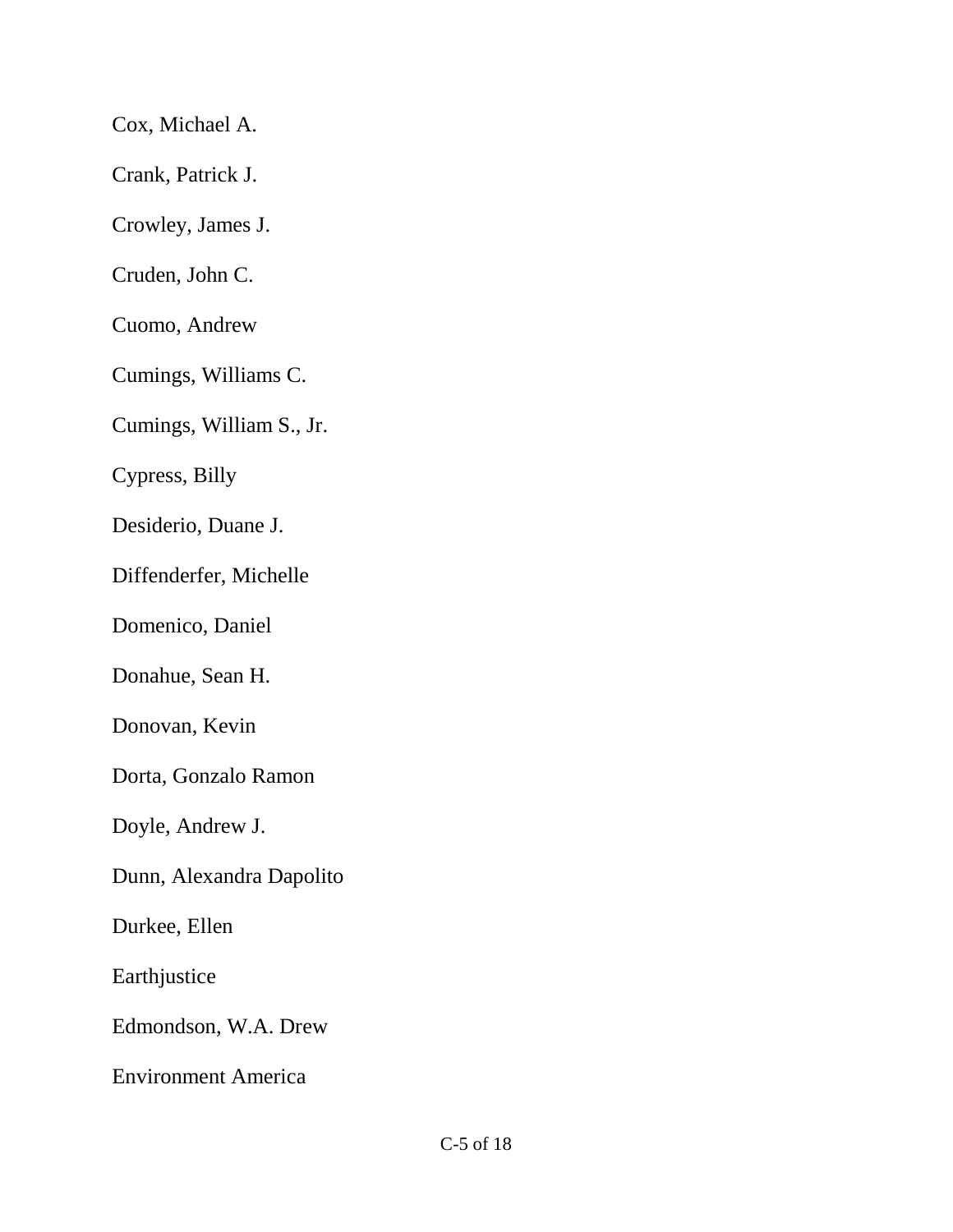Cox, Michael A.

Crank, Patrick J.

Crowley, James J.

Cruden, John C.

Cuomo, Andrew

Cumings, Williams C.

Cumings, William S., Jr.

Cypress, Billy

Desiderio, Duane J.

Diffenderfer, Michelle

Domenico, Daniel

Donahue, Sean H.

Donovan, Kevin

Dorta, Gonzalo Ramon

Doyle, Andrew J.

Dunn, Alexandra Dapolito

Durkee, Ellen

Earthjustice

Edmondson, W.A. Drew

Environment America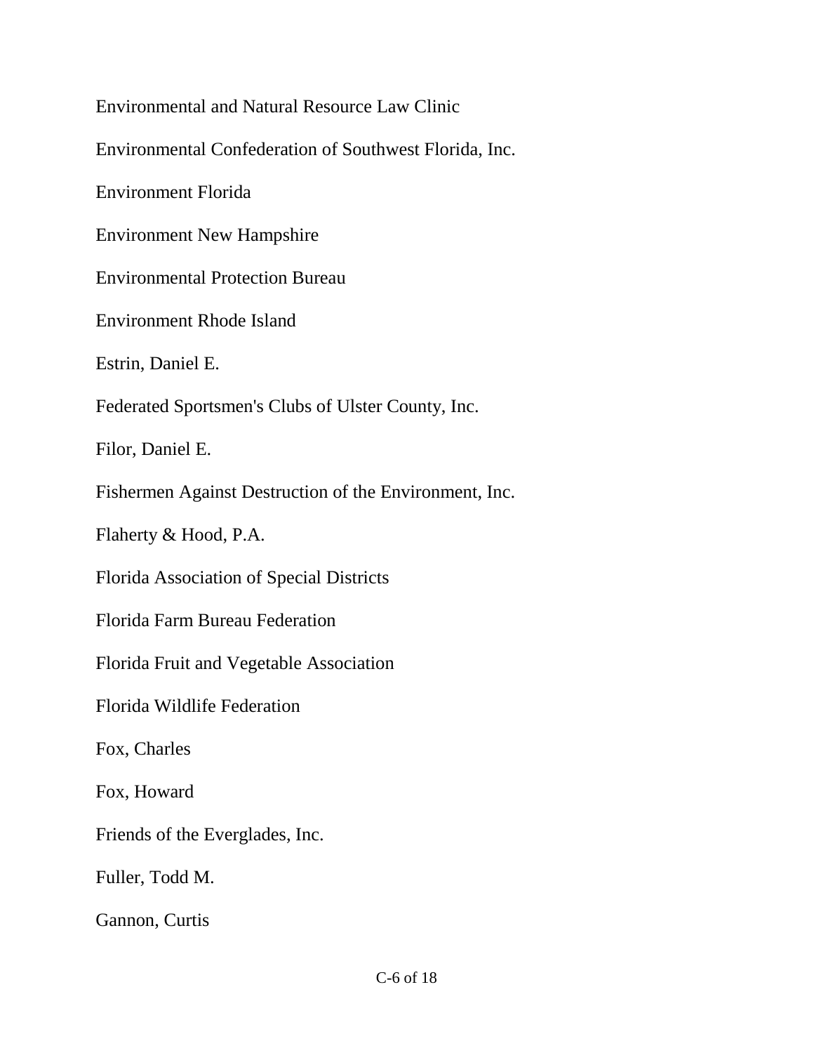Environmental and Natural Resource Law Clinic

Environmental Confederation of Southwest Florida, Inc.

Environment Florida

Environment New Hampshire

Environmental Protection Bureau

Environment Rhode Island

Estrin, Daniel E.

Federated Sportsmen's Clubs of Ulster County, Inc.

Filor, Daniel E.

Fishermen Against Destruction of the Environment, Inc.

Flaherty & Hood, P.A.

Florida Association of Special Districts

Florida Farm Bureau Federation

Florida Fruit and Vegetable Association

Florida Wildlife Federation

Fox, Charles

Fox, Howard

Friends of the Everglades, Inc.

Fuller, Todd M.

Gannon, Curtis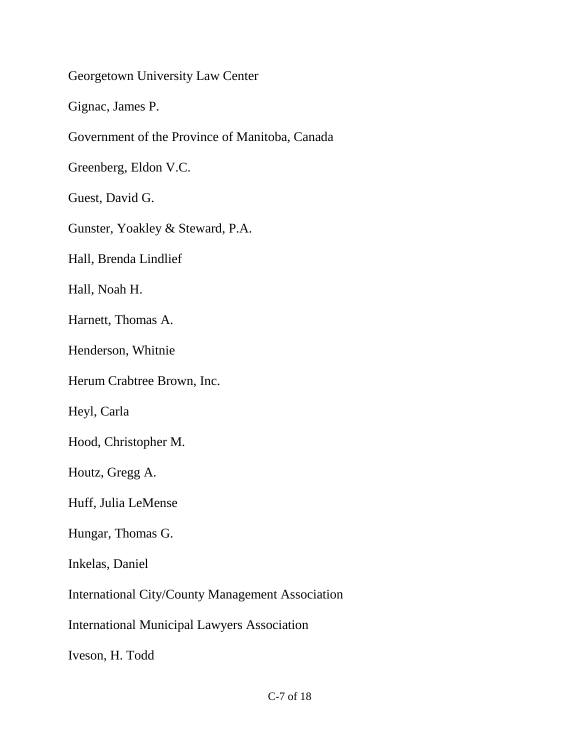Georgetown University Law Center

Gignac, James P.

Government of the Province of Manitoba, Canada

Greenberg, Eldon V.C.

Guest, David G.

Gunster, Yoakley & Steward, P.A.

Hall, Brenda Lindlief

Hall, Noah H.

Harnett, Thomas A.

Henderson, Whitnie

Herum Crabtree Brown, Inc.

Heyl, Carla

Hood, Christopher M.

Houtz, Gregg A.

Huff, Julia LeMense

Hungar, Thomas G.

Inkelas, Daniel

International City/County Management Association

International Municipal Lawyers Association

Iveson, H. Todd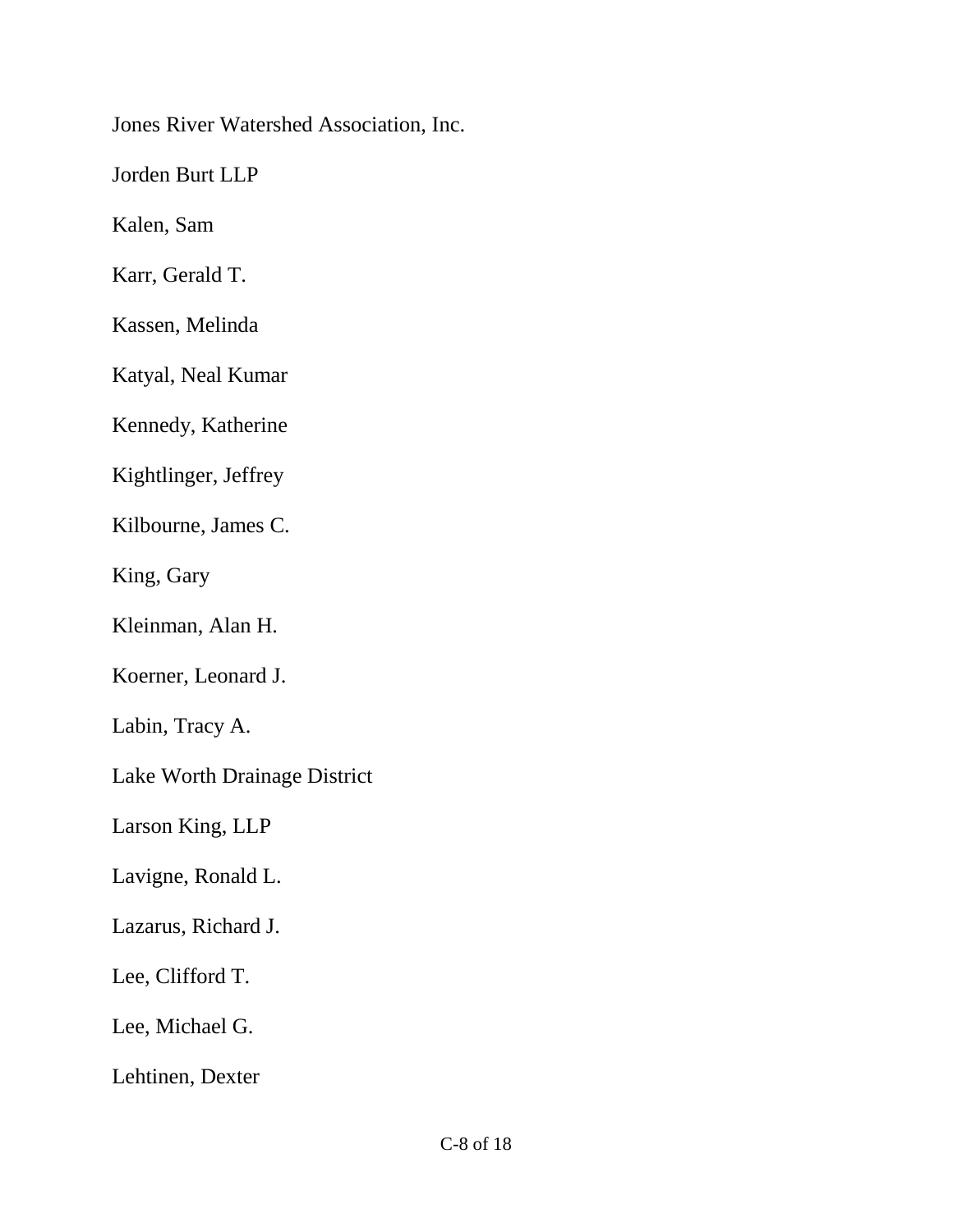Jones River Watershed Association, Inc.

Jorden Burt LLP

Kalen, Sam

Karr, Gerald T.

Kassen, Melinda

Katyal, Neal Kumar

Kennedy, Katherine

Kightlinger, Jeffrey

Kilbourne, James C.

King, Gary

Kleinman, Alan H.

Koerner, Leonard J.

Labin, Tracy A.

Lake Worth Drainage District

Larson King, LLP

Lavigne, Ronald L.

Lazarus, Richard J.

Lee, Clifford T.

Lee, Michael G.

Lehtinen, Dexter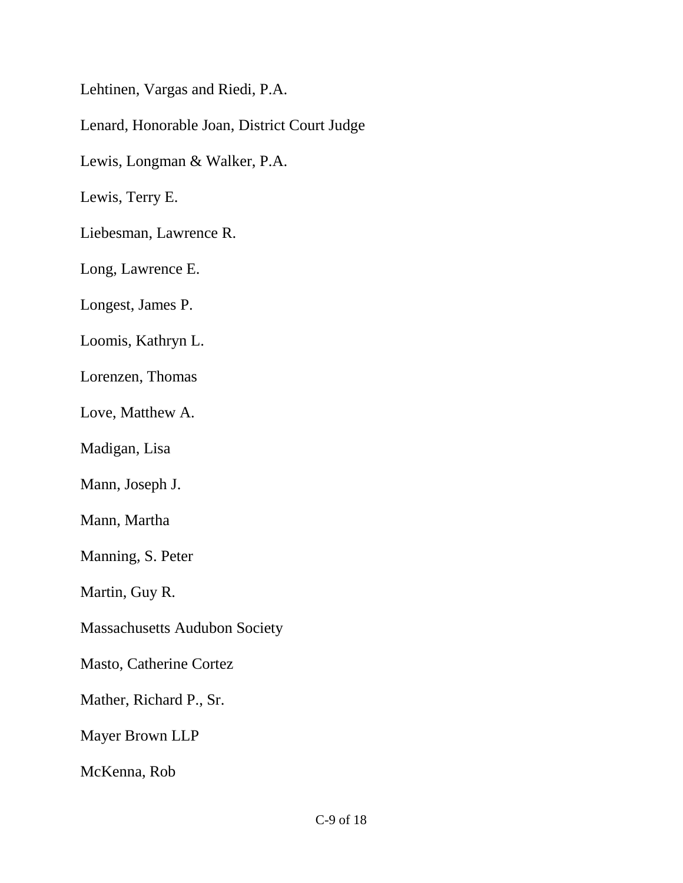Lehtinen, Vargas and Riedi, P.A.

Lenard, Honorable Joan, District Court Judge

Lewis, Longman & Walker, P.A.

Lewis, Terry E.

Liebesman, Lawrence R.

Long, Lawrence E.

Longest, James P.

Loomis, Kathryn L.

Lorenzen, Thomas

Love, Matthew A.

Madigan, Lisa

Mann, Joseph J.

Mann, Martha

Manning, S. Peter

Martin, Guy R.

Massachusetts Audubon Society

Masto, Catherine Cortez

Mather, Richard P., Sr.

Mayer Brown LLP

McKenna, Rob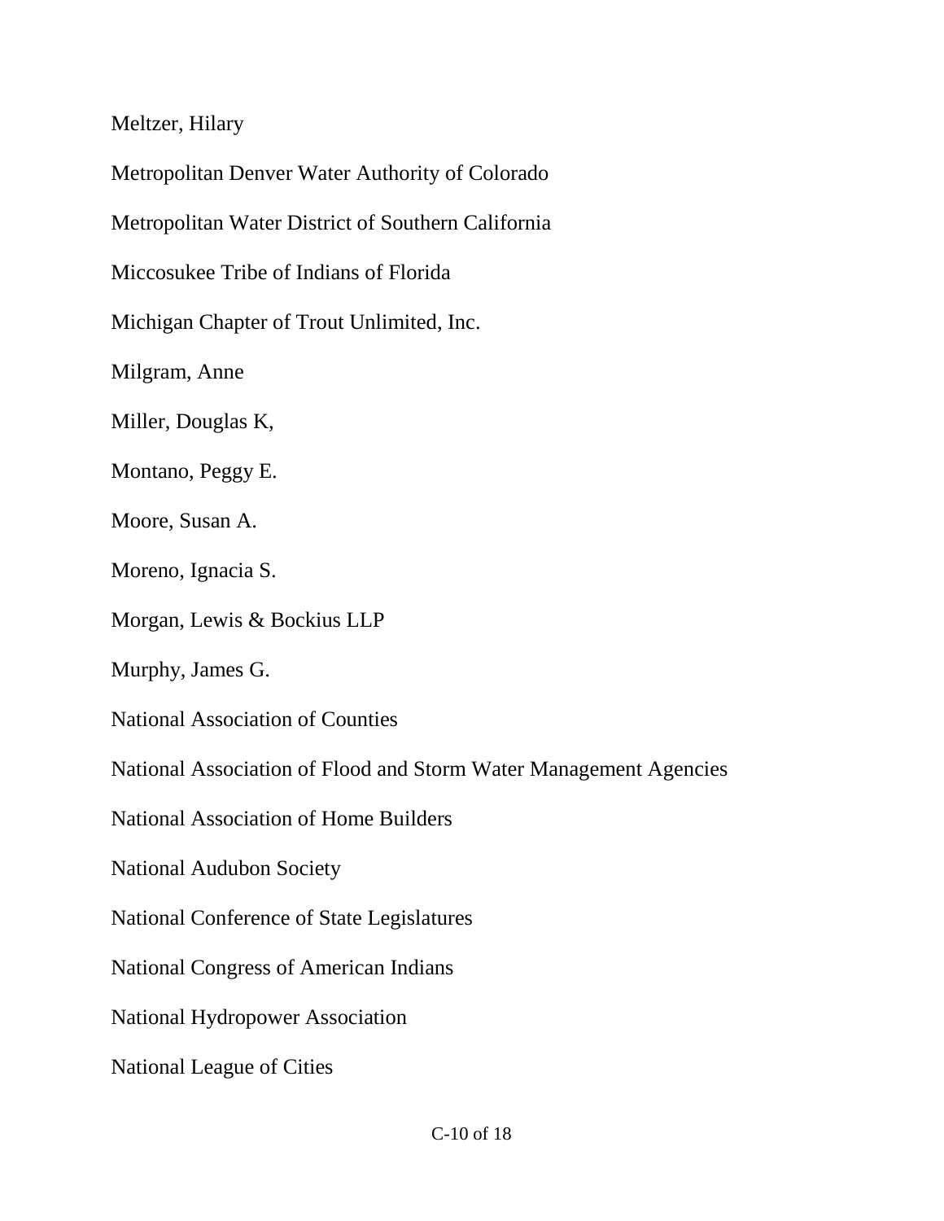Meltzer, Hilary

Metropolitan Denver Water Authority of Colorado

Metropolitan Water District of Southern California

Miccosukee Tribe of Indians of Florida

Michigan Chapter of Trout Unlimited, Inc.

Milgram, Anne

Miller, Douglas K,

Montano, Peggy E.

Moore, Susan A.

Moreno, Ignacia S.

Morgan, Lewis & Bockius LLP

Murphy, James G.

National Association of Counties

National Association of Flood and Storm Water Management Agencies

National Association of Home Builders

National Audubon Society

National Conference of State Legislatures

National Congress of American Indians

National Hydropower Association

National League of Cities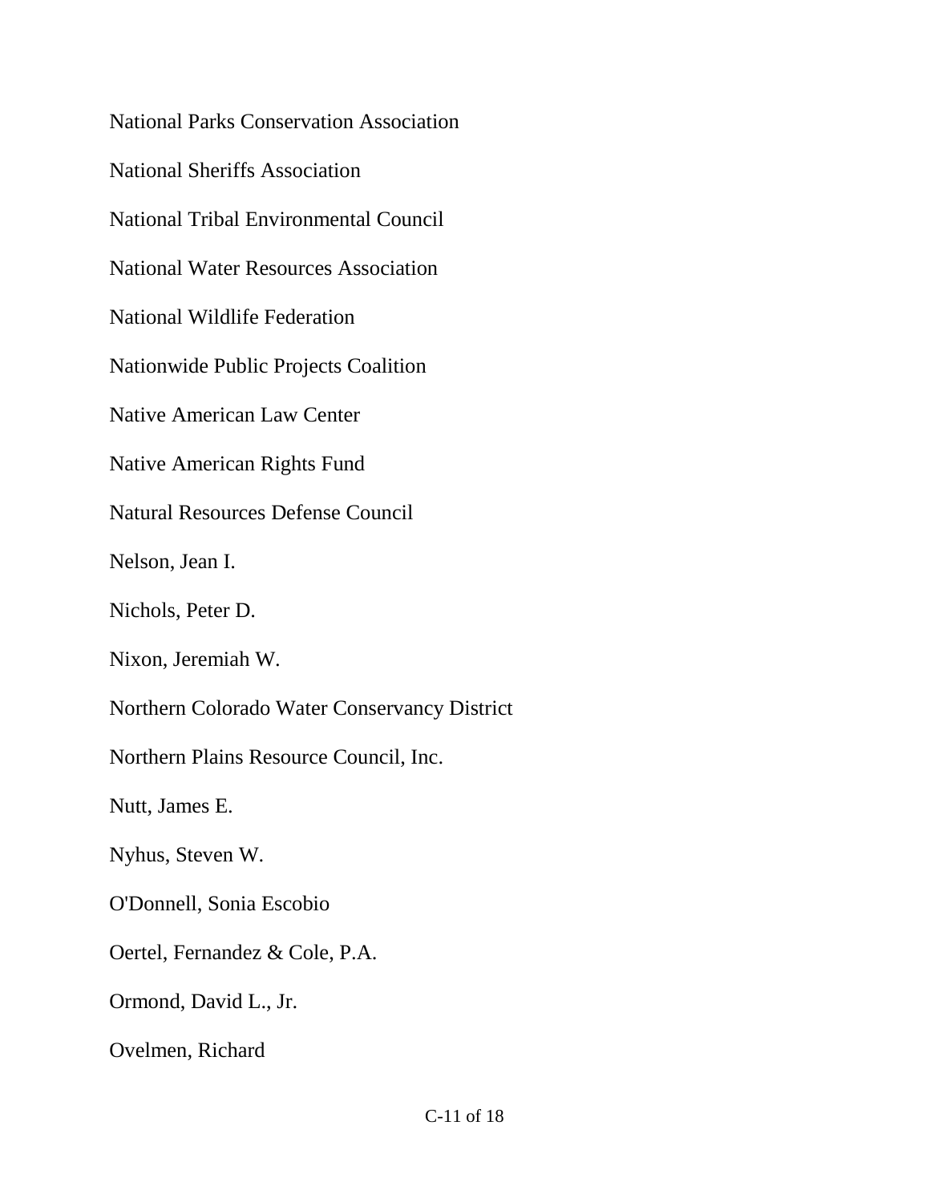National Parks Conservation Association

National Sheriffs Association

National Tribal Environmental Council

National Water Resources Association

National Wildlife Federation

Nationwide Public Projects Coalition

Native American Law Center

Native American Rights Fund

Natural Resources Defense Council

Nelson, Jean I.

Nichols, Peter D.

Nixon, Jeremiah W.

Northern Colorado Water Conservancy District

Northern Plains Resource Council, Inc.

Nutt, James E.

Nyhus, Steven W.

O'Donnell, Sonia Escobio

Oertel, Fernandez & Cole, P.A.

Ormond, David L., Jr.

Ovelmen, Richard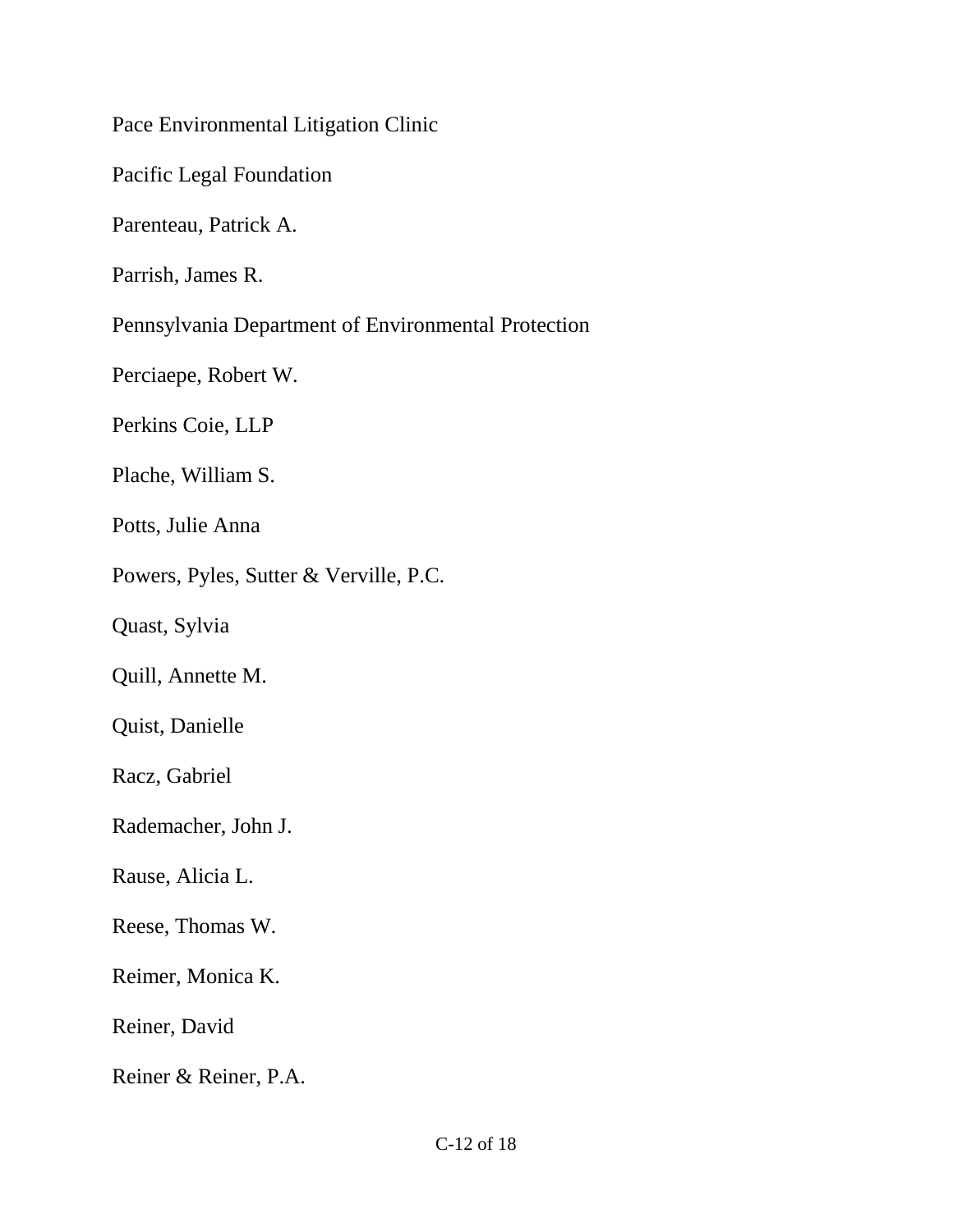Pace Environmental Litigation Clinic

Pacific Legal Foundation

Parenteau, Patrick A.

Parrish, James R.

Pennsylvania Department of Environmental Protection

Perciaepe, Robert W.

Perkins Coie, LLP

Plache, William S.

Potts, Julie Anna

Powers, Pyles, Sutter & Verville, P.C.

Quast, Sylvia

Quill, Annette M.

Quist, Danielle

Racz, Gabriel

Rademacher, John J.

Rause, Alicia L.

Reese, Thomas W.

Reimer, Monica K.

Reiner, David

Reiner & Reiner, P.A.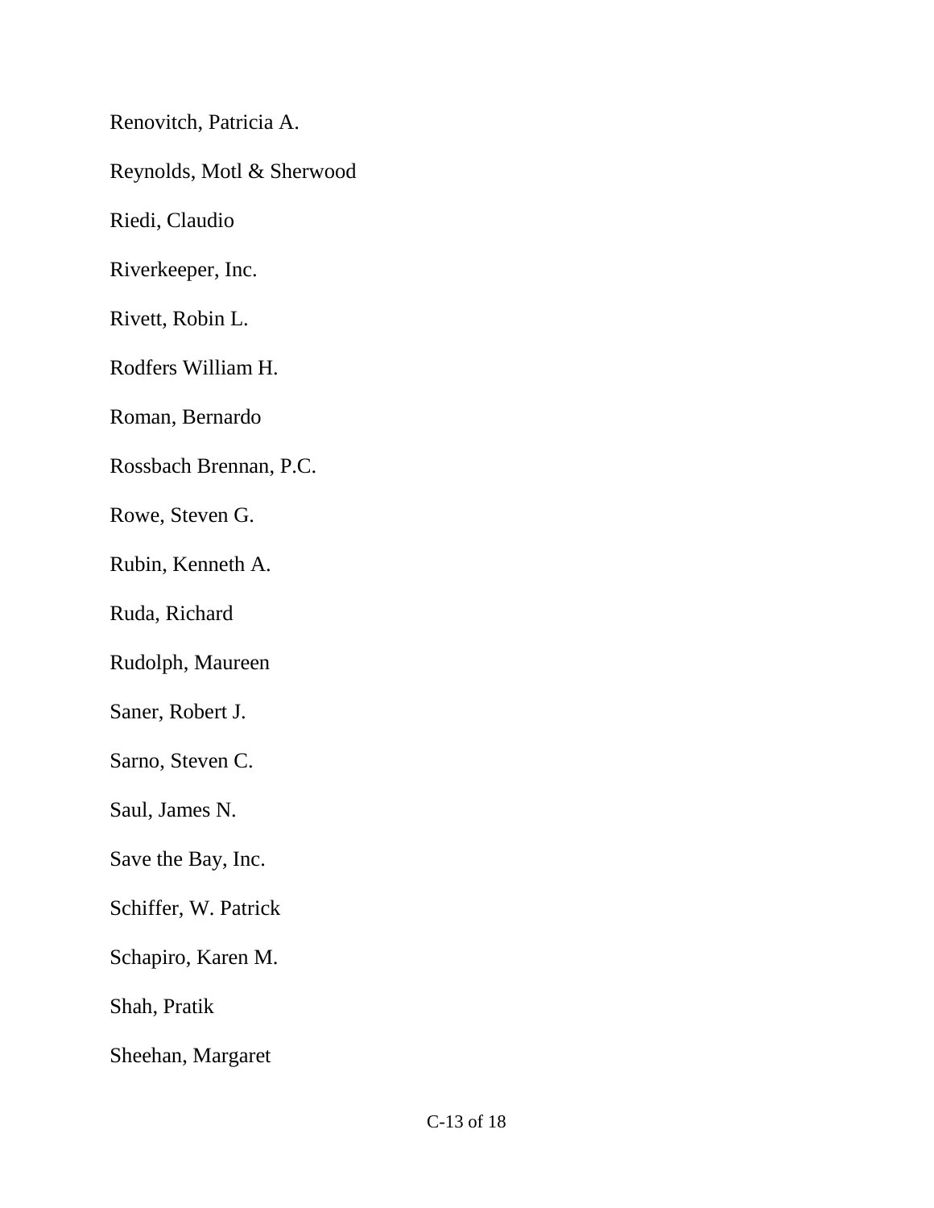Renovitch, Patricia A.

Reynolds, Motl & Sherwood

Riedi, Claudio

Riverkeeper, Inc.

Rivett, Robin L.

Rodfers William H.

Roman, Bernardo

Rossbach Brennan, P.C.

Rowe, Steven G.

Rubin, Kenneth A.

Ruda, Richard

Rudolph, Maureen

Saner, Robert J.

Sarno, Steven C.

Saul, James N.

Save the Bay, Inc.

Schiffer, W. Patrick

Schapiro, Karen M.

Shah, Pratik

Sheehan, Margaret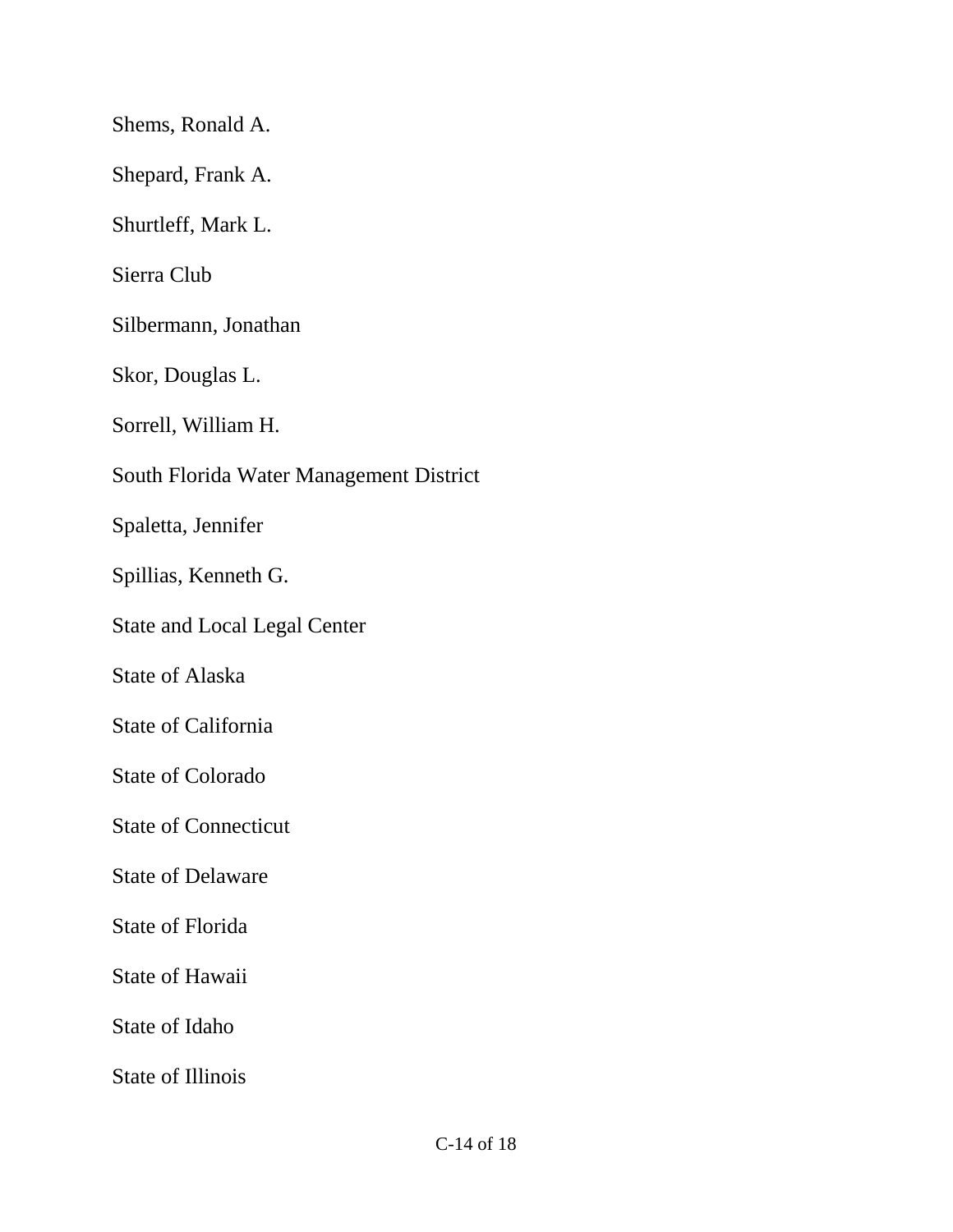Shems, Ronald A.

Shepard, Frank A.

Shurtleff, Mark L.

Sierra Club

Silbermann, Jonathan

Skor, Douglas L.

Sorrell, William H.

South Florida Water Management District

Spaletta, Jennifer

Spillias, Kenneth G.

State and Local Legal Center

State of Alaska

State of California

State of Colorado

State of Connecticut

State of Delaware

State of Florida

State of Hawaii

State of Idaho

State of Illinois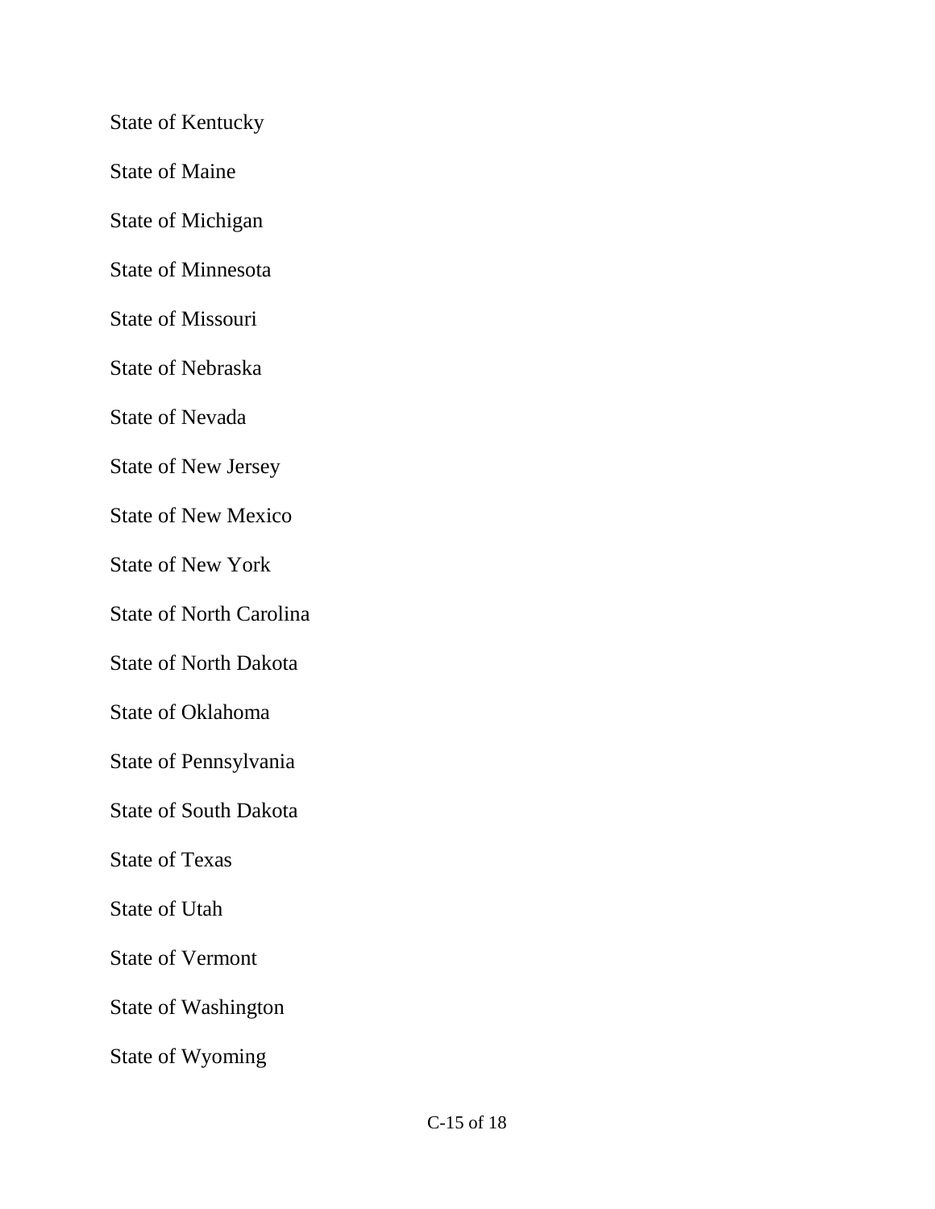State of Kentucky

State of Maine

State of Michigan

State of Minnesota

State of Missouri

State of Nebraska

State of Nevada

State of New Jersey

State of New Mexico

State of New York

State of North Carolina

State of North Dakota

State of Oklahoma

State of Pennsylvania

State of South Dakota

State of Texas

State of Utah

State of Vermont

State of Washington

State of Wyoming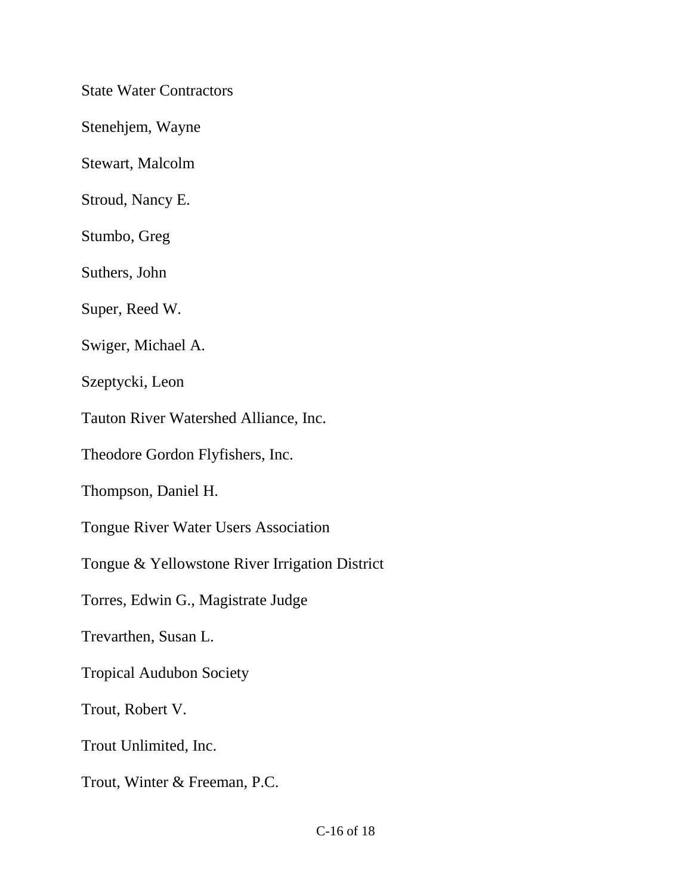State Water Contractors

Stenehjem, Wayne

Stewart, Malcolm

Stroud, Nancy E.

Stumbo, Greg

Suthers, John

Super, Reed W.

Swiger, Michael A.

Szeptycki, Leon

Tauton River Watershed Alliance, Inc.

Theodore Gordon Flyfishers, Inc.

Thompson, Daniel H.

Tongue River Water Users Association

Tongue & Yellowstone River Irrigation District

Torres, Edwin G., Magistrate Judge

Trevarthen, Susan L.

Tropical Audubon Society

Trout, Robert V.

Trout Unlimited, Inc.

Trout, Winter & Freeman, P.C.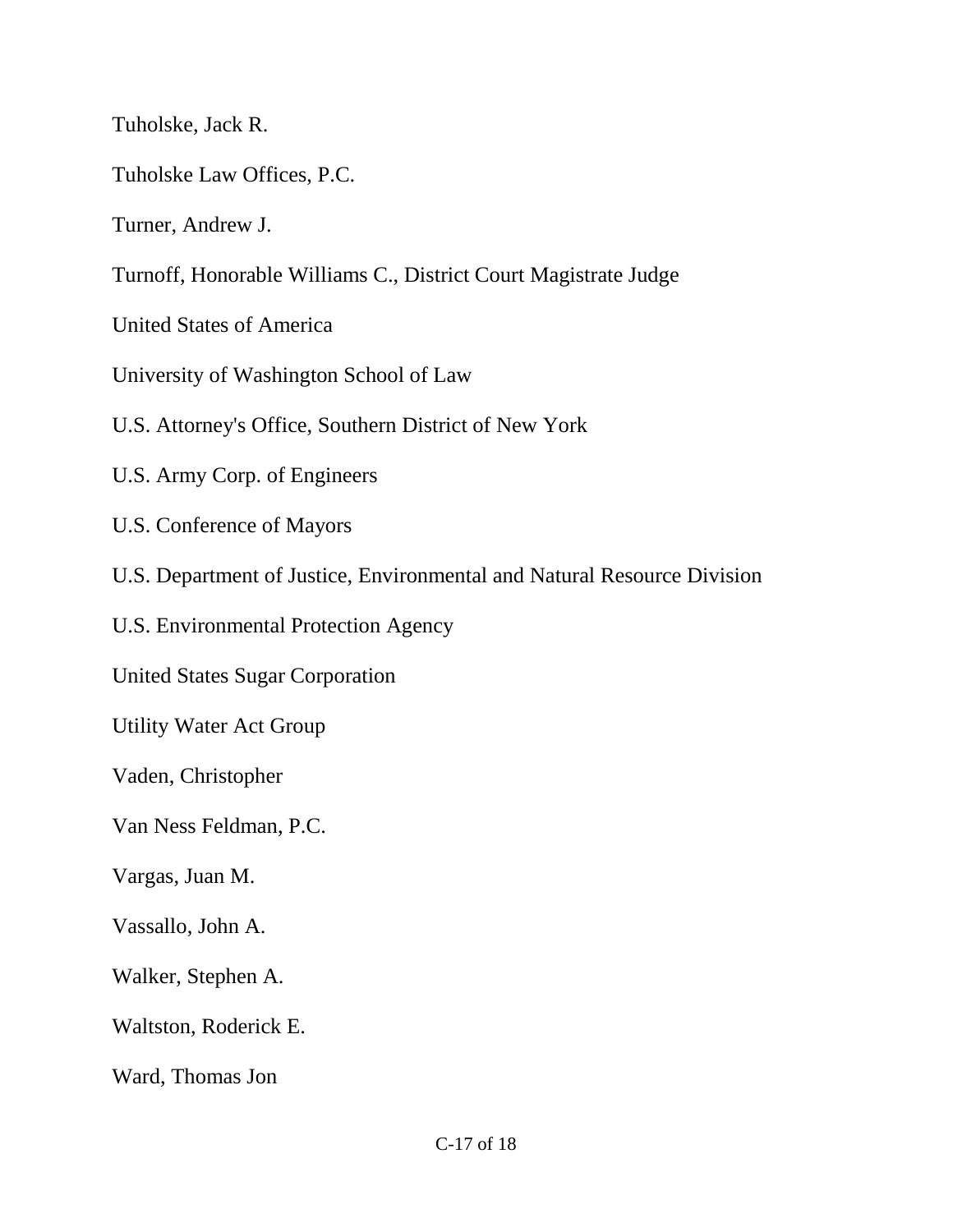Tuholske, Jack R.

Tuholske Law Offices, P.C.

Turner, Andrew J.

Turnoff, Honorable Williams C., District Court Magistrate Judge

United States of America

University of Washington School of Law

U.S. Attorney's Office, Southern District of New York

U.S. Army Corp. of Engineers

U.S. Conference of Mayors

U.S. Department of Justice, Environmental and Natural Resource Division

U.S. Environmental Protection Agency

United States Sugar Corporation

Utility Water Act Group

Vaden, Christopher

Van Ness Feldman, P.C.

Vargas, Juan M.

Vassallo, John A.

Walker, Stephen A.

Waltston, Roderick E.

Ward, Thomas Jon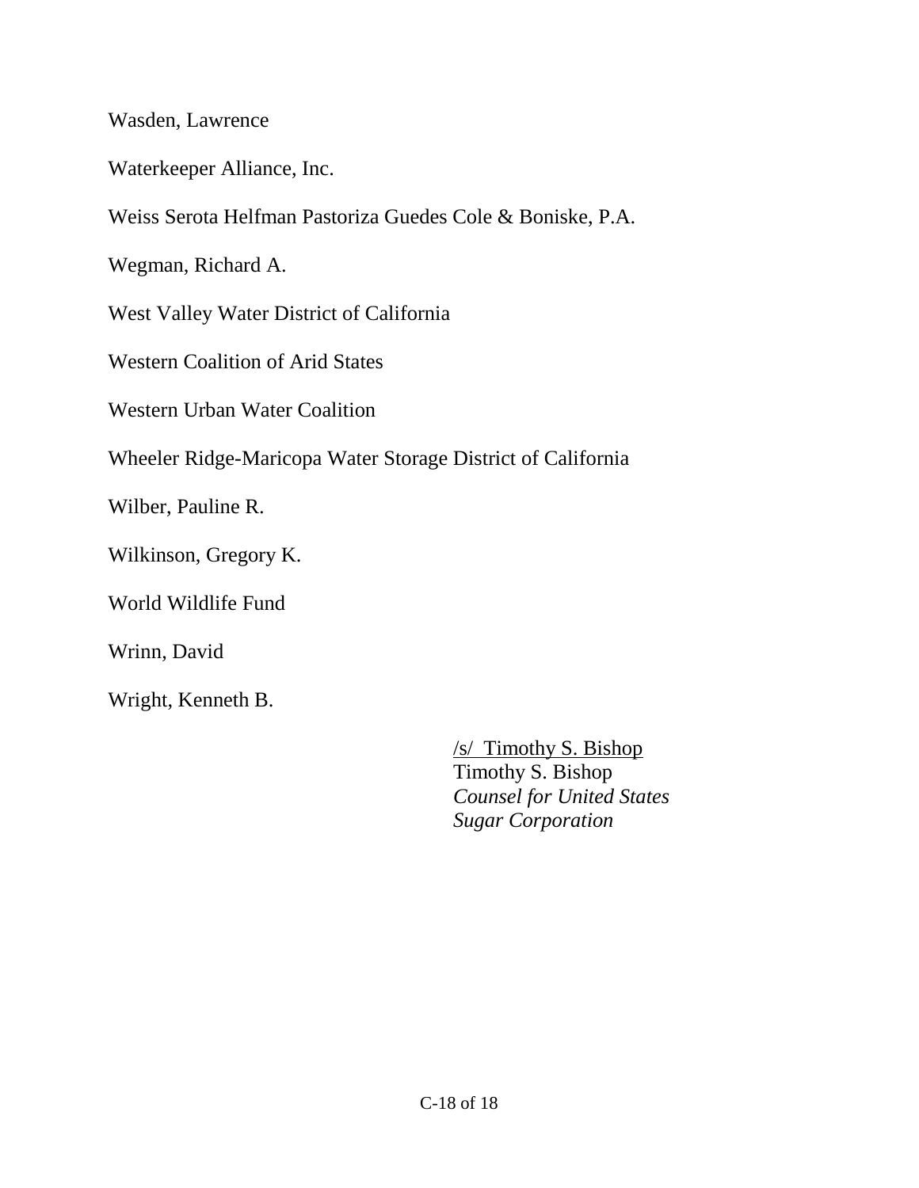Wasden, Lawrence

Waterkeeper Alliance, Inc.

Weiss Serota Helfman Pastoriza Guedes Cole & Boniske, P.A.

Wegman, Richard A.

West Valley Water District of California

Western Coalition of Arid States

Western Urban Water Coalition

Wheeler Ridge-Maricopa Water Storage District of California

Wilber, Pauline R.

Wilkinson, Gregory K.

World Wildlife Fund

Wrinn, David

Wright, Kenneth B.

/s/ Timothy S. Bishop
Timothy S. Bishop
*Counsel for United States Sugar Corporation*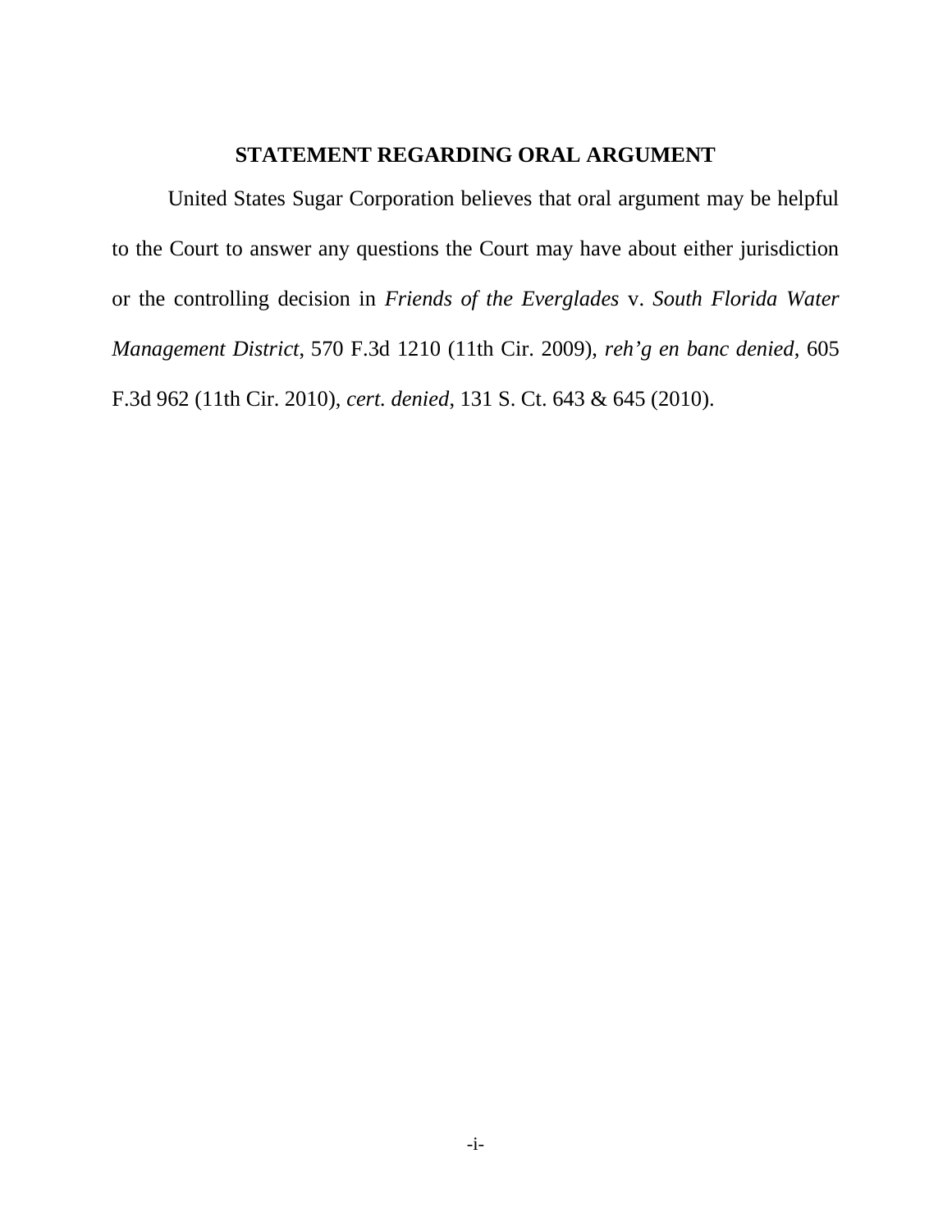## STATEMENT REGARDING ORAL ARGUMENT

United States Sugar Corporation believes that oral argument may be helpful to the Court to answer any questions the Court may have about either jurisdiction or the controlling decision in *Friends of the Everglades* v. *South Florida Water Management District*, 570 F.3d 1210 (11th Cir. 2009), *reh'g en banc denied*, 605 F.3d 962 (11th Cir. 2010), *cert. denied*, 131 S. Ct. 643 & 645 (2010).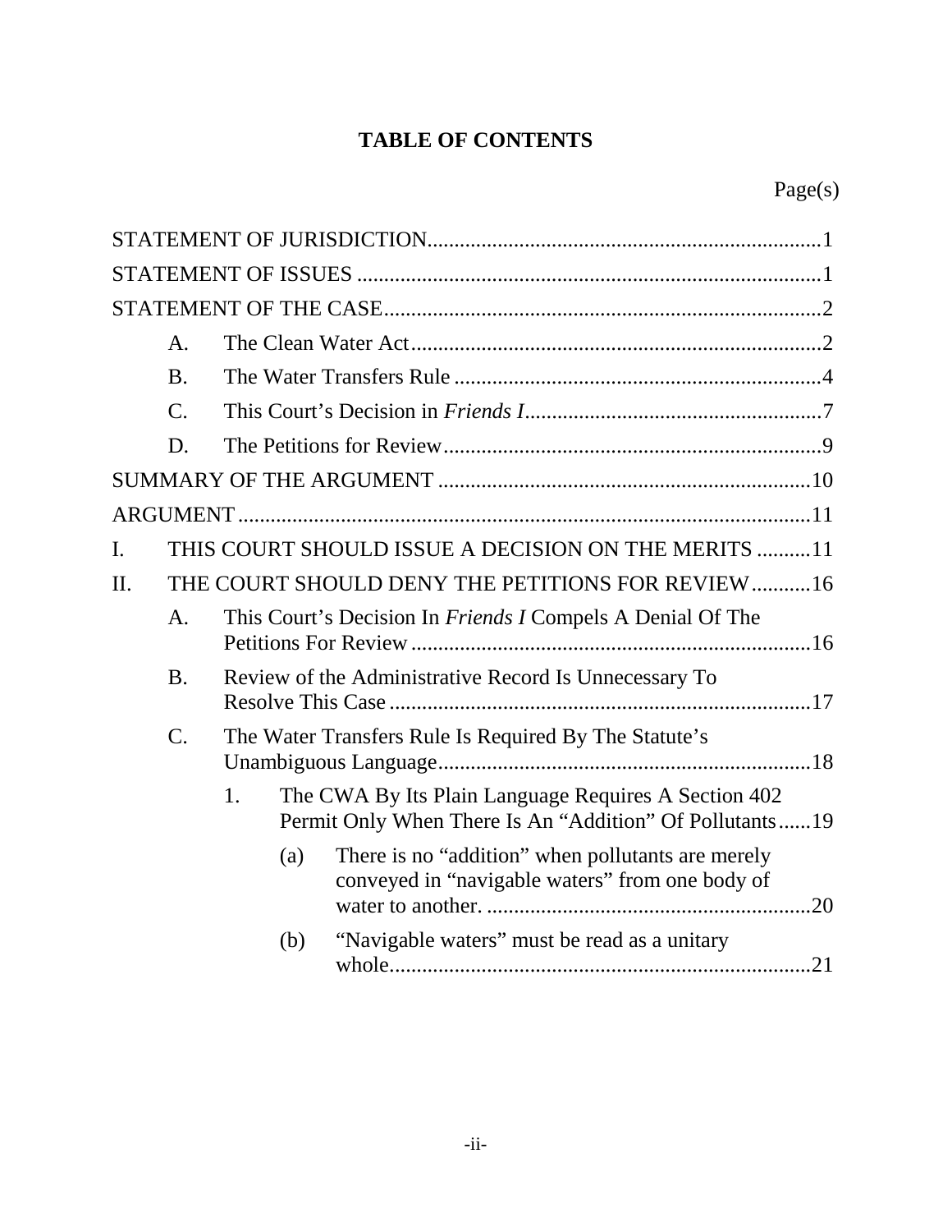# TABLE OF CONTENTS

| | Page(s) |
|---|---|
| STATEMENT OF JURISDICTION | 1 |
| STATEMENT OF ISSUES | 1 |
| STATEMENT OF THE CASE | 2 |
| A. The Clean Water Act | 2 |
| B. The Water Transfers Rule | 4 |
| C. This Court's Decision in *Friends I* | 7 |
| D. The Petitions for Review | 9 |
| SUMMARY OF THE ARGUMENT | 10 |
| ARGUMENT | 11 |
| I. THIS COURT SHOULD ISSUE A DECISION ON THE MERITS | 11 |
| II. THE COURT SHOULD DENY THE PETITIONS FOR REVIEW | 16 |
| A. This Court's Decision In *Friends I* Compels A Denial Of The Petitions For Review | 16 |
| B. Review of the Administrative Record Is Unnecessary To Resolve This Case | 17 |
| C. The Water Transfers Rule Is Required By The Statute's Unambiguous Language | 18 |
| 1. The CWA By Its Plain Language Requires A Section 402 Permit Only When There Is An "Addition" Of Pollutants | 19 |
| (a) There is no "addition" when pollutants are merely conveyed in "navigable waters" from one body of water to another. | 20 |
| (b) "Navigable waters" must be read as a unitary whole | 21 |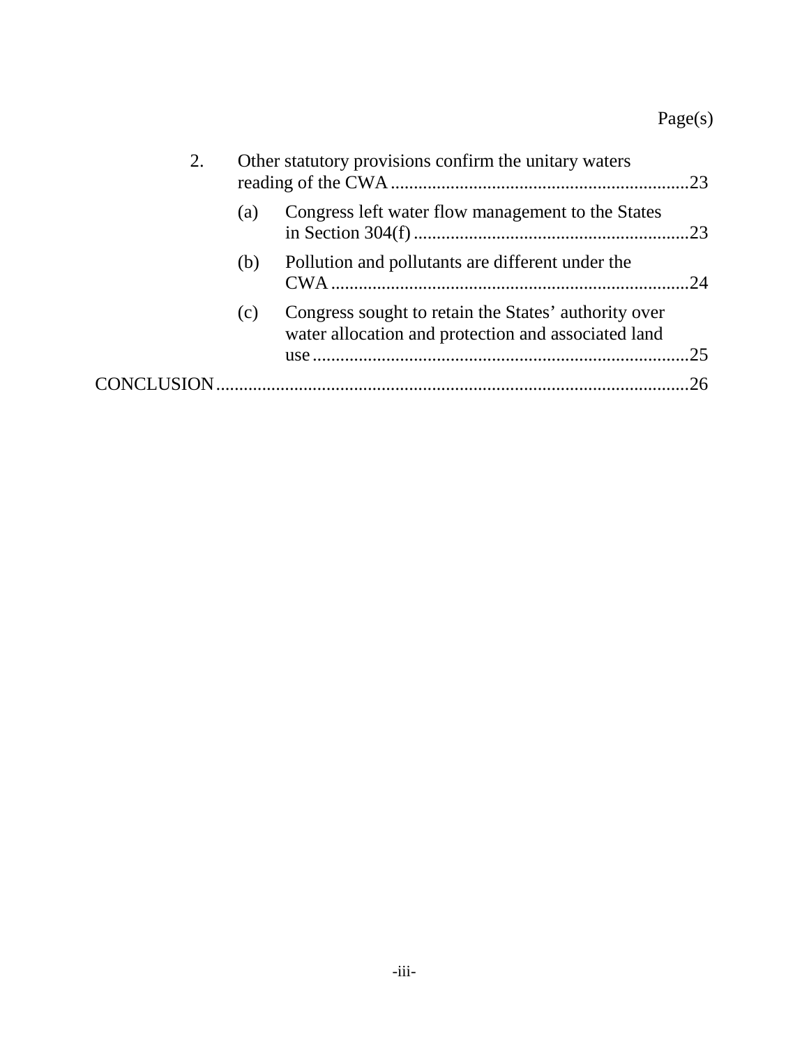Page(s)

2. Other statutory provisions confirm the unitary waters reading of the CWA ....23

   (a) Congress left water flow management to the States in Section 304(f) ....23

   (b) Pollution and pollutants are different under the CWA ....24

   (c) Congress sought to retain the States' authority over water allocation and protection and associated land use ....25

CONCLUSION ....26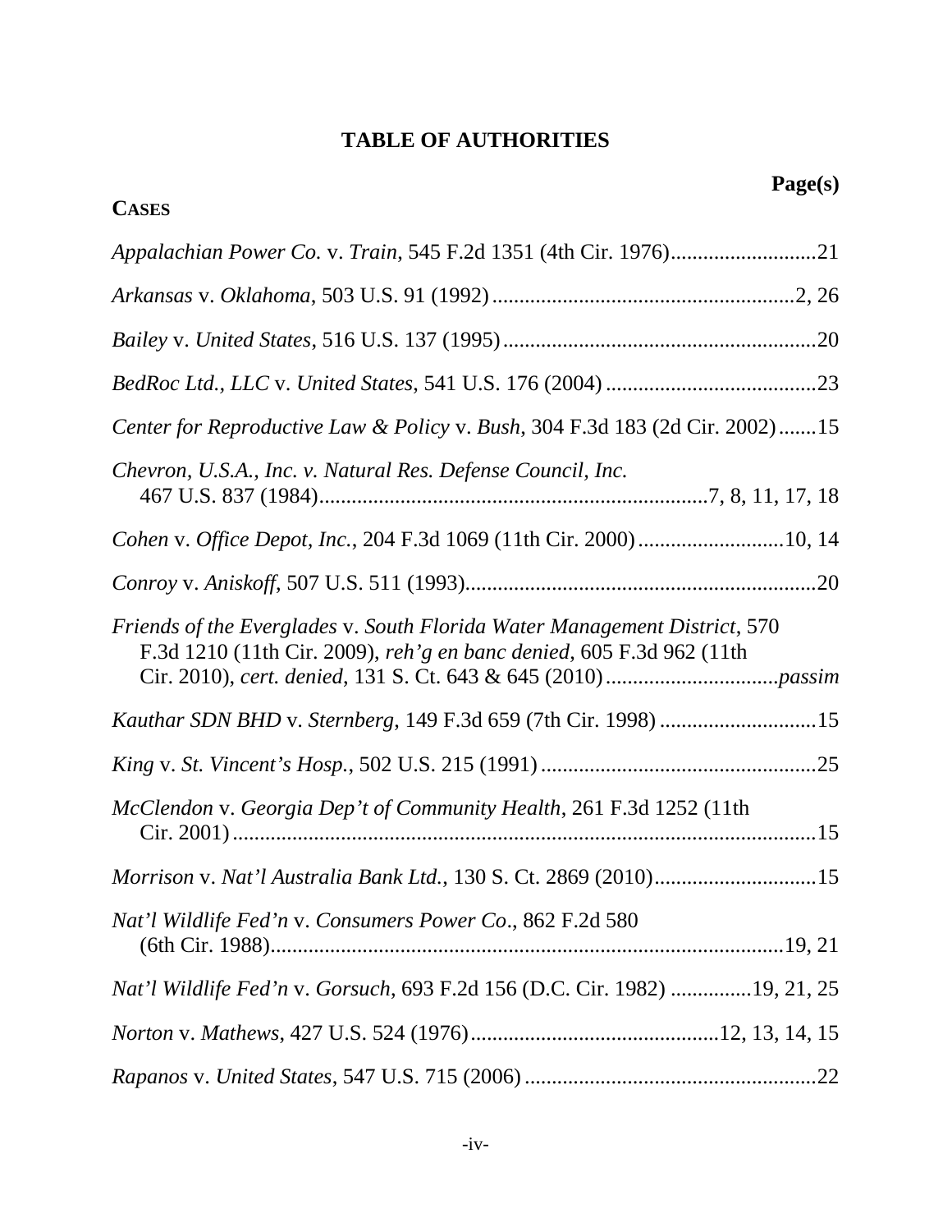# TABLE OF AUTHORITIES

**Page(s)**

**CASES**

*Appalachian Power Co.* v. *Train*, 545 F.2d 1351 (4th Cir. 1976) ....................21

*Arkansas* v. *Oklahoma*, 503 U.S. 91 (1992) ....................2, 26

*Bailey* v. *United States*, 516 U.S. 137 (1995) ....................20

*BedRoc Ltd., LLC* v. *United States*, 541 U.S. 176 (2004) ....................23

*Center for Reproductive Law & Policy* v. *Bush*, 304 F.3d 183 (2d Cir. 2002) ....................15

*Chevron, U.S.A., Inc. v. Natural Res. Defense Council, Inc.* 467 U.S. 837 (1984) ....................7, 8, 11, 17, 18

*Cohen* v. *Office Depot, Inc.*, 204 F.3d 1069 (11th Cir. 2000) ....................10, 14

*Conroy* v. *Aniskoff*, 507 U.S. 511 (1993) ....................20

*Friends of the Everglades* v. *South Florida Water Management District*, 570 F.3d 1210 (11th Cir. 2009), *reh'g en banc denied*, 605 F.3d 962 (11th Cir. 2010), *cert. denied*, 131 S. Ct. 643 & 645 (2010) ....................*passim*

*Kauthar SDN BHD* v. *Sternberg*, 149 F.3d 659 (7th Cir. 1998) ....................15

*King* v. *St. Vincent's Hosp.*, 502 U.S. 215 (1991) ....................25

*McClendon* v. *Georgia Dep't of Community Health*, 261 F.3d 1252 (11th Cir. 2001) ....................15

*Morrison* v. *Nat'l Australia Bank Ltd.*, 130 S. Ct. 2869 (2010) ....................15

*Nat'l Wildlife Fed'n* v. *Consumers Power Co*., 862 F.2d 580 (6th Cir. 1988) ....................19, 21

*Nat'l Wildlife Fed'n* v. *Gorsuch*, 693 F.2d 156 (D.C. Cir. 1982) ....................19, 21, 25

*Norton* v. *Mathews*, 427 U.S. 524 (1976) ....................12, 13, 14, 15

*Rapanos* v. *United States*, 547 U.S. 715 (2006) ....................22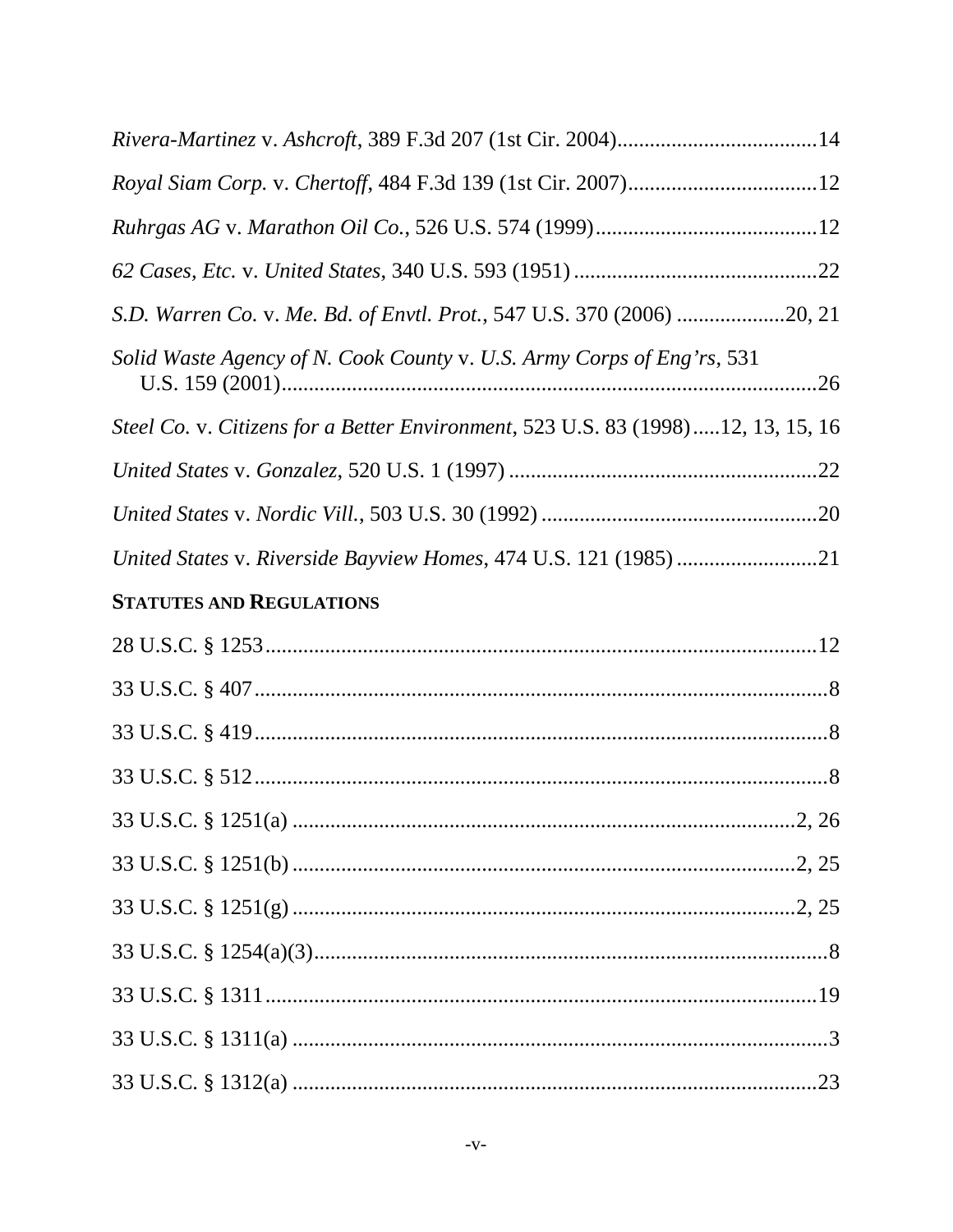*Rivera-Martinez* v. *Ashcroft*, 389 F.3d 207 (1st Cir. 2004)....................................14

*Royal Siam Corp.* v. *Chertoff*, 484 F.3d 139 (1st Cir. 2007)..................................12

*Ruhrgas AG* v. *Marathon Oil Co.*, 526 U.S. 574 (1999).........................................12

*62 Cases, Etc.* v. *United States*, 340 U.S. 593 (1951)............................................22

*S.D. Warren Co.* v. *Me. Bd. of Envtl. Prot.*, 547 U.S. 370 (2006)...................20, 21

*Solid Waste Agency of N. Cook County* v. *U.S. Army Corps of Eng'rs*, 531 U.S. 159 (2001)..................................................................................................26

*Steel Co.* v. *Citizens for a Better Environment*, 523 U.S. 83 (1998).....12, 13, 15, 16

*United States* v. *Gonzalez*, 520 U.S. 1 (1997)........................................................22

*United States* v. *Nordic Vill.*, 503 U.S. 30 (1992)..................................................20

*United States* v. *Riverside Bayview Homes*, 474 U.S. 121 (1985)..........................21

**STATUTES AND REGULATIONS**

28 U.S.C. § 1253....................................................................................................12

33 U.S.C. § 407........................................................................................................8

33 U.S.C. § 419........................................................................................................8

33 U.S.C. § 512........................................................................................................8

33 U.S.C. § 1251(a)...........................................................................................2, 26

33 U.S.C. § 1251(b)...........................................................................................2, 25

33 U.S.C. § 1251(g)...........................................................................................2, 25

33 U.S.C. § 1254(a)(3)............................................................................................8

33 U.S.C. § 1311....................................................................................................19

33 U.S.C. § 1311(a).................................................................................................3

33 U.S.C. § 1312(a)...............................................................................................23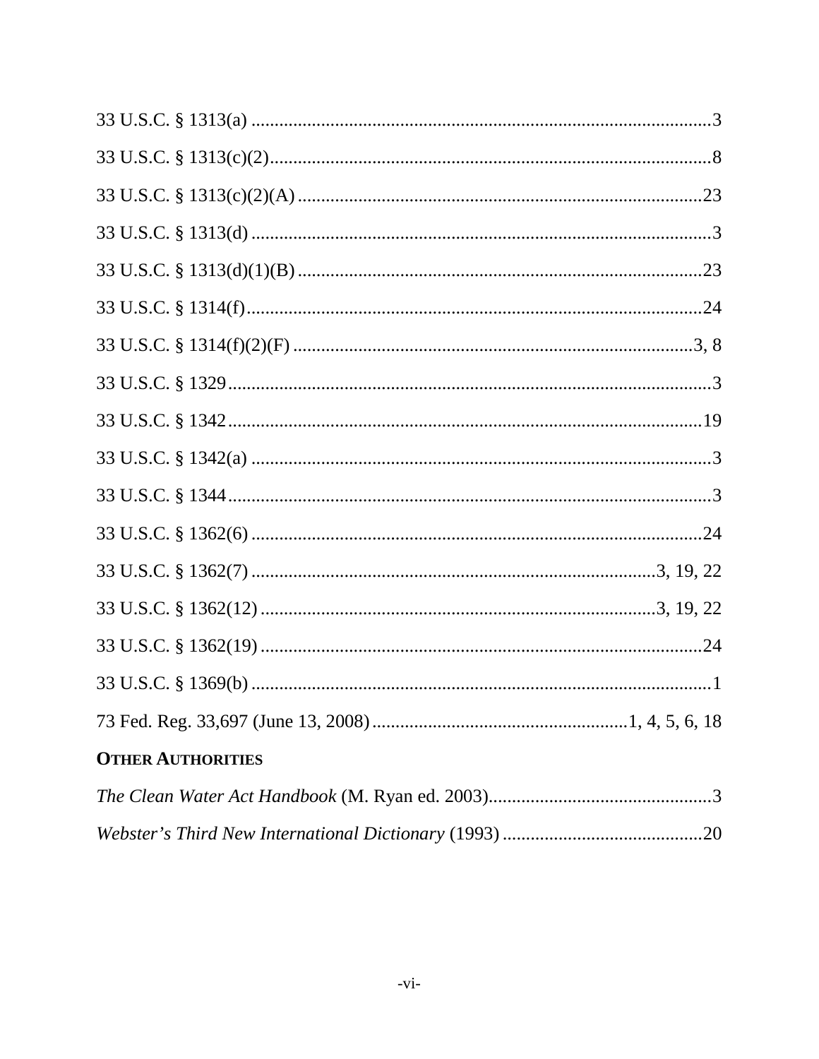33 U.S.C. § 1313(a) ..................................................................................................3

33 U.S.C. § 1313(c)(2)..............................................................................................8

33 U.S.C. § 1313(c)(2)(A) .......................................................................................23

33 U.S.C. § 1313(d) ..................................................................................................3

33 U.S.C. § 1313(d)(1)(B) .......................................................................................23

33 U.S.C. § 1314(f)..................................................................................................24

33 U.S.C. § 1314(f)(2)(F) .......................................................................................3, 8

33 U.S.C. § 1329.......................................................................................................3

33 U.S.C. § 1342.....................................................................................................19

33 U.S.C. § 1342(a) ..................................................................................................3

33 U.S.C. § 1344.......................................................................................................3

33 U.S.C. § 1362(6) ................................................................................................24

33 U.S.C. § 1362(7) ...................................................................................3, 19, 22

33 U.S.C. § 1362(12) .................................................................................3, 19, 22

33 U.S.C. § 1362(19) ...............................................................................................24

33 U.S.C. § 1369(b) ..................................................................................................1

73 Fed. Reg. 33,697 (June 13, 2008) .......................................................1, 4, 5, 6, 18

**OTHER AUTHORITIES**

*The Clean Water Act Handbook* (M. Ryan ed. 2003)................................................3

*Webster's Third New International Dictionary* (1993) ...........................................20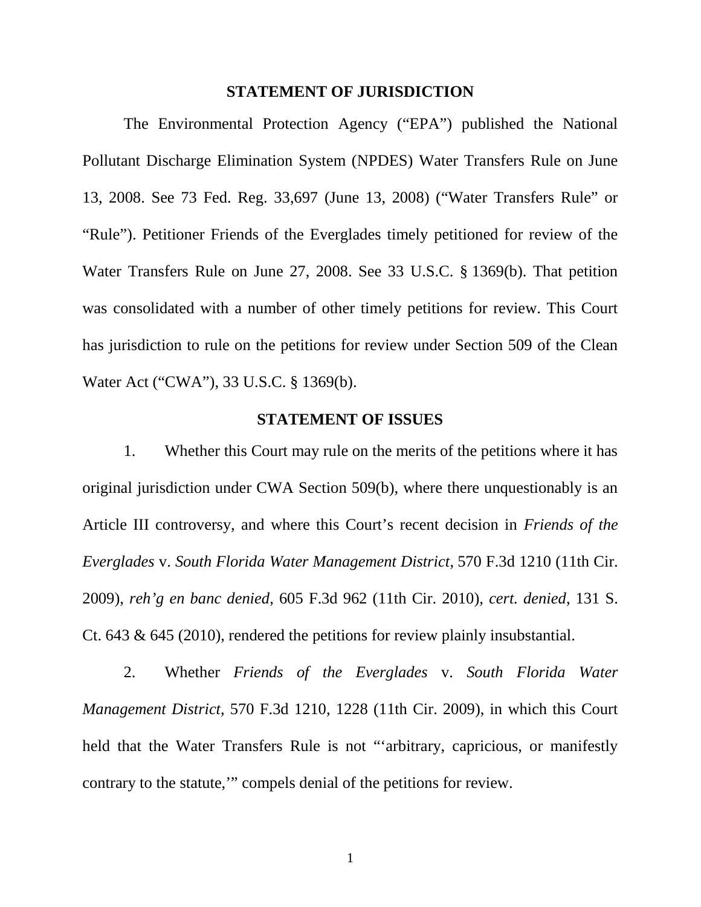## STATEMENT OF JURISDICTION

The Environmental Protection Agency ("EPA") published the National Pollutant Discharge Elimination System (NPDES) Water Transfers Rule on June 13, 2008. See 73 Fed. Reg. 33,697 (June 13, 2008) ("Water Transfers Rule" or "Rule"). Petitioner Friends of the Everglades timely petitioned for review of the Water Transfers Rule on June 27, 2008. See 33 U.S.C. § 1369(b). That petition was consolidated with a number of other timely petitions for review. This Court has jurisdiction to rule on the petitions for review under Section 509 of the Clean Water Act ("CWA"), 33 U.S.C. § 1369(b).

## STATEMENT OF ISSUES

1. Whether this Court may rule on the merits of the petitions where it has original jurisdiction under CWA Section 509(b), where there unquestionably is an Article III controversy, and where this Court's recent decision in *Friends of the Everglades* v. *South Florida Water Management District*, 570 F.3d 1210 (11th Cir. 2009), *reh'g en banc denied*, 605 F.3d 962 (11th Cir. 2010), *cert. denied*, 131 S. Ct. 643 & 645 (2010), rendered the petitions for review plainly insubstantial.

2. Whether *Friends of the Everglades* v. *South Florida Water Management District*, 570 F.3d 1210, 1228 (11th Cir. 2009), in which this Court held that the Water Transfers Rule is not "'arbitrary, capricious, or manifestly contrary to the statute,'" compels denial of the petitions for review.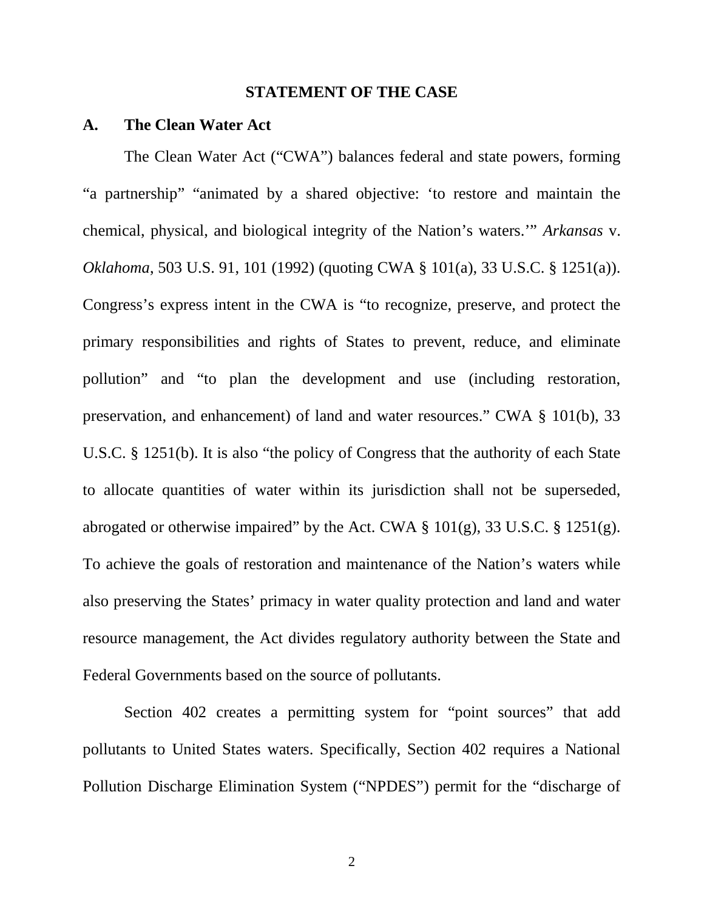## STATEMENT OF THE CASE

### A. The Clean Water Act

The Clean Water Act ("CWA") balances federal and state powers, forming "a partnership" "animated by a shared objective: 'to restore and maintain the chemical, physical, and biological integrity of the Nation's waters.'" *Arkansas* v. *Oklahoma*, 503 U.S. 91, 101 (1992) (quoting CWA § 101(a), 33 U.S.C. § 1251(a)). Congress's express intent in the CWA is "to recognize, preserve, and protect the primary responsibilities and rights of States to prevent, reduce, and eliminate pollution" and "to plan the development and use (including restoration, preservation, and enhancement) of land and water resources." CWA § 101(b), 33 U.S.C. § 1251(b). It is also "the policy of Congress that the authority of each State to allocate quantities of water within its jurisdiction shall not be superseded, abrogated or otherwise impaired" by the Act. CWA § 101(g), 33 U.S.C. § 1251(g). To achieve the goals of restoration and maintenance of the Nation's waters while also preserving the States' primacy in water quality protection and land and water resource management, the Act divides regulatory authority between the State and Federal Governments based on the source of pollutants.

Section 402 creates a permitting system for "point sources" that add pollutants to United States waters. Specifically, Section 402 requires a National Pollution Discharge Elimination System ("NPDES") permit for the "discharge of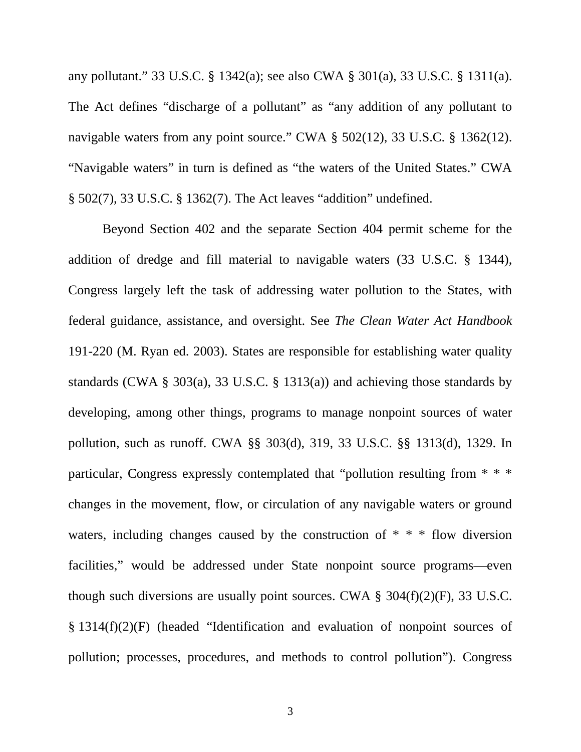any pollutant." 33 U.S.C. § 1342(a); see also CWA § 301(a), 33 U.S.C. § 1311(a). The Act defines "discharge of a pollutant" as "any addition of any pollutant to navigable waters from any point source." CWA § 502(12), 33 U.S.C. § 1362(12). "Navigable waters" in turn is defined as "the waters of the United States." CWA § 502(7), 33 U.S.C. § 1362(7). The Act leaves "addition" undefined.

Beyond Section 402 and the separate Section 404 permit scheme for the addition of dredge and fill material to navigable waters (33 U.S.C. § 1344), Congress largely left the task of addressing water pollution to the States, with federal guidance, assistance, and oversight. See *The Clean Water Act Handbook* 191-220 (M. Ryan ed. 2003). States are responsible for establishing water quality standards (CWA § 303(a), 33 U.S.C. § 1313(a)) and achieving those standards by developing, among other things, programs to manage nonpoint sources of water pollution, such as runoff. CWA §§ 303(d), 319, 33 U.S.C. §§ 1313(d), 1329. In particular, Congress expressly contemplated that "pollution resulting from * * * changes in the movement, flow, or circulation of any navigable waters or ground waters, including changes caused by the construction of * * * flow diversion facilities," would be addressed under State nonpoint source programs—even though such diversions are usually point sources. CWA § 304(f)(2)(F), 33 U.S.C. § 1314(f)(2)(F) (headed "Identification and evaluation of nonpoint sources of pollution; processes, procedures, and methods to control pollution"). Congress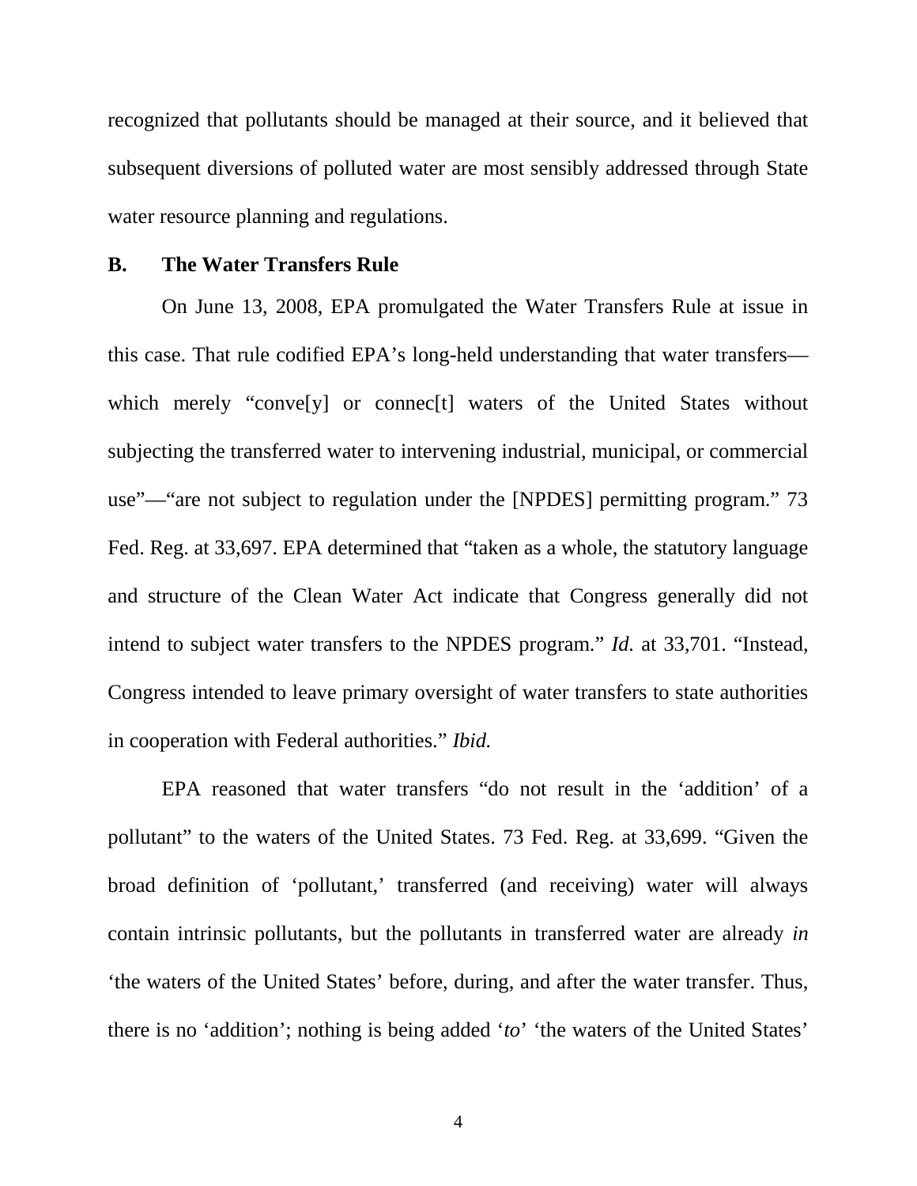recognized that pollutants should be managed at their source, and it believed that subsequent diversions of polluted water are most sensibly addressed through State water resource planning and regulations.

### B. The Water Transfers Rule

On June 13, 2008, EPA promulgated the Water Transfers Rule at issue in this case. That rule codified EPA's long-held understanding that water transfers—which merely "conve[y] or connec[t] waters of the United States without subjecting the transferred water to intervening industrial, municipal, or commercial use"—"are not subject to regulation under the [NPDES] permitting program." 73 Fed. Reg. at 33,697. EPA determined that "taken as a whole, the statutory language and structure of the Clean Water Act indicate that Congress generally did not intend to subject water transfers to the NPDES program." *Id.* at 33,701. "Instead, Congress intended to leave primary oversight of water transfers to state authorities in cooperation with Federal authorities." *Ibid.*

EPA reasoned that water transfers "do not result in the 'addition' of a pollutant" to the waters of the United States. 73 Fed. Reg. at 33,699. "Given the broad definition of 'pollutant,' transferred (and receiving) water will always contain intrinsic pollutants, but the pollutants in transferred water are already *in* 'the waters of the United States' before, during, and after the water transfer. Thus, there is no 'addition'; nothing is being added '*to*' 'the waters of the United States'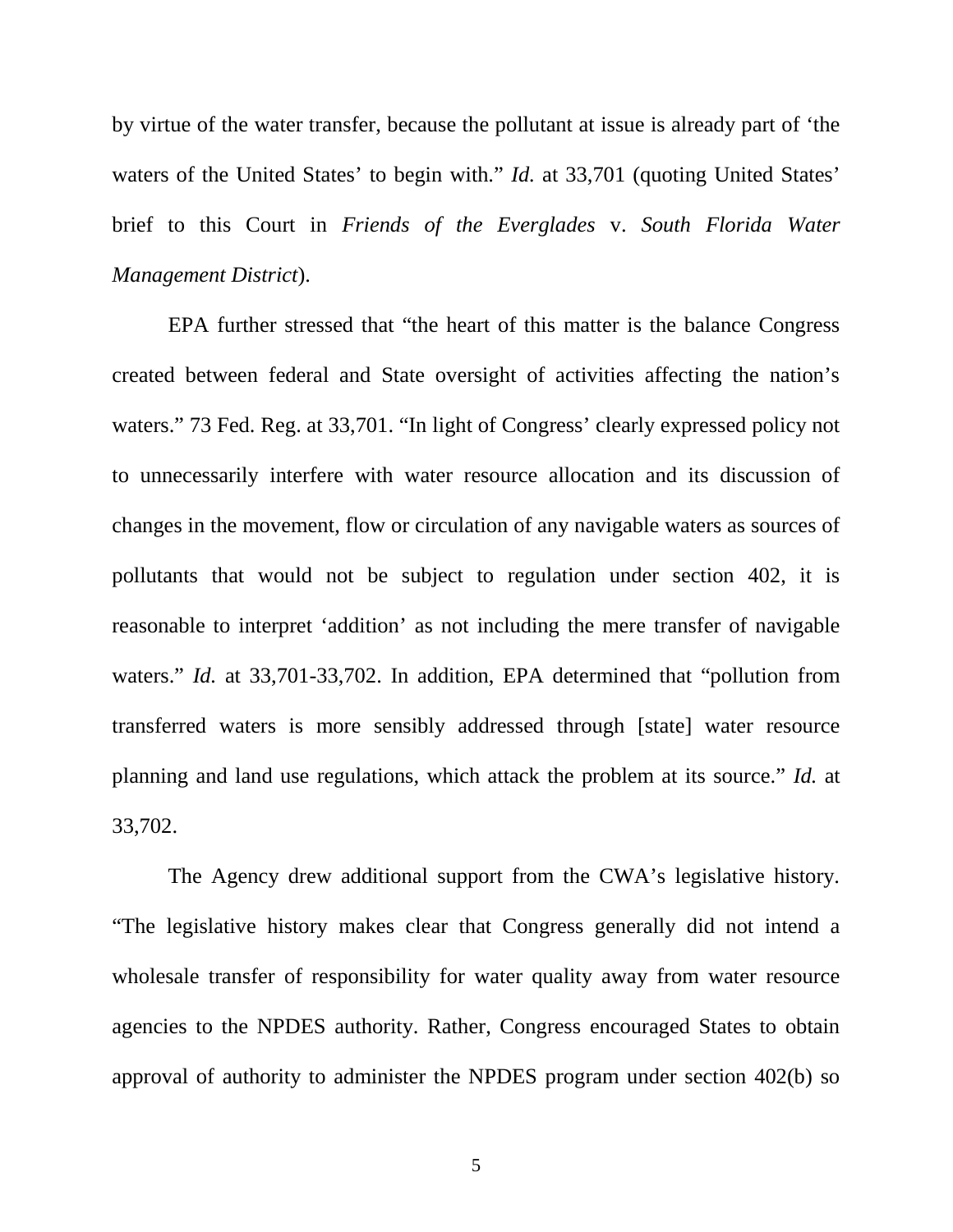by virtue of the water transfer, because the pollutant at issue is already part of 'the waters of the United States' to begin with." *Id.* at 33,701 (quoting United States' brief to this Court in *Friends of the Everglades* v. *South Florida Water Management District*).

EPA further stressed that "the heart of this matter is the balance Congress created between federal and State oversight of activities affecting the nation's waters." 73 Fed. Reg. at 33,701. "In light of Congress' clearly expressed policy not to unnecessarily interfere with water resource allocation and its discussion of changes in the movement, flow or circulation of any navigable waters as sources of pollutants that would not be subject to regulation under section 402, it is reasonable to interpret 'addition' as not including the mere transfer of navigable waters." *Id.* at 33,701-33,702. In addition, EPA determined that "pollution from transferred waters is more sensibly addressed through [state] water resource planning and land use regulations, which attack the problem at its source." *Id.* at 33,702.

The Agency drew additional support from the CWA's legislative history. "The legislative history makes clear that Congress generally did not intend a wholesale transfer of responsibility for water quality away from water resource agencies to the NPDES authority. Rather, Congress encouraged States to obtain approval of authority to administer the NPDES program under section 402(b) so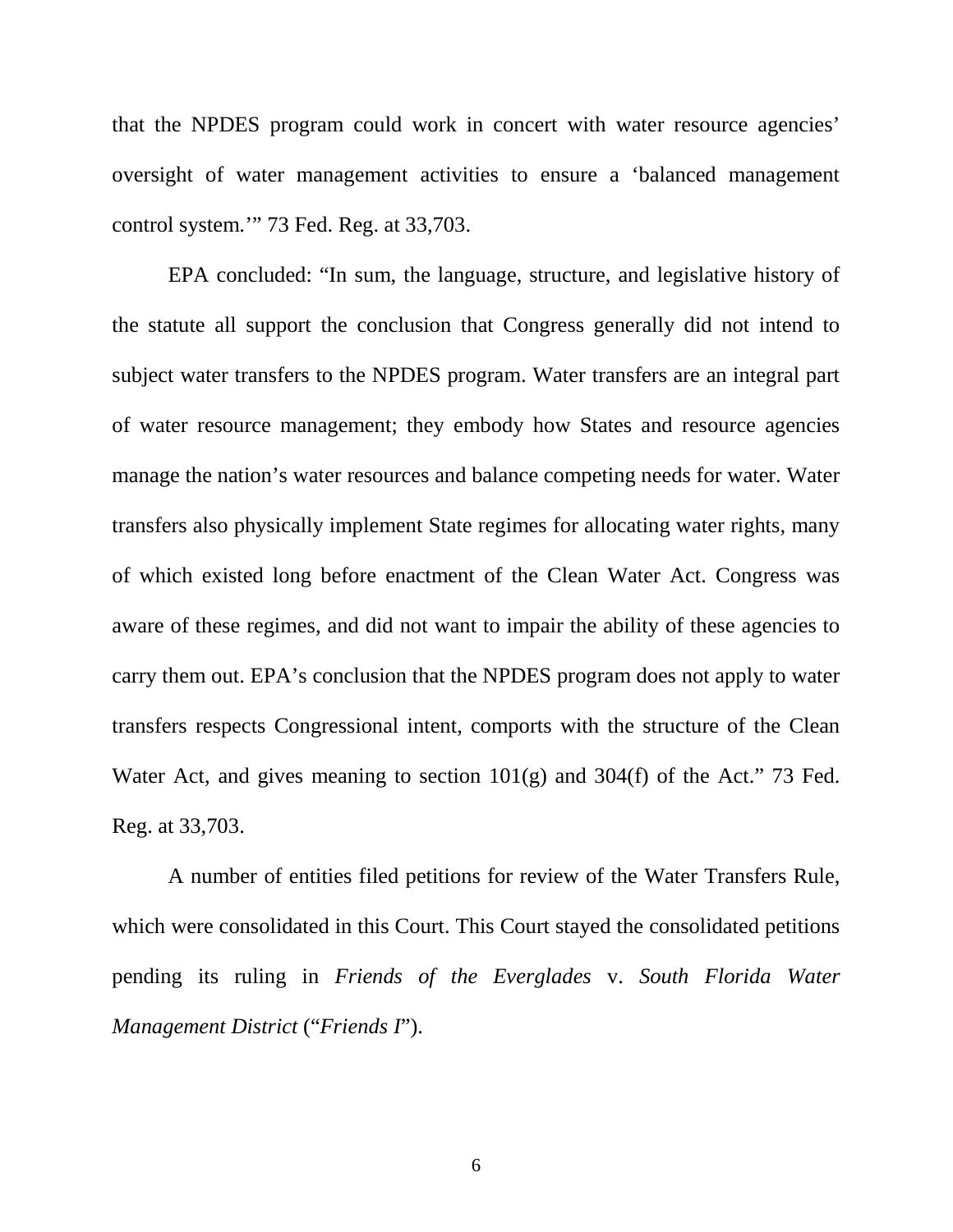that the NPDES program could work in concert with water resource agencies' oversight of water management activities to ensure a 'balanced management control system.'" 73 Fed. Reg. at 33,703.

EPA concluded: "In sum, the language, structure, and legislative history of the statute all support the conclusion that Congress generally did not intend to subject water transfers to the NPDES program. Water transfers are an integral part of water resource management; they embody how States and resource agencies manage the nation's water resources and balance competing needs for water. Water transfers also physically implement State regimes for allocating water rights, many of which existed long before enactment of the Clean Water Act. Congress was aware of these regimes, and did not want to impair the ability of these agencies to carry them out. EPA's conclusion that the NPDES program does not apply to water transfers respects Congressional intent, comports with the structure of the Clean Water Act, and gives meaning to section 101(g) and 304(f) of the Act." 73 Fed. Reg. at 33,703.

A number of entities filed petitions for review of the Water Transfers Rule, which were consolidated in this Court. This Court stayed the consolidated petitions pending its ruling in *Friends of the Everglades* v. *South Florida Water Management District* ("*Friends I*").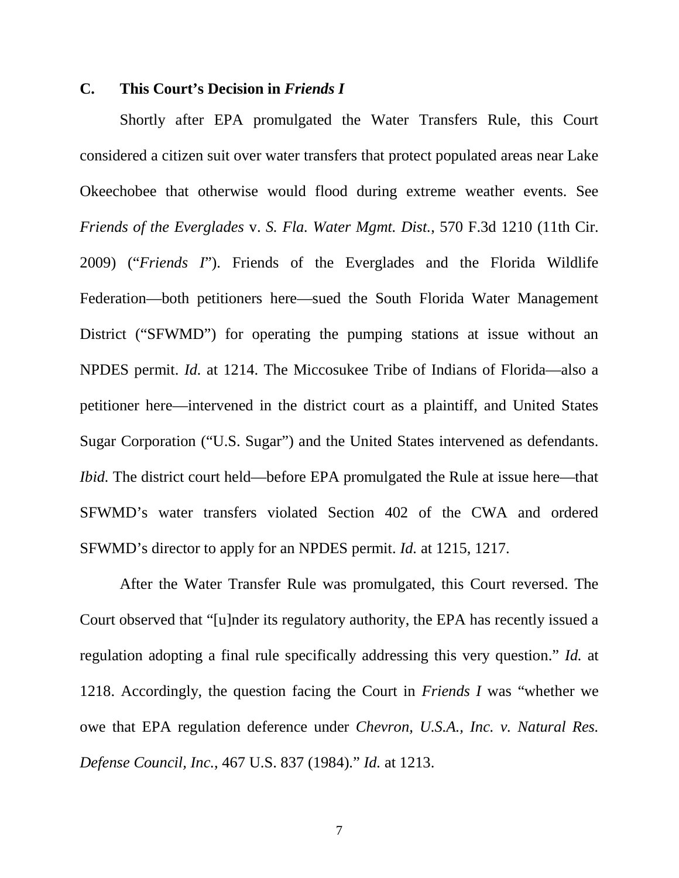### C. This Court's Decision in *Friends I*

Shortly after EPA promulgated the Water Transfers Rule, this Court considered a citizen suit over water transfers that protect populated areas near Lake Okeechobee that otherwise would flood during extreme weather events. See *Friends of the Everglades* v. *S. Fla. Water Mgmt. Dist.*, 570 F.3d 1210 (11th Cir. 2009) ("*Friends I*"). Friends of the Everglades and the Florida Wildlife Federation—both petitioners here—sued the South Florida Water Management District ("SFWMD") for operating the pumping stations at issue without an NPDES permit. *Id.* at 1214. The Miccosukee Tribe of Indians of Florida—also a petitioner here—intervened in the district court as a plaintiff, and United States Sugar Corporation ("U.S. Sugar") and the United States intervened as defendants. *Ibid.* The district court held—before EPA promulgated the Rule at issue here—that SFWMD's water transfers violated Section 402 of the CWA and ordered SFWMD's director to apply for an NPDES permit. *Id.* at 1215, 1217.

After the Water Transfer Rule was promulgated, this Court reversed. The Court observed that "[u]nder its regulatory authority, the EPA has recently issued a regulation adopting a final rule specifically addressing this very question." *Id.* at 1218. Accordingly, the question facing the Court in *Friends I* was "whether we owe that EPA regulation deference under *Chevron, U.S.A., Inc. v. Natural Res. Defense Council, Inc.*, 467 U.S. 837 (1984)." *Id.* at 1213.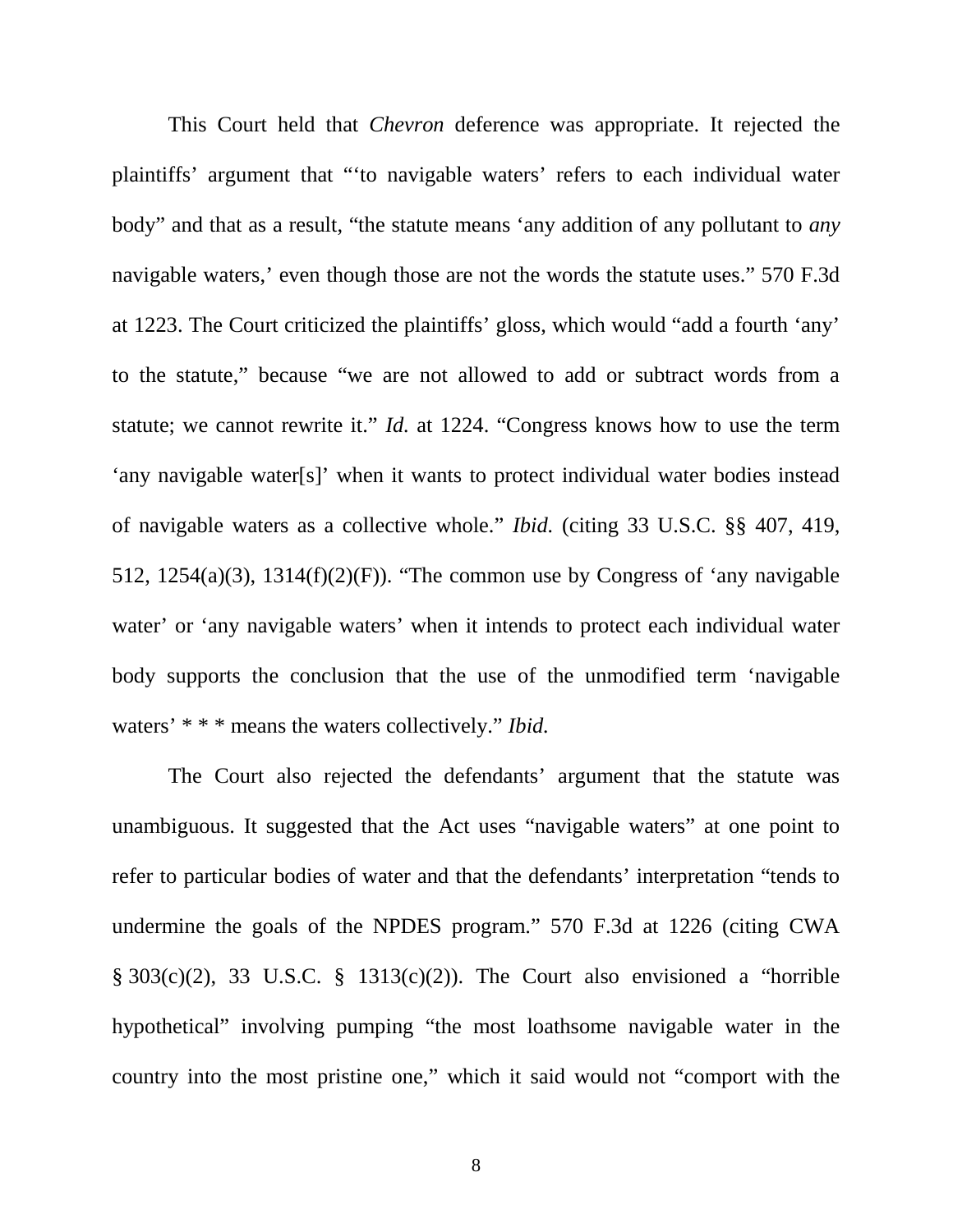This Court held that *Chevron* deference was appropriate. It rejected the plaintiffs' argument that "'to navigable waters' refers to each individual water body" and that as a result, "the statute means 'any addition of any pollutant to *any* navigable waters,' even though those are not the words the statute uses." 570 F.3d at 1223. The Court criticized the plaintiffs' gloss, which would "add a fourth 'any' to the statute," because "we are not allowed to add or subtract words from a statute; we cannot rewrite it." *Id.* at 1224. "Congress knows how to use the term 'any navigable water[s]' when it wants to protect individual water bodies instead of navigable waters as a collective whole." *Ibid.* (citing 33 U.S.C. §§ 407, 419, 512, 1254(a)(3), 1314(f)(2)(F)). "The common use by Congress of 'any navigable water' or 'any navigable waters' when it intends to protect each individual water body supports the conclusion that the use of the unmodified term 'navigable waters' * * * means the waters collectively." *Ibid.*

The Court also rejected the defendants' argument that the statute was unambiguous. It suggested that the Act uses "navigable waters" at one point to refer to particular bodies of water and that the defendants' interpretation "tends to undermine the goals of the NPDES program." 570 F.3d at 1226 (citing CWA § 303(c)(2), 33 U.S.C. § 1313(c)(2)). The Court also envisioned a "horrible hypothetical" involving pumping "the most loathsome navigable water in the country into the most pristine one," which it said would not "comport with the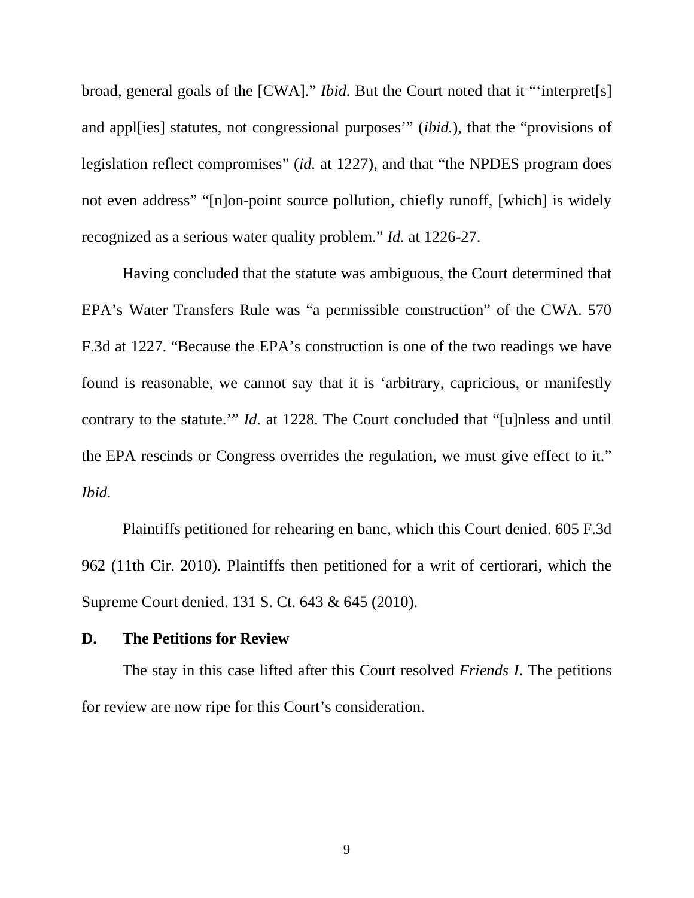broad, general goals of the [CWA]." *Ibid.* But the Court noted that it "'interpret[s] and appl[ies] statutes, not congressional purposes'" (*ibid.*), that the "provisions of legislation reflect compromises" (*id.* at 1227), and that "the NPDES program does not even address" "[n]on-point source pollution, chiefly runoff, [which] is widely recognized as a serious water quality problem." *Id.* at 1226-27.

Having concluded that the statute was ambiguous, the Court determined that EPA's Water Transfers Rule was "a permissible construction" of the CWA. 570 F.3d at 1227. "Because the EPA's construction is one of the two readings we have found is reasonable, we cannot say that it is 'arbitrary, capricious, or manifestly contrary to the statute.'" *Id.* at 1228. The Court concluded that "[u]nless and until the EPA rescinds or Congress overrides the regulation, we must give effect to it." *Ibid.*

Plaintiffs petitioned for rehearing en banc, which this Court denied. 605 F.3d 962 (11th Cir. 2010). Plaintiffs then petitioned for a writ of certiorari, which the Supreme Court denied. 131 S. Ct. 643 & 645 (2010).

### D. The Petitions for Review

The stay in this case lifted after this Court resolved *Friends I*. The petitions for review are now ripe for this Court's consideration.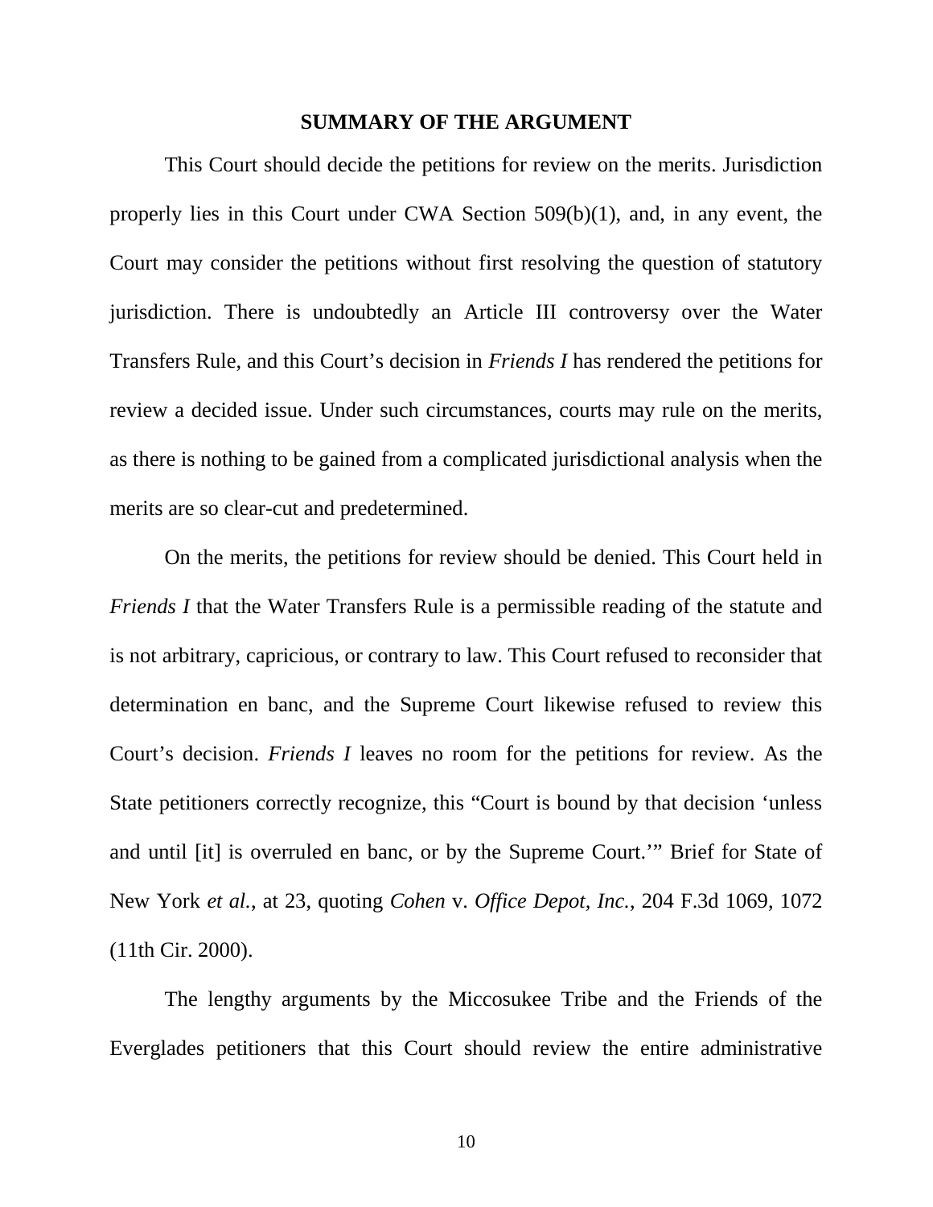## SUMMARY OF THE ARGUMENT

This Court should decide the petitions for review on the merits. Jurisdiction properly lies in this Court under CWA Section 509(b)(1), and, in any event, the Court may consider the petitions without first resolving the question of statutory jurisdiction. There is undoubtedly an Article III controversy over the Water Transfers Rule, and this Court's decision in *Friends I* has rendered the petitions for review a decided issue. Under such circumstances, courts may rule on the merits, as there is nothing to be gained from a complicated jurisdictional analysis when the merits are so clear-cut and predetermined.

On the merits, the petitions for review should be denied. This Court held in *Friends I* that the Water Transfers Rule is a permissible reading of the statute and is not arbitrary, capricious, or contrary to law. This Court refused to reconsider that determination en banc, and the Supreme Court likewise refused to review this Court's decision. *Friends I* leaves no room for the petitions for review. As the State petitioners correctly recognize, this "Court is bound by that decision 'unless and until [it] is overruled en banc, or by the Supreme Court.'" Brief for State of New York *et al.*, at 23, quoting *Cohen* v. *Office Depot, Inc.*, 204 F.3d 1069, 1072 (11th Cir. 2000).

The lengthy arguments by the Miccosukee Tribe and the Friends of the Everglades petitioners that this Court should review the entire administrative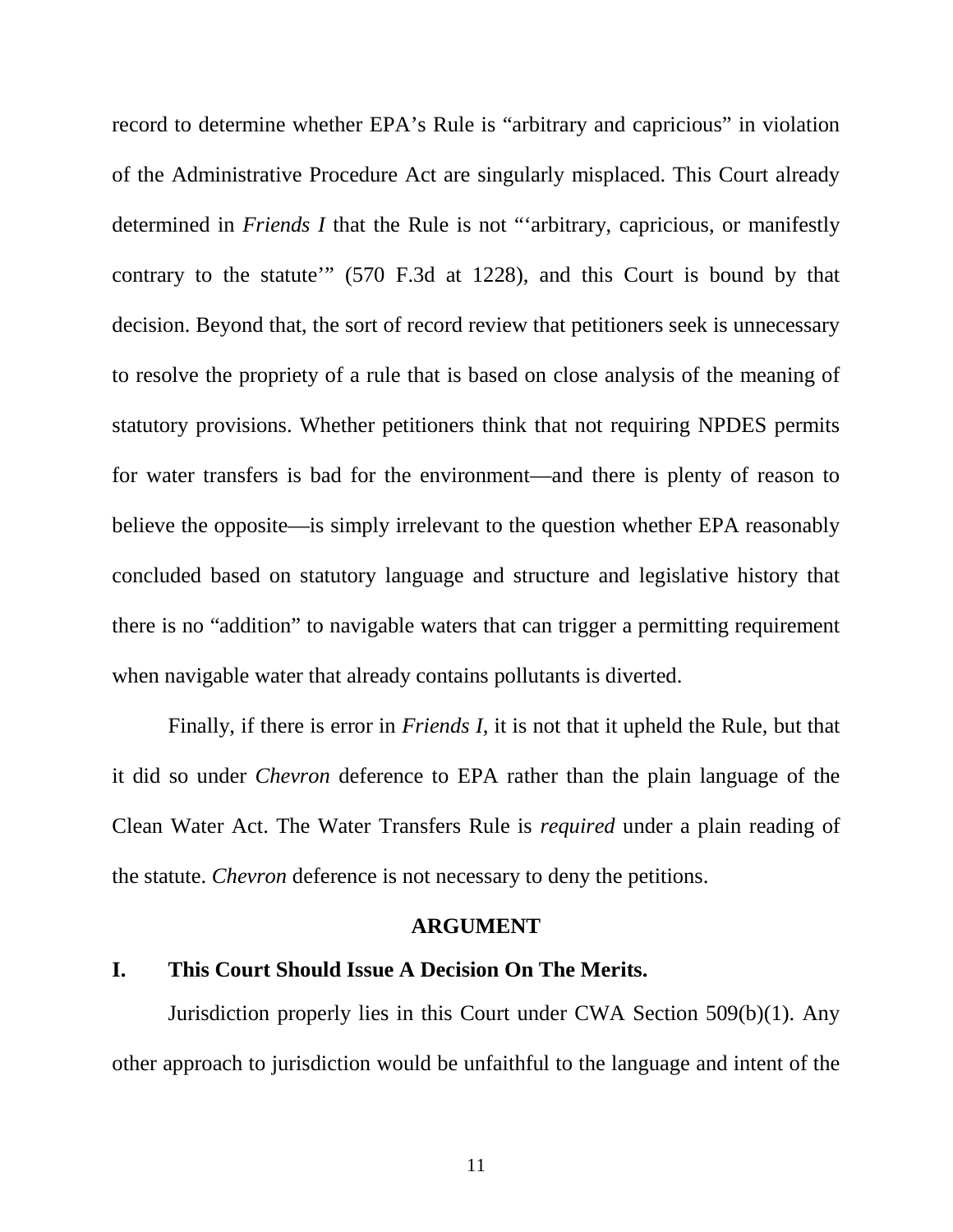record to determine whether EPA's Rule is "arbitrary and capricious" in violation of the Administrative Procedure Act are singularly misplaced. This Court already determined in *Friends I* that the Rule is not "'arbitrary, capricious, or manifestly contrary to the statute'" (570 F.3d at 1228), and this Court is bound by that decision. Beyond that, the sort of record review that petitioners seek is unnecessary to resolve the propriety of a rule that is based on close analysis of the meaning of statutory provisions. Whether petitioners think that not requiring NPDES permits for water transfers is bad for the environment—and there is plenty of reason to believe the opposite—is simply irrelevant to the question whether EPA reasonably concluded based on statutory language and structure and legislative history that there is no "addition" to navigable waters that can trigger a permitting requirement when navigable water that already contains pollutants is diverted.

Finally, if there is error in *Friends I*, it is not that it upheld the Rule, but that it did so under *Chevron* deference to EPA rather than the plain language of the Clean Water Act. The Water Transfers Rule is *required* under a plain reading of the statute. *Chevron* deference is not necessary to deny the petitions.

## ARGUMENT

### I. This Court Should Issue A Decision On The Merits.

Jurisdiction properly lies in this Court under CWA Section 509(b)(1). Any other approach to jurisdiction would be unfaithful to the language and intent of the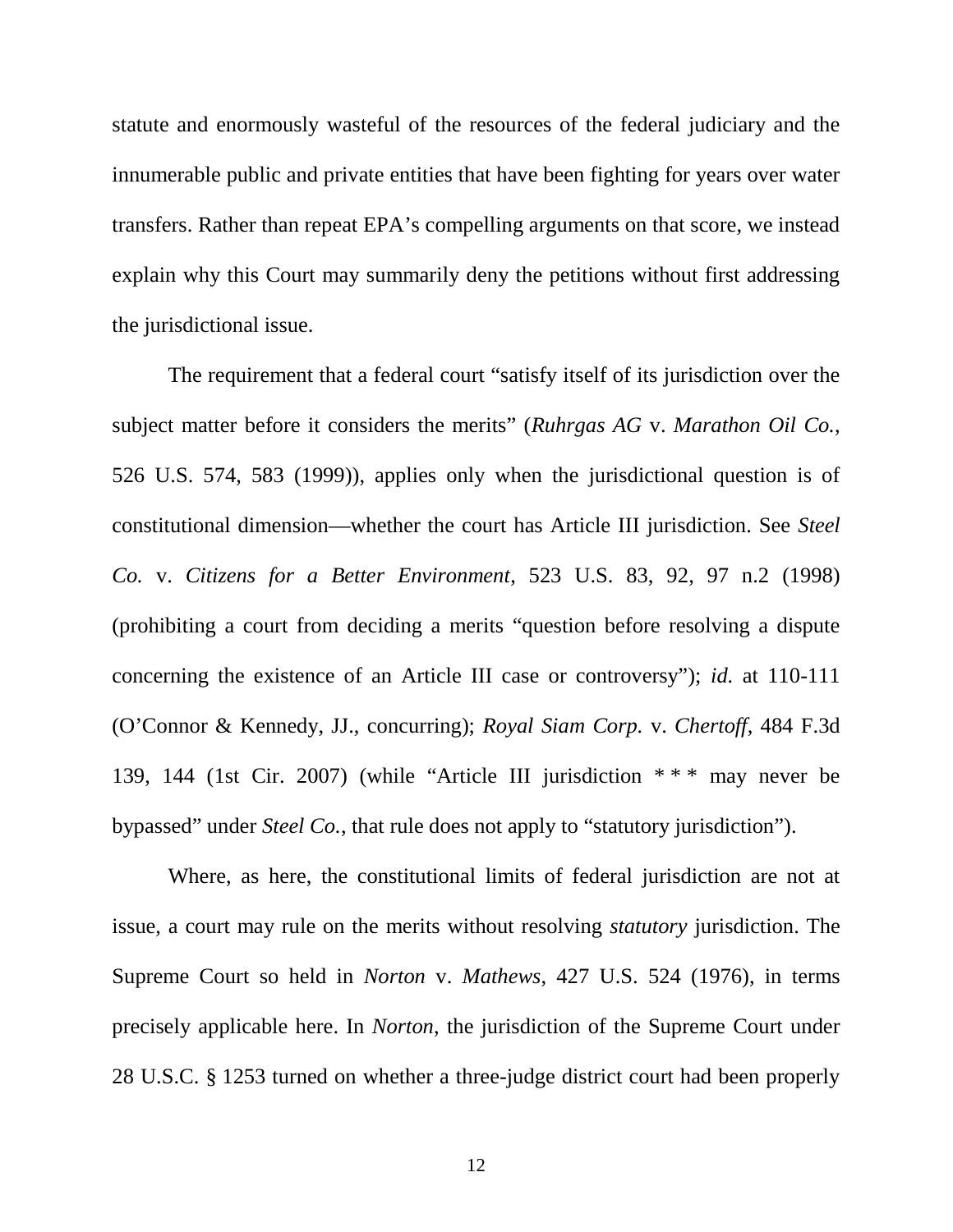statute and enormously wasteful of the resources of the federal judiciary and the innumerable public and private entities that have been fighting for years over water transfers. Rather than repeat EPA's compelling arguments on that score, we instead explain why this Court may summarily deny the petitions without first addressing the jurisdictional issue.

The requirement that a federal court "satisfy itself of its jurisdiction over the subject matter before it considers the merits" (*Ruhrgas AG* v. *Marathon Oil Co.*, 526 U.S. 574, 583 (1999)), applies only when the jurisdictional question is of constitutional dimension—whether the court has Article III jurisdiction. See *Steel Co.* v. *Citizens for a Better Environment*, 523 U.S. 83, 92, 97 n.2 (1998) (prohibiting a court from deciding a merits "question before resolving a dispute concerning the existence of an Article III case or controversy"); *id.* at 110-111 (O'Connor & Kennedy, JJ., concurring); *Royal Siam Corp.* v. *Chertoff*, 484 F.3d 139, 144 (1st Cir. 2007) (while "Article III jurisdiction * * * may never be bypassed" under *Steel Co.*, that rule does not apply to "statutory jurisdiction").

Where, as here, the constitutional limits of federal jurisdiction are not at issue, a court may rule on the merits without resolving *statutory* jurisdiction. The Supreme Court so held in *Norton* v. *Mathews*, 427 U.S. 524 (1976), in terms precisely applicable here. In *Norton*, the jurisdiction of the Supreme Court under 28 U.S.C. § 1253 turned on whether a three-judge district court had been properly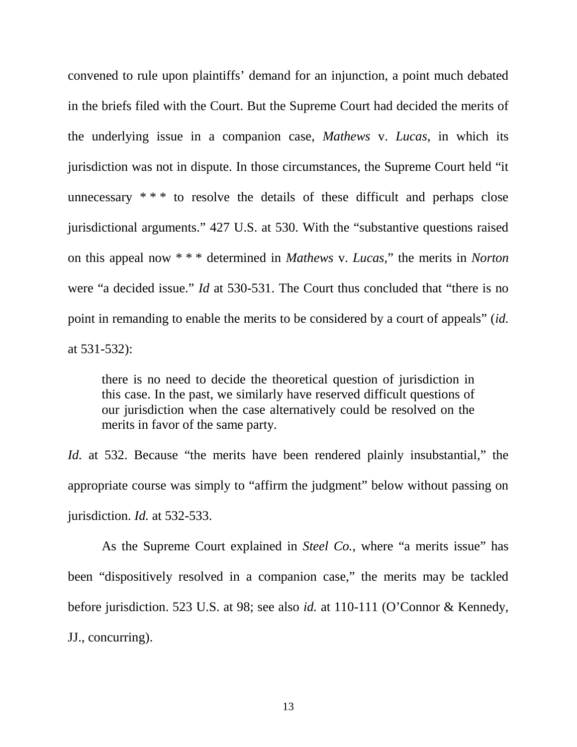convened to rule upon plaintiffs' demand for an injunction, a point much debated in the briefs filed with the Court. But the Supreme Court had decided the merits of the underlying issue in a companion case, *Mathews* v. *Lucas*, in which its jurisdiction was not in dispute. In those circumstances, the Supreme Court held "it unnecessary * * * to resolve the details of these difficult and perhaps close jurisdictional arguments." 427 U.S. at 530. With the "substantive questions raised on this appeal now * * * determined in *Mathews* v. *Lucas*," the merits in *Norton* were "a decided issue." *Id* at 530-531. The Court thus concluded that "there is no point in remanding to enable the merits to be considered by a court of appeals" (*id.* at 531-532):

> there is no need to decide the theoretical question of jurisdiction in this case. In the past, we similarly have reserved difficult questions of our jurisdiction when the case alternatively could be resolved on the merits in favor of the same party.

*Id.* at 532. Because "the merits have been rendered plainly insubstantial," the appropriate course was simply to "affirm the judgment" below without passing on jurisdiction. *Id.* at 532-533.

As the Supreme Court explained in *Steel Co.*, where "a merits issue" has been "dispositively resolved in a companion case," the merits may be tackled before jurisdiction. 523 U.S. at 98; see also *id.* at 110-111 (O'Connor & Kennedy, JJ., concurring).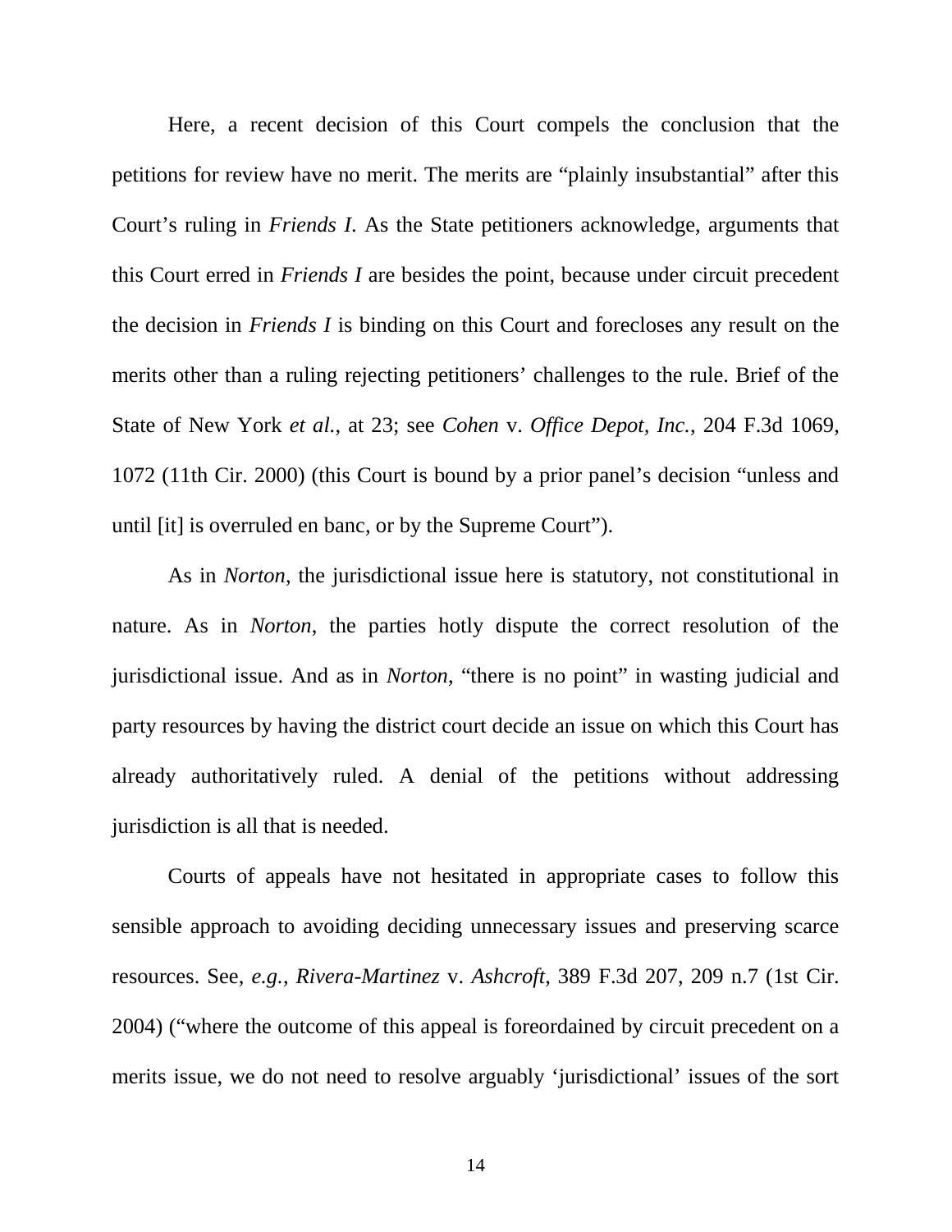Here, a recent decision of this Court compels the conclusion that the petitions for review have no merit. The merits are "plainly insubstantial" after this Court's ruling in *Friends I*. As the State petitioners acknowledge, arguments that this Court erred in *Friends I* are besides the point, because under circuit precedent the decision in *Friends I* is binding on this Court and forecloses any result on the merits other than a ruling rejecting petitioners' challenges to the rule. Brief of the State of New York *et al.*, at 23; see *Cohen* v. *Office Depot, Inc.*, 204 F.3d 1069, 1072 (11th Cir. 2000) (this Court is bound by a prior panel's decision "unless and until [it] is overruled en banc, or by the Supreme Court").

As in *Norton*, the jurisdictional issue here is statutory, not constitutional in nature. As in *Norton*, the parties hotly dispute the correct resolution of the jurisdictional issue. And as in *Norton*, "there is no point" in wasting judicial and party resources by having the district court decide an issue on which this Court has already authoritatively ruled. A denial of the petitions without addressing jurisdiction is all that is needed.

Courts of appeals have not hesitated in appropriate cases to follow this sensible approach to avoiding deciding unnecessary issues and preserving scarce resources. See, *e.g.*, *Rivera-Martinez* v. *Ashcroft*, 389 F.3d 207, 209 n.7 (1st Cir. 2004) ("where the outcome of this appeal is foreordained by circuit precedent on a merits issue, we do not need to resolve arguably 'jurisdictional' issues of the sort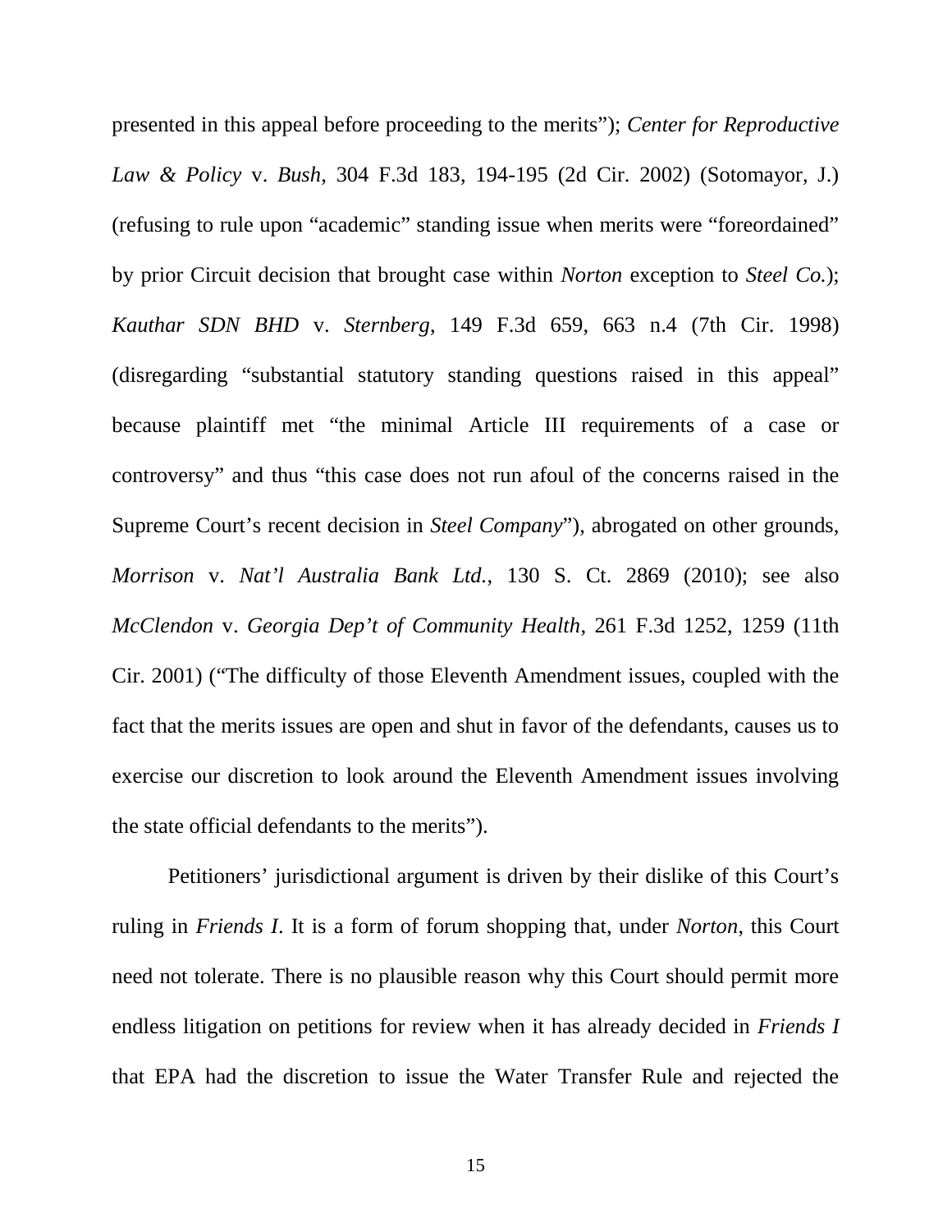presented in this appeal before proceeding to the merits"); *Center for Reproductive Law & Policy* v. *Bush*, 304 F.3d 183, 194-195 (2d Cir. 2002) (Sotomayor, J.) (refusing to rule upon "academic" standing issue when merits were "foreordained" by prior Circuit decision that brought case within *Norton* exception to *Steel Co.*); *Kauthar SDN BHD* v. *Sternberg*, 149 F.3d 659, 663 n.4 (7th Cir. 1998) (disregarding "substantial statutory standing questions raised in this appeal" because plaintiff met "the minimal Article III requirements of a case or controversy" and thus "this case does not run afoul of the concerns raised in the Supreme Court's recent decision in *Steel Company*"), abrogated on other grounds, *Morrison* v. *Nat'l Australia Bank Ltd.*, 130 S. Ct. 2869 (2010); see also *McClendon* v. *Georgia Dep't of Community Health*, 261 F.3d 1252, 1259 (11th Cir. 2001) ("The difficulty of those Eleventh Amendment issues, coupled with the fact that the merits issues are open and shut in favor of the defendants, causes us to exercise our discretion to look around the Eleventh Amendment issues involving the state official defendants to the merits").

Petitioners' jurisdictional argument is driven by their dislike of this Court's ruling in *Friends I*. It is a form of forum shopping that, under *Norton*, this Court need not tolerate. There is no plausible reason why this Court should permit more endless litigation on petitions for review when it has already decided in *Friends I* that EPA had the discretion to issue the Water Transfer Rule and rejected the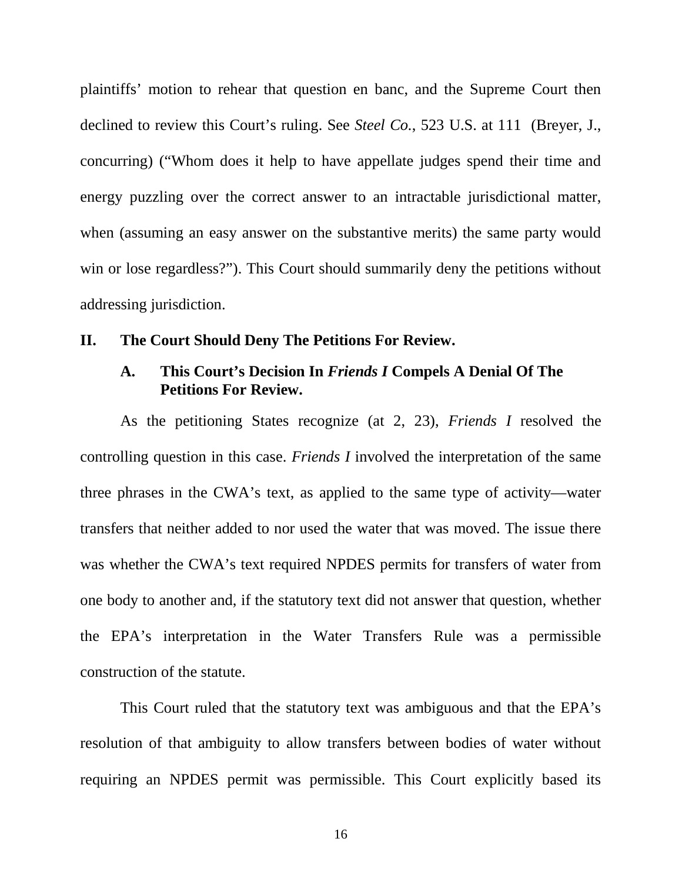plaintiffs' motion to rehear that question en banc, and the Supreme Court then declined to review this Court's ruling. See *Steel Co.*, 523 U.S. at 111 (Breyer, J., concurring) ("Whom does it help to have appellate judges spend their time and energy puzzling over the correct answer to an intractable jurisdictional matter, when (assuming an easy answer on the substantive merits) the same party would win or lose regardless?"). This Court should summarily deny the petitions without addressing jurisdiction.

## II. The Court Should Deny The Petitions For Review.

### A. This Court's Decision In *Friends I* Compels A Denial Of The Petitions For Review.

As the petitioning States recognize (at 2, 23), *Friends I* resolved the controlling question in this case. *Friends I* involved the interpretation of the same three phrases in the CWA's text, as applied to the same type of activity—water transfers that neither added to nor used the water that was moved. The issue there was whether the CWA's text required NPDES permits for transfers of water from one body to another and, if the statutory text did not answer that question, whether the EPA's interpretation in the Water Transfers Rule was a permissible construction of the statute.

This Court ruled that the statutory text was ambiguous and that the EPA's resolution of that ambiguity to allow transfers between bodies of water without requiring an NPDES permit was permissible. This Court explicitly based its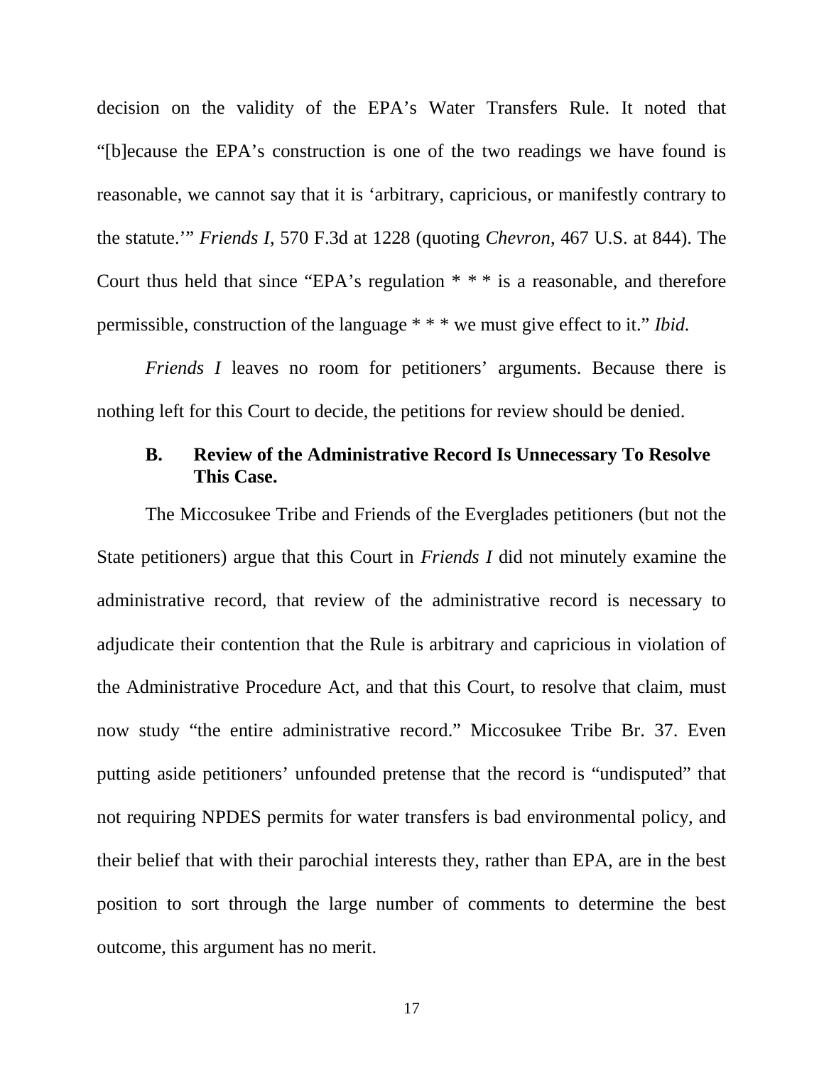decision on the validity of the EPA's Water Transfers Rule. It noted that "[b]ecause the EPA's construction is one of the two readings we have found is reasonable, we cannot say that it is 'arbitrary, capricious, or manifestly contrary to the statute.'" *Friends I*, 570 F.3d at 1228 (quoting *Chevron*, 467 U.S. at 844). The Court thus held that since "EPA's regulation * * * is a reasonable, and therefore permissible, construction of the language * * * we must give effect to it." *Ibid.*

*Friends I* leaves no room for petitioners' arguments. Because there is nothing left for this Court to decide, the petitions for review should be denied.

### B. Review of the Administrative Record Is Unnecessary To Resolve This Case.

The Miccosukee Tribe and Friends of the Everglades petitioners (but not the State petitioners) argue that this Court in *Friends I* did not minutely examine the administrative record, that review of the administrative record is necessary to adjudicate their contention that the Rule is arbitrary and capricious in violation of the Administrative Procedure Act, and that this Court, to resolve that claim, must now study "the entire administrative record." Miccosukee Tribe Br. 37. Even putting aside petitioners' unfounded pretense that the record is "undisputed" that not requiring NPDES permits for water transfers is bad environmental policy, and their belief that with their parochial interests they, rather than EPA, are in the best position to sort through the large number of comments to determine the best outcome, this argument has no merit.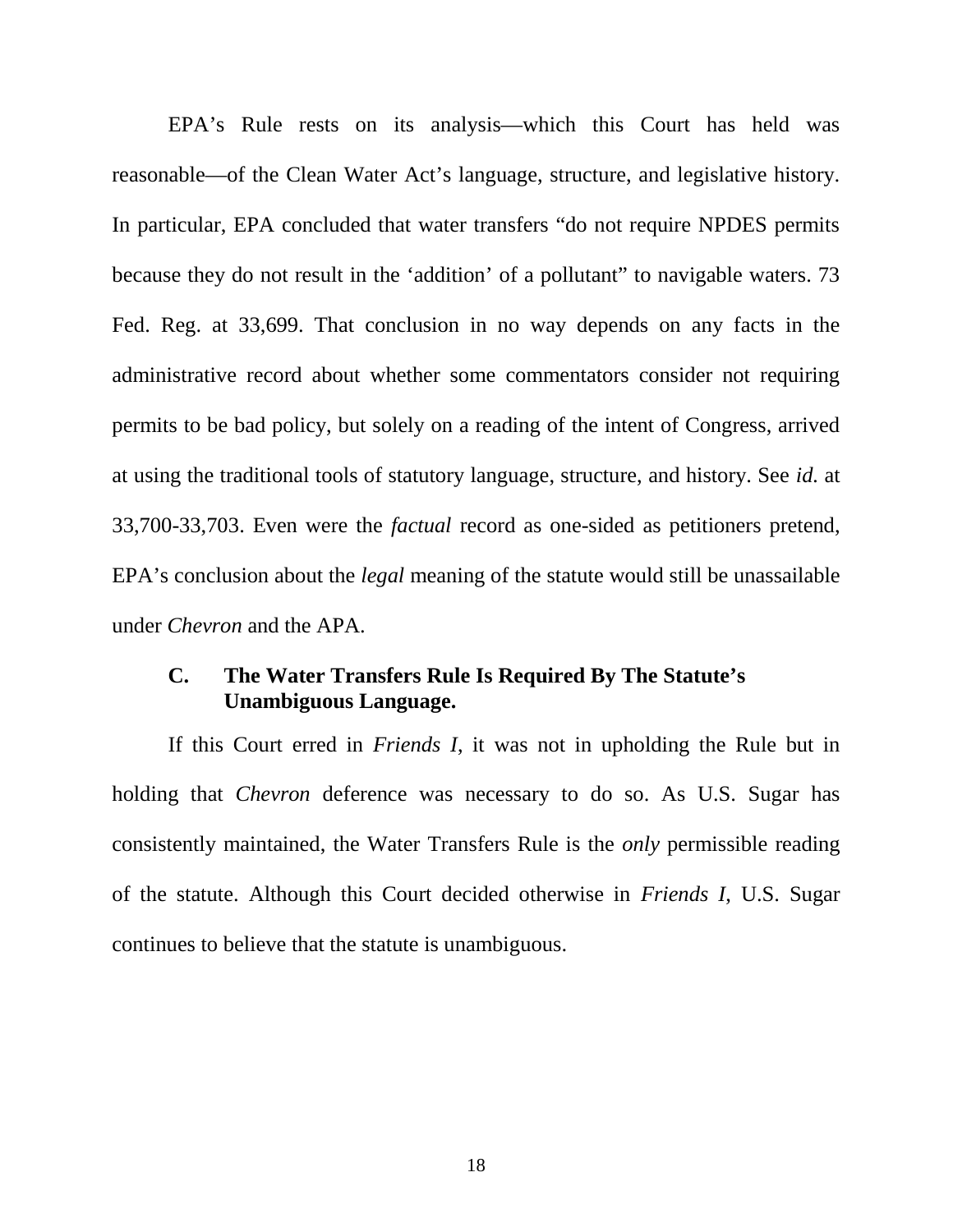EPA's Rule rests on its analysis—which this Court has held was reasonable—of the Clean Water Act's language, structure, and legislative history. In particular, EPA concluded that water transfers "do not require NPDES permits because they do not result in the 'addition' of a pollutant" to navigable waters. 73 Fed. Reg. at 33,699. That conclusion in no way depends on any facts in the administrative record about whether some commentators consider not requiring permits to be bad policy, but solely on a reading of the intent of Congress, arrived at using the traditional tools of statutory language, structure, and history. See *id.* at 33,700-33,703. Even were the *factual* record as one-sided as petitioners pretend, EPA's conclusion about the *legal* meaning of the statute would still be unassailable under *Chevron* and the APA.

### C. The Water Transfers Rule Is Required By The Statute's Unambiguous Language.

If this Court erred in *Friends I*, it was not in upholding the Rule but in holding that *Chevron* deference was necessary to do so. As U.S. Sugar has consistently maintained, the Water Transfers Rule is the *only* permissible reading of the statute. Although this Court decided otherwise in *Friends I*, U.S. Sugar continues to believe that the statute is unambiguous.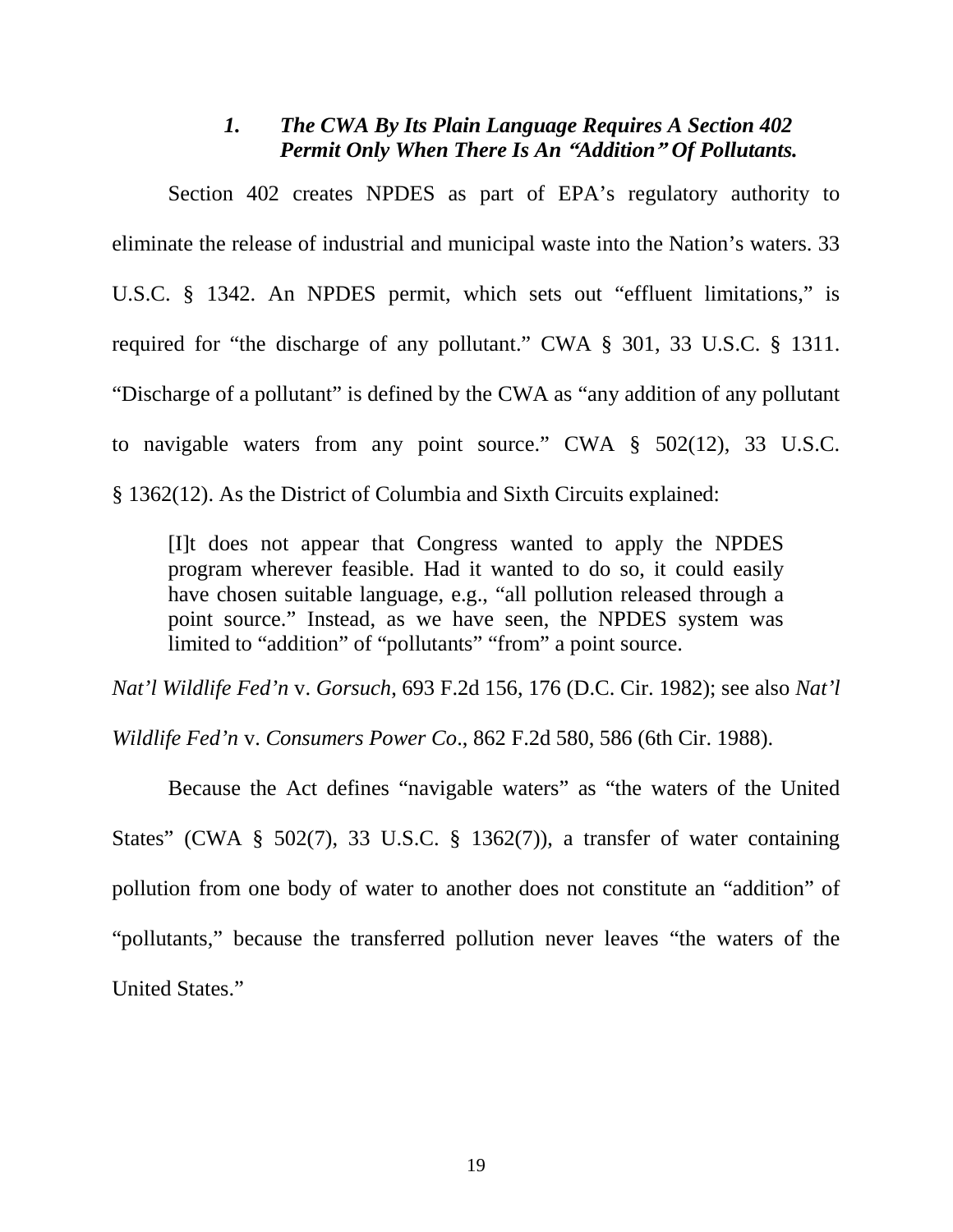#### *1. The CWA By Its Plain Language Requires A Section 402 Permit Only When There Is An "Addition" Of Pollutants.*

Section 402 creates NPDES as part of EPA's regulatory authority to eliminate the release of industrial and municipal waste into the Nation's waters. 33 U.S.C. § 1342. An NPDES permit, which sets out "effluent limitations," is required for "the discharge of any pollutant." CWA § 301, 33 U.S.C. § 1311. "Discharge of a pollutant" is defined by the CWA as "any addition of any pollutant to navigable waters from any point source." CWA § 502(12), 33 U.S.C. § 1362(12). As the District of Columbia and Sixth Circuits explained:

> [I]t does not appear that Congress wanted to apply the NPDES program wherever feasible. Had it wanted to do so, it could easily have chosen suitable language, e.g., "all pollution released through a point source." Instead, as we have seen, the NPDES system was limited to "addition" of "pollutants" "from" a point source.

*Nat'l Wildlife Fed'n* v. *Gorsuch*, 693 F.2d 156, 176 (D.C. Cir. 1982); see also *Nat'l Wildlife Fed'n* v. *Consumers Power Co*., 862 F.2d 580, 586 (6th Cir. 1988).

Because the Act defines "navigable waters" as "the waters of the United States" (CWA § 502(7), 33 U.S.C. § 1362(7)), a transfer of water containing pollution from one body of water to another does not constitute an "addition" of "pollutants," because the transferred pollution never leaves "the waters of the United States."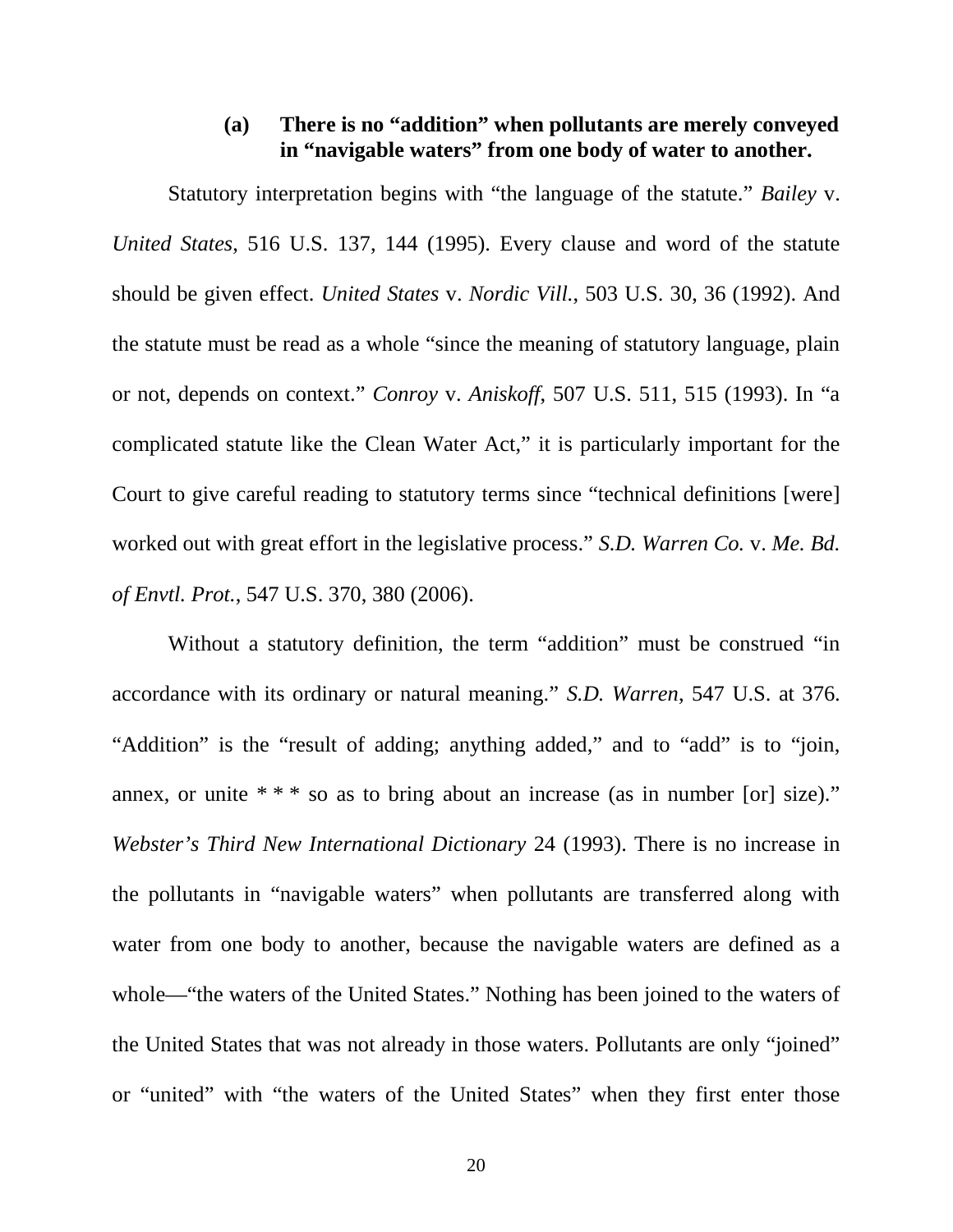#### (a) There is no "addition" when pollutants are merely conveyed in "navigable waters" from one body of water to another.

Statutory interpretation begins with "the language of the statute." *Bailey* v. *United States*, 516 U.S. 137, 144 (1995). Every clause and word of the statute should be given effect. *United States* v. *Nordic Vill.*, 503 U.S. 30, 36 (1992). And the statute must be read as a whole "since the meaning of statutory language, plain or not, depends on context." *Conroy* v. *Aniskoff*, 507 U.S. 511, 515 (1993). In "a complicated statute like the Clean Water Act," it is particularly important for the Court to give careful reading to statutory terms since "technical definitions [were] worked out with great effort in the legislative process." *S.D. Warren Co.* v. *Me. Bd. of Envtl. Prot.*, 547 U.S. 370, 380 (2006).

Without a statutory definition, the term "addition" must be construed "in accordance with its ordinary or natural meaning." *S.D. Warren*, 547 U.S. at 376. "Addition" is the "result of adding; anything added," and to "add" is to "join, annex, or unite * * * so as to bring about an increase (as in number [or] size)." *Webster's Third New International Dictionary* 24 (1993). There is no increase in the pollutants in "navigable waters" when pollutants are transferred along with water from one body to another, because the navigable waters are defined as a whole—"the waters of the United States." Nothing has been joined to the waters of the United States that was not already in those waters. Pollutants are only "joined" or "united" with "the waters of the United States" when they first enter those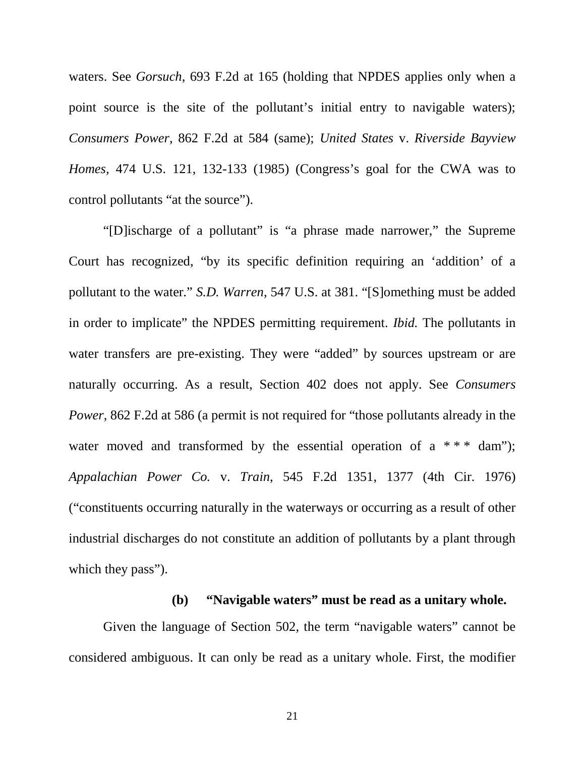waters. See *Gorsuch*, 693 F.2d at 165 (holding that NPDES applies only when a point source is the site of the pollutant's initial entry to navigable waters); *Consumers Power*, 862 F.2d at 584 (same); *United States* v. *Riverside Bayview Homes*, 474 U.S. 121, 132-133 (1985) (Congress's goal for the CWA was to control pollutants "at the source").

"[D]ischarge of a pollutant" is "a phrase made narrower," the Supreme Court has recognized, "by its specific definition requiring an 'addition' of a pollutant to the water." *S.D. Warren*, 547 U.S. at 381. "[S]omething must be added in order to implicate" the NPDES permitting requirement. *Ibid.* The pollutants in water transfers are pre-existing. They were "added" by sources upstream or are naturally occurring. As a result, Section 402 does not apply. See *Consumers Power*, 862 F.2d at 586 (a permit is not required for "those pollutants already in the water moved and transformed by the essential operation of a * * * dam"); *Appalachian Power Co.* v. *Train*, 545 F.2d 1351, 1377 (4th Cir. 1976) ("constituents occurring naturally in the waterways or occurring as a result of other industrial discharges do not constitute an addition of pollutants by a plant through which they pass").

**(b) "Navigable waters" must be read as a unitary whole.**

Given the language of Section 502, the term "navigable waters" cannot be considered ambiguous. It can only be read as a unitary whole. First, the modifier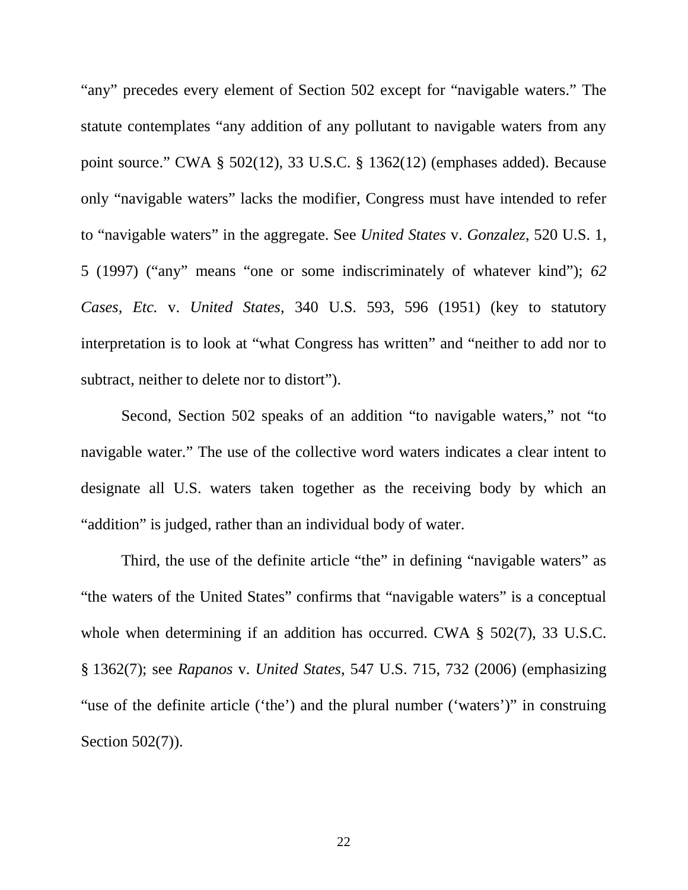"any" precedes every element of Section 502 except for "navigable waters." The statute contemplates "any addition of any pollutant to navigable waters from any point source." CWA § 502(12), 33 U.S.C. § 1362(12) (emphases added). Because only "navigable waters" lacks the modifier, Congress must have intended to refer to "navigable waters" in the aggregate. See *United States* v. *Gonzalez*, 520 U.S. 1, 5 (1997) ("any" means "one or some indiscriminately of whatever kind"); *62 Cases*, *Etc.* v. *United States*, 340 U.S. 593, 596 (1951) (key to statutory interpretation is to look at "what Congress has written" and "neither to add nor to subtract, neither to delete nor to distort").

Second, Section 502 speaks of an addition "to navigable waters," not "to navigable water." The use of the collective word waters indicates a clear intent to designate all U.S. waters taken together as the receiving body by which an "addition" is judged, rather than an individual body of water.

Third, the use of the definite article "the" in defining "navigable waters" as "the waters of the United States" confirms that "navigable waters" is a conceptual whole when determining if an addition has occurred. CWA § 502(7), 33 U.S.C. § 1362(7); see *Rapanos* v. *United States*, 547 U.S. 715, 732 (2006) (emphasizing "use of the definite article ('the') and the plural number ('waters')" in construing Section 502(7)).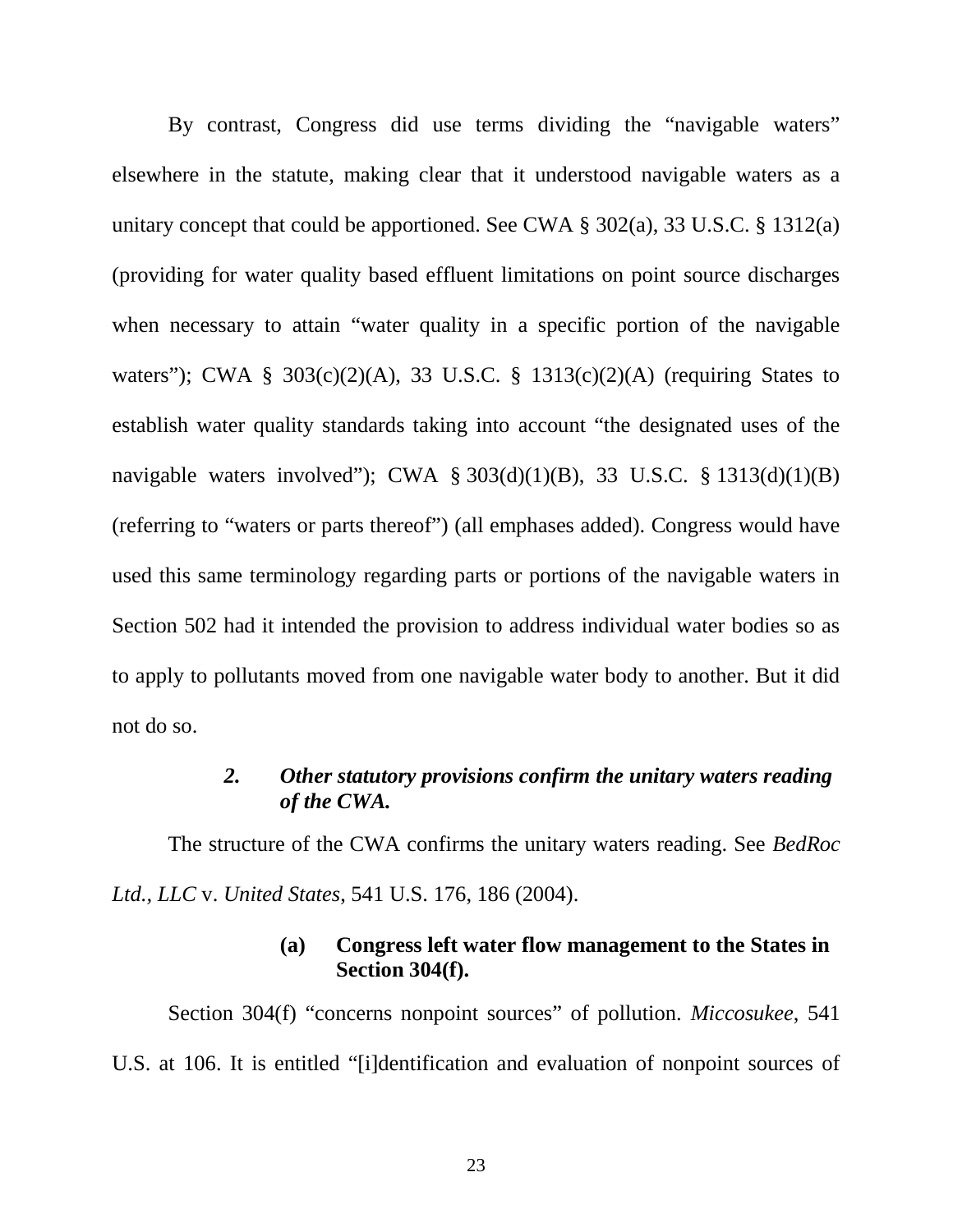By contrast, Congress did use terms dividing the "navigable waters" elsewhere in the statute, making clear that it understood navigable waters as a unitary concept that could be apportioned. See CWA § 302(a), 33 U.S.C. § 1312(a) (providing for water quality based effluent limitations on point source discharges when necessary to attain "water quality in a specific portion of the navigable waters"); CWA § 303(c)(2)(A), 33 U.S.C. § 1313(c)(2)(A) (requiring States to establish water quality standards taking into account "the designated uses of the navigable waters involved"); CWA § 303(d)(1)(B), 33 U.S.C. § 1313(d)(1)(B) (referring to "waters or parts thereof") (all emphases added). Congress would have used this same terminology regarding parts or portions of the navigable waters in Section 502 had it intended the provision to address individual water bodies so as to apply to pollutants moved from one navigable water body to another. But it did not do so.

### *2. Other statutory provisions confirm the unitary waters reading of the CWA.*

The structure of the CWA confirms the unitary waters reading. See *BedRoc Ltd., LLC* v. *United States*, 541 U.S. 176, 186 (2004).

#### (a) Congress left water flow management to the States in Section 304(f).

Section 304(f) "concerns nonpoint sources" of pollution. *Miccosukee*, 541 U.S. at 106. It is entitled "[i]dentification and evaluation of nonpoint sources of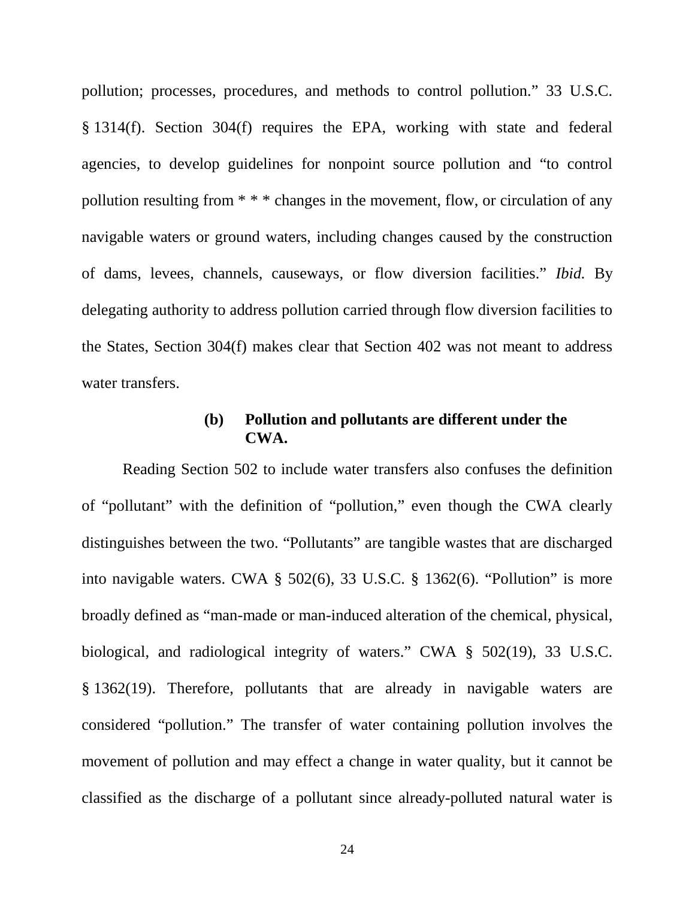pollution; processes, procedures, and methods to control pollution." 33 U.S.C. § 1314(f). Section 304(f) requires the EPA, working with state and federal agencies, to develop guidelines for nonpoint source pollution and "to control pollution resulting from * * * changes in the movement, flow, or circulation of any navigable waters or ground waters, including changes caused by the construction of dams, levees, channels, causeways, or flow diversion facilities." *Ibid.* By delegating authority to address pollution carried through flow diversion facilities to the States, Section 304(f) makes clear that Section 402 was not meant to address water transfers.

**(b) Pollution and pollutants are different under the CWA.**

Reading Section 502 to include water transfers also confuses the definition of "pollutant" with the definition of "pollution," even though the CWA clearly distinguishes between the two. "Pollutants" are tangible wastes that are discharged into navigable waters. CWA § 502(6), 33 U.S.C. § 1362(6). "Pollution" is more broadly defined as "man-made or man-induced alteration of the chemical, physical, biological, and radiological integrity of waters." CWA § 502(19), 33 U.S.C. § 1362(19). Therefore, pollutants that are already in navigable waters are considered "pollution." The transfer of water containing pollution involves the movement of pollution and may effect a change in water quality, but it cannot be classified as the discharge of a pollutant since already-polluted natural water is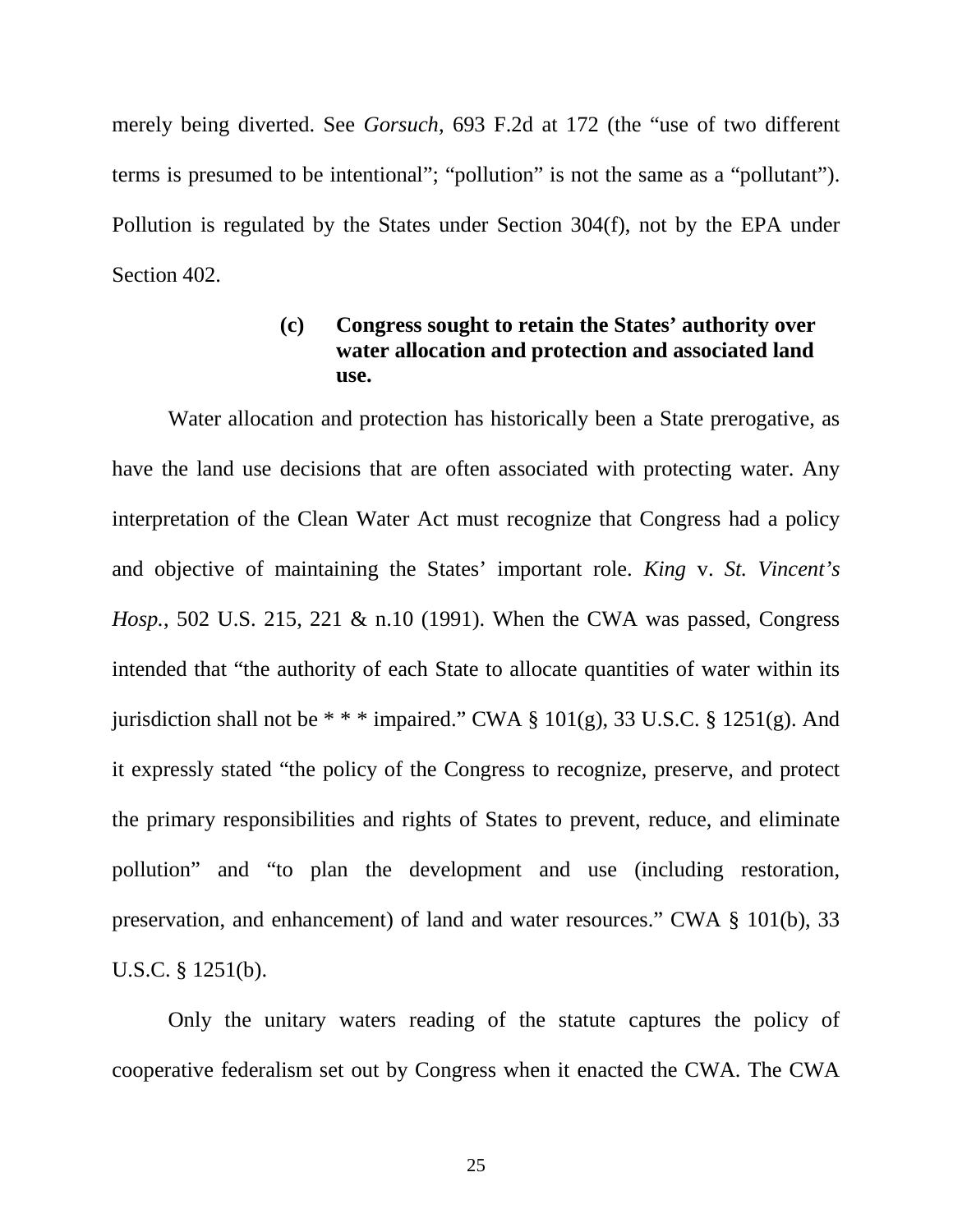merely being diverted. See *Gorsuch*, 693 F.2d at 172 (the "use of two different terms is presumed to be intentional"; "pollution" is not the same as a "pollutant"). Pollution is regulated by the States under Section 304(f), not by the EPA under Section 402.

**(c) Congress sought to retain the States' authority over water allocation and protection and associated land use.**

Water allocation and protection has historically been a State prerogative, as have the land use decisions that are often associated with protecting water. Any interpretation of the Clean Water Act must recognize that Congress had a policy and objective of maintaining the States' important role. *King* v. *St. Vincent's Hosp.*, 502 U.S. 215, 221 & n.10 (1991). When the CWA was passed, Congress intended that "the authority of each State to allocate quantities of water within its jurisdiction shall not be * * * impaired." CWA § 101(g), 33 U.S.C. § 1251(g). And it expressly stated "the policy of the Congress to recognize, preserve, and protect the primary responsibilities and rights of States to prevent, reduce, and eliminate pollution" and "to plan the development and use (including restoration, preservation, and enhancement) of land and water resources." CWA § 101(b), 33 U.S.C. § 1251(b).

Only the unitary waters reading of the statute captures the policy of cooperative federalism set out by Congress when it enacted the CWA. The CWA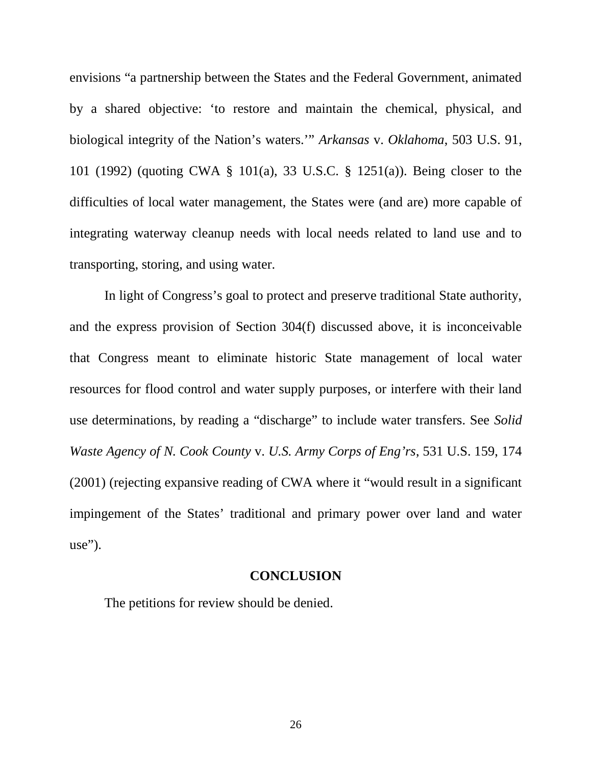envisions "a partnership between the States and the Federal Government, animated by a shared objective: 'to restore and maintain the chemical, physical, and biological integrity of the Nation's waters.'" *Arkansas* v. *Oklahoma*, 503 U.S. 91, 101 (1992) (quoting CWA § 101(a), 33 U.S.C. § 1251(a)). Being closer to the difficulties of local water management, the States were (and are) more capable of integrating waterway cleanup needs with local needs related to land use and to transporting, storing, and using water.

In light of Congress's goal to protect and preserve traditional State authority, and the express provision of Section 304(f) discussed above, it is inconceivable that Congress meant to eliminate historic State management of local water resources for flood control and water supply purposes, or interfere with their land use determinations, by reading a "discharge" to include water transfers. See *Solid Waste Agency of N. Cook County* v. *U.S. Army Corps of Eng'rs*, 531 U.S. 159, 174 (2001) (rejecting expansive reading of CWA where it "would result in a significant impingement of the States' traditional and primary power over land and water use").

## CONCLUSION

The petitions for review should be denied.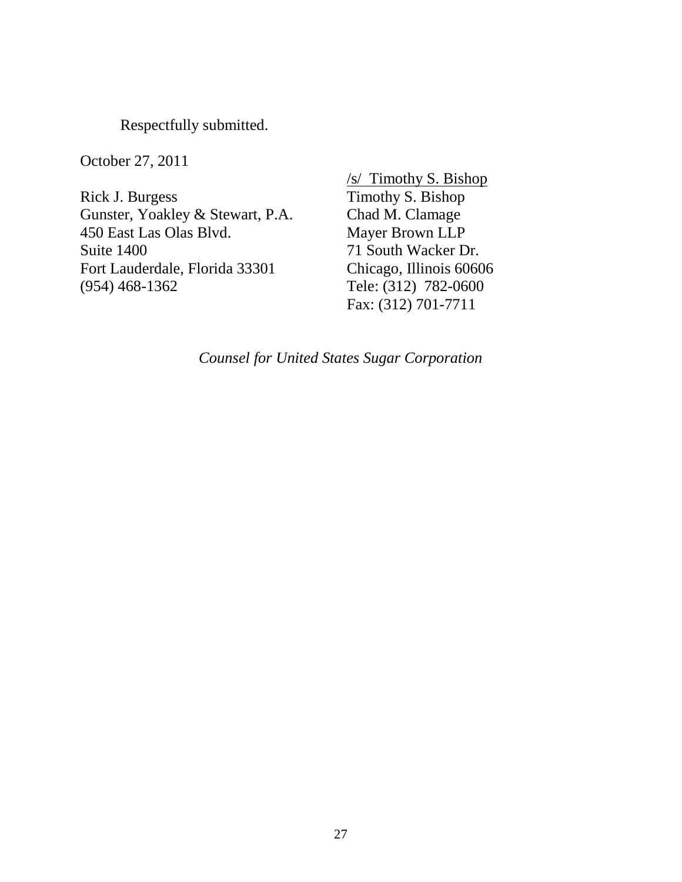Respectfully submitted.

October 27, 2011

Rick J. Burgess
Gunster, Yoakley & Stewart, P.A.
450 East Las Olas Blvd.
Suite 1400
Fort Lauderdale, Florida 33301
(954) 468-1362

/s/ Timothy S. Bishop
Timothy S. Bishop
Chad M. Clamage
Mayer Brown LLP
71 South Wacker Dr.
Chicago, Illinois 60606
Tele: (312) 782-0600
Fax: (312) 701-7711

*Counsel for United States Sugar Corporation*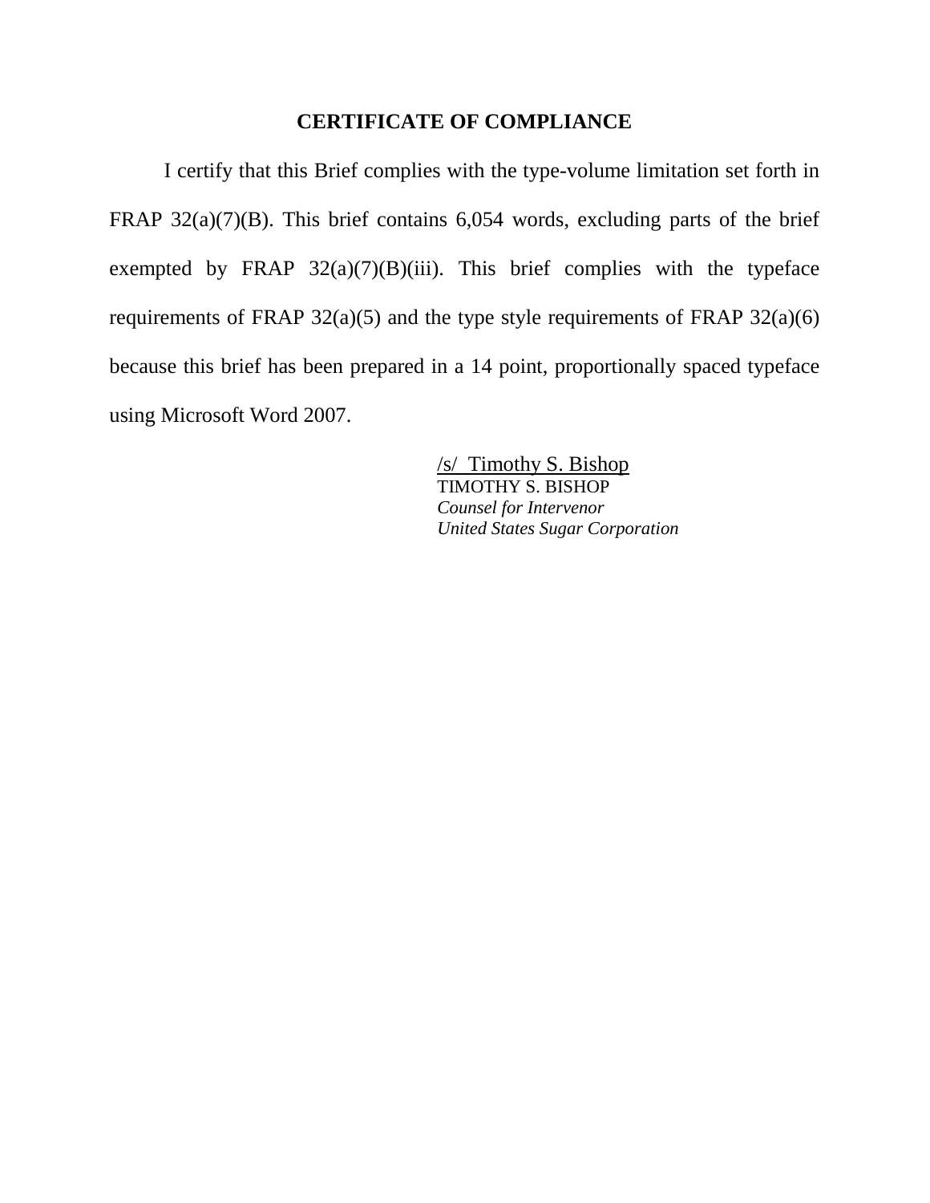## CERTIFICATE OF COMPLIANCE

I certify that this Brief complies with the type-volume limitation set forth in FRAP 32(a)(7)(B). This brief contains 6,054 words, excluding parts of the brief exempted by FRAP 32(a)(7)(B)(iii). This brief complies with the typeface requirements of FRAP 32(a)(5) and the type style requirements of FRAP 32(a)(6) because this brief has been prepared in a 14 point, proportionally spaced typeface using Microsoft Word 2007.

/s/ Timothy S. Bishop
TIMOTHY S. BISHOP
*Counsel for Intervenor*
*United States Sugar Corporation*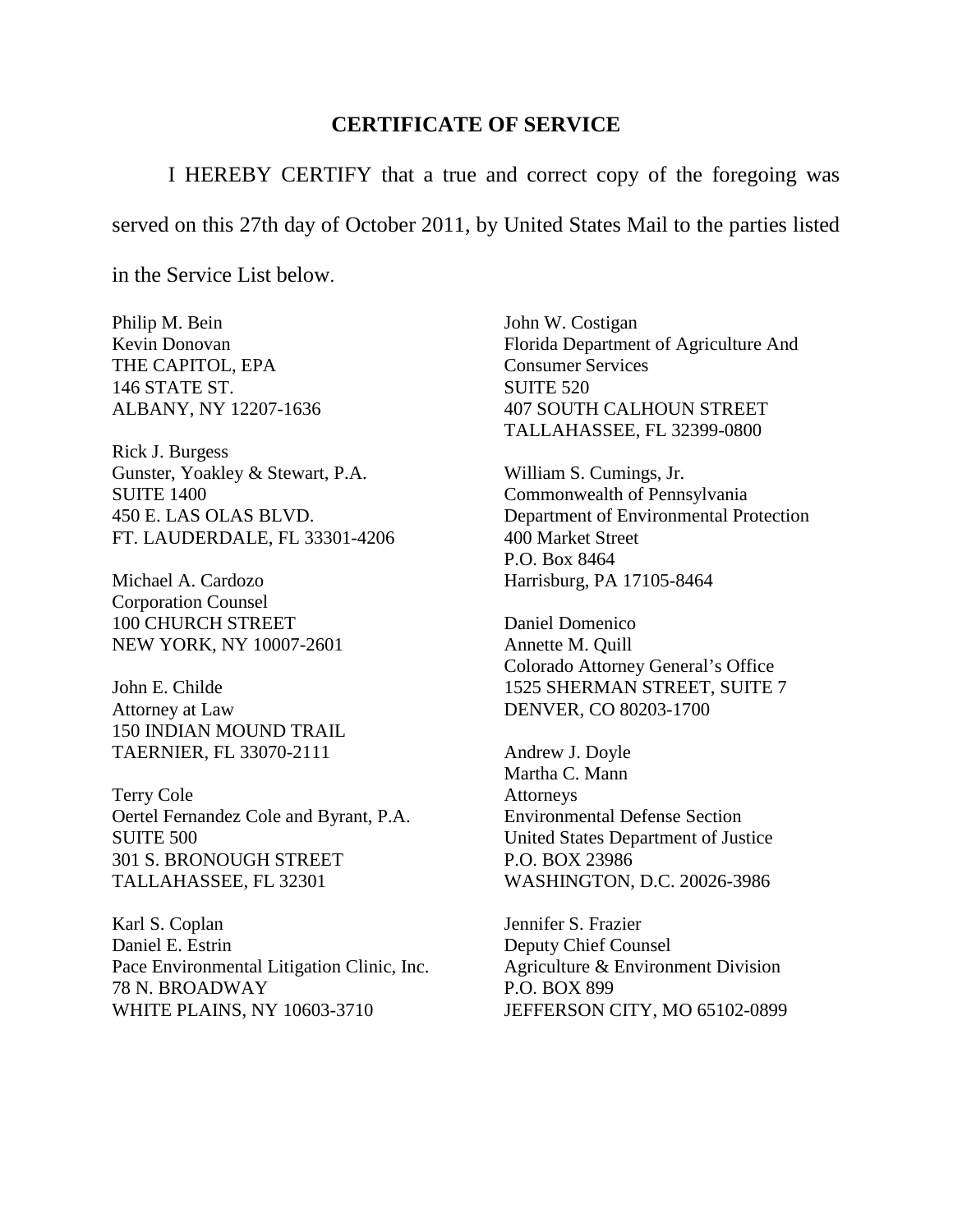## CERTIFICATE OF SERVICE

I HEREBY CERTIFY that a true and correct copy of the foregoing was served on this 27th day of October 2011, by United States Mail to the parties listed in the Service List below.

Philip M. Bein
Kevin Donovan
THE CAPITOL, EPA
146 STATE ST.
ALBANY, NY 12207-1636

Rick J. Burgess
Gunster, Yoakley & Stewart, P.A.
SUITE 1400
450 E. LAS OLAS BLVD.
FT. LAUDERDALE, FL 33301-4206

Michael A. Cardozo
Corporation Counsel
100 CHURCH STREET
NEW YORK, NY 10007-2601

John E. Childe
Attorney at Law
150 INDIAN MOUND TRAIL
TAERNIER, FL 33070-2111

Terry Cole
Oertel Fernandez Cole and Byrant, P.A.
SUITE 500
301 S. BRONOUGH STREET
TALLAHASSEE, FL 32301

Karl S. Coplan
Daniel E. Estrin
Pace Environmental Litigation Clinic, Inc.
78 N. BROADWAY
WHITE PLAINS, NY 10603-3710

John W. Costigan
Florida Department of Agriculture And Consumer Services
SUITE 520
407 SOUTH CALHOUN STREET
TALLAHASSEE, FL 32399-0800

William S. Cumings, Jr.
Commonwealth of Pennsylvania
Department of Environmental Protection
400 Market Street
P.O. Box 8464
Harrisburg, PA 17105-8464

Daniel Domenico
Annette M. Quill
Colorado Attorney General's Office
1525 SHERMAN STREET, SUITE 7
DENVER, CO 80203-1700

Andrew J. Doyle
Martha C. Mann
Attorneys
Environmental Defense Section
United States Department of Justice
P.O. BOX 23986
WASHINGTON, D.C. 20026-3986

Jennifer S. Frazier
Deputy Chief Counsel
Agriculture & Environment Division
P.O. BOX 899
JEFFERSON CITY, MO 65102-0899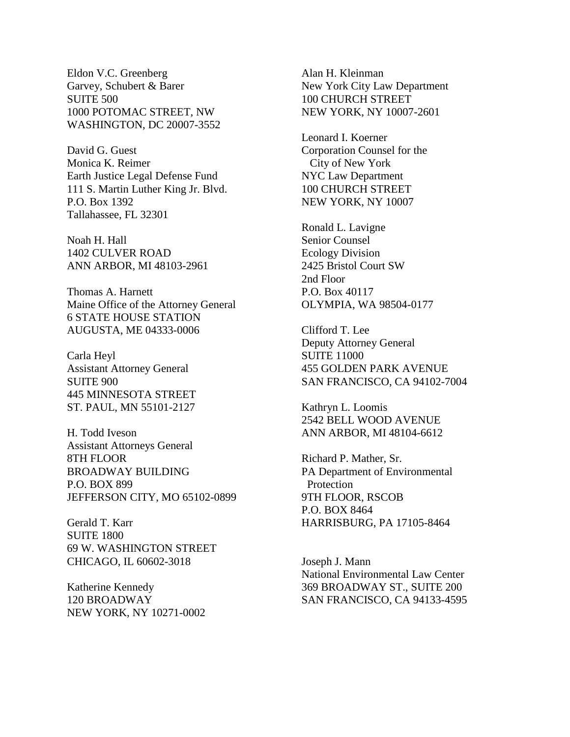Eldon V.C. Greenberg
Garvey, Schubert & Barer
SUITE 500
1000 POTOMAC STREET, NW
WASHINGTON, DC 20007-3552

David G. Guest
Monica K. Reimer
Earth Justice Legal Defense Fund
111 S. Martin Luther King Jr. Blvd.
P.O. Box 1392
Tallahassee, FL 32301

Noah H. Hall
1402 CULVER ROAD
ANN ARBOR, MI 48103-2961

Thomas A. Harnett
Maine Office of the Attorney General
6 STATE HOUSE STATION
AUGUSTA, ME 04333-0006

Carla Heyl
Assistant Attorney General
SUITE 900
445 MINNESOTA STREET
ST. PAUL, MN 55101-2127

H. Todd Iveson
Assistant Attorneys General
8TH FLOOR
BROADWAY BUILDING
P.O. BOX 899
JEFFERSON CITY, MO 65102-0899

Gerald T. Karr
SUITE 1800
69 W. WASHINGTON STREET
CHICAGO, IL 60602-3018

Katherine Kennedy
120 BROADWAY
NEW YORK, NY 10271-0002

Alan H. Kleinman
New York City Law Department
100 CHURCH STREET
NEW YORK, NY 10007-2601

Leonard I. Koerner
Corporation Counsel for the
City of New York
NYC Law Department
100 CHURCH STREET
NEW YORK, NY 10007

Ronald L. Lavigne
Senior Counsel
Ecology Division
2425 Bristol Court SW
2nd Floor
P.O. Box 40117
OLYMPIA, WA 98504-0177

Clifford T. Lee
Deputy Attorney General
SUITE 11000
455 GOLDEN PARK AVENUE
SAN FRANCISCO, CA 94102-7004

Kathryn L. Loomis
2542 BELL WOOD AVENUE
ANN ARBOR, MI 48104-6612

Richard P. Mather, Sr.
PA Department of Environmental
Protection
9TH FLOOR, RSCOB
P.O. BOX 8464
HARRISBURG, PA 17105-8464

Joseph J. Mann
National Environmental Law Center
369 BROADWAY ST., SUITE 200
SAN FRANCISCO, CA 94133-4595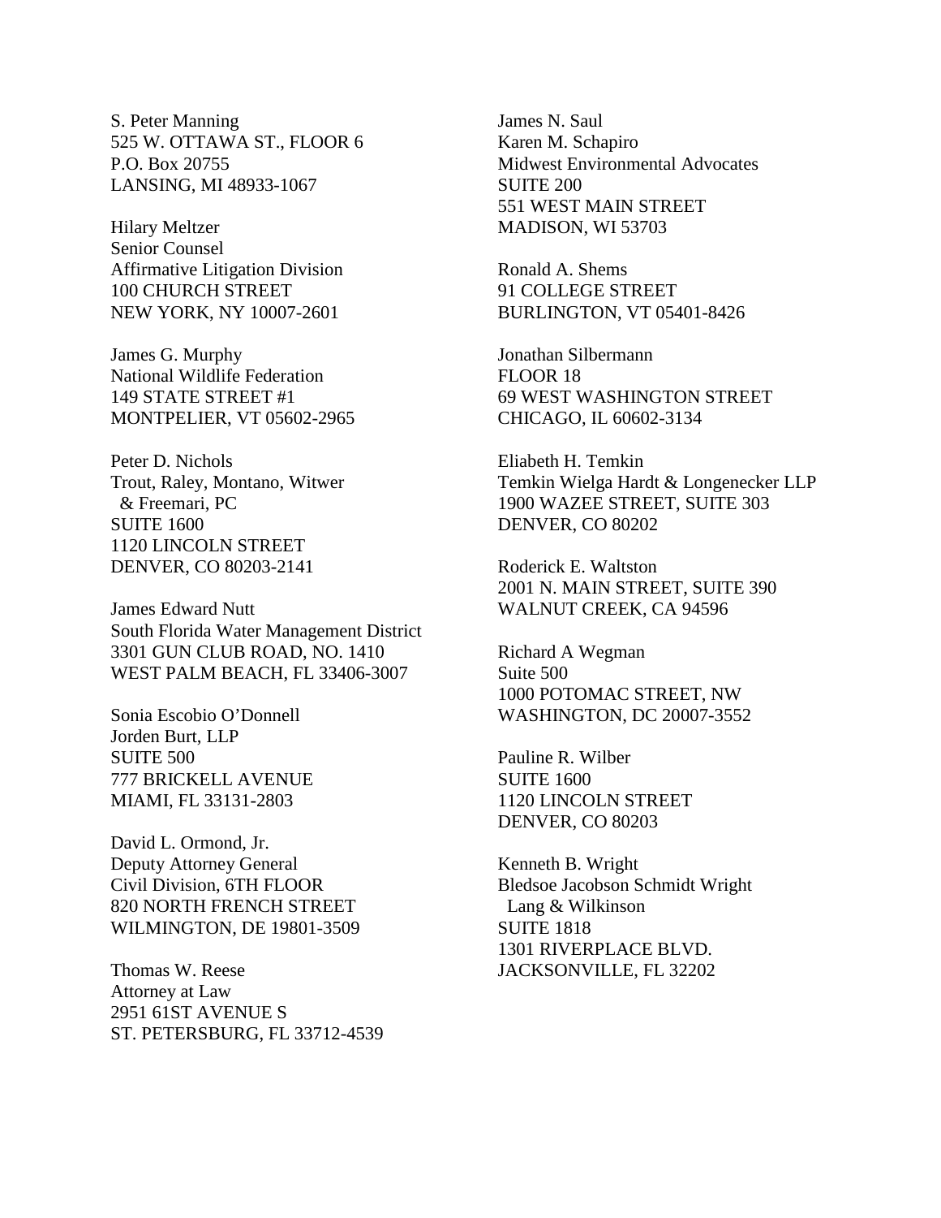S. Peter Manning
525 W. OTTAWA ST., FLOOR 6
P.O. Box 20755
LANSING, MI 48933-1067

Hilary Meltzer
Senior Counsel
Affirmative Litigation Division
100 CHURCH STREET
NEW YORK, NY 10007-2601

James G. Murphy
National Wildlife Federation
149 STATE STREET #1
MONTPELIER, VT 05602-2965

Peter D. Nichols
Trout, Raley, Montano, Witwer
& Freemari, PC
SUITE 1600
1120 LINCOLN STREET
DENVER, CO 80203-2141

James Edward Nutt
South Florida Water Management District
3301 GUN CLUB ROAD, NO. 1410
WEST PALM BEACH, FL 33406-3007

Sonia Escobio O'Donnell
Jorden Burt, LLP
SUITE 500
777 BRICKELL AVENUE
MIAMI, FL 33131-2803

David L. Ormond, Jr.
Deputy Attorney General
Civil Division, 6TH FLOOR
820 NORTH FRENCH STREET
WILMINGTON, DE 19801-3509

Thomas W. Reese
Attorney at Law
2951 61ST AVENUE S
ST. PETERSBURG, FL 33712-4539

James N. Saul
Karen M. Schapiro
Midwest Environmental Advocates
SUITE 200
551 WEST MAIN STREET
MADISON, WI 53703

Ronald A. Shems
91 COLLEGE STREET
BURLINGTON, VT 05401-8426

Jonathan Silbermann
FLOOR 18
69 WEST WASHINGTON STREET
CHICAGO, IL 60602-3134

Eliabeth H. Temkin
Temkin Wielga Hardt & Longenecker LLP
1900 WAZEE STREET, SUITE 303
DENVER, CO 80202

Roderick E. Waltston
2001 N. MAIN STREET, SUITE 390
WALNUT CREEK, CA 94596

Richard A Wegman
Suite 500
1000 POTOMAC STREET, NW
WASHINGTON, DC 20007-3552

Pauline R. Wilber
SUITE 1600
1120 LINCOLN STREET
DENVER, CO 80203

Kenneth B. Wright
Bledsoe Jacobson Schmidt Wright
Lang & Wilkinson
SUITE 1818
1301 RIVERPLACE BLVD.
JACKSONVILLE, FL 32202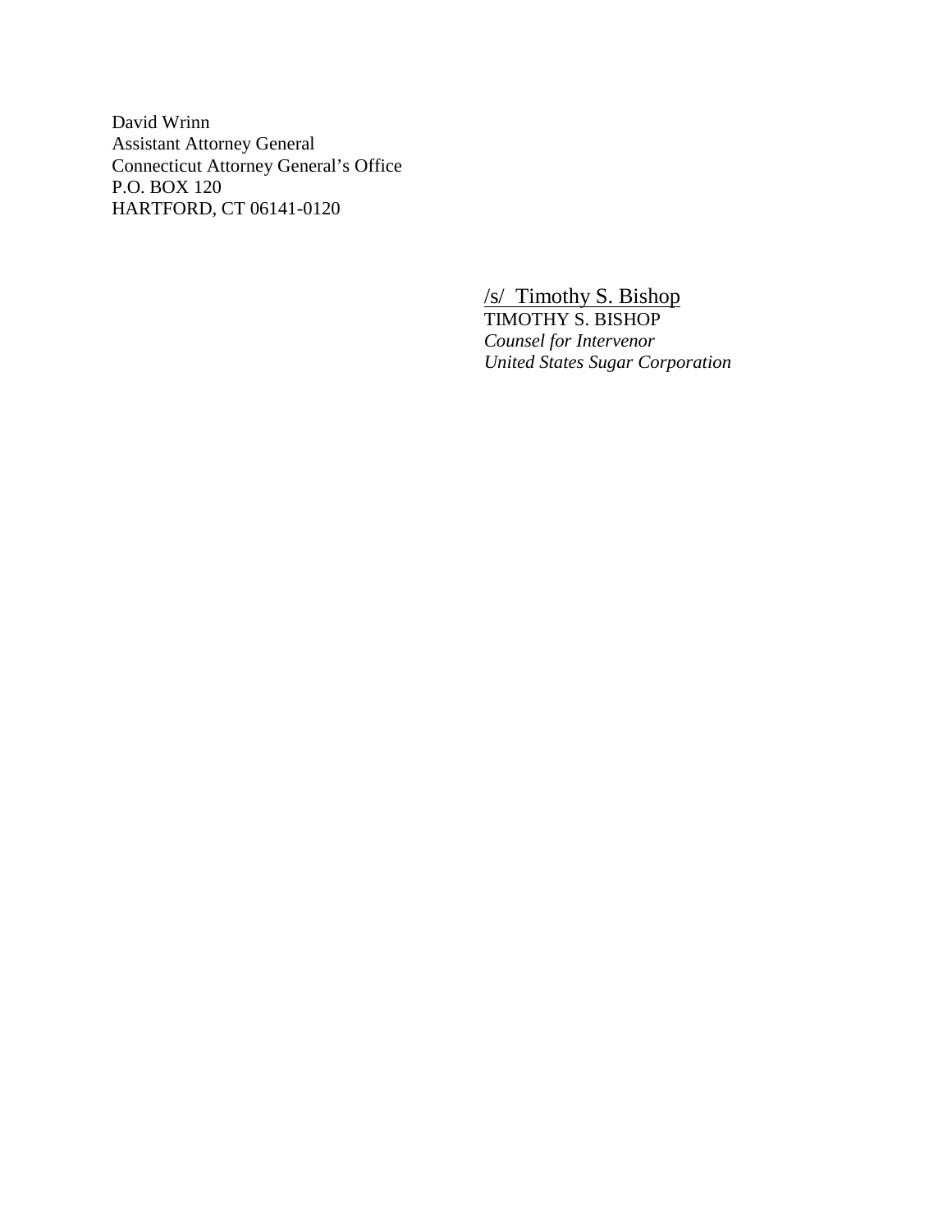David Wrinn
Assistant Attorney General
Connecticut Attorney General's Office
P.O. BOX 120
HARTFORD, CT 06141-0120

/s/ Timothy S. Bishop
TIMOTHY S. BISHOP
*Counsel for Intervenor*
*United States Sugar Corporation*